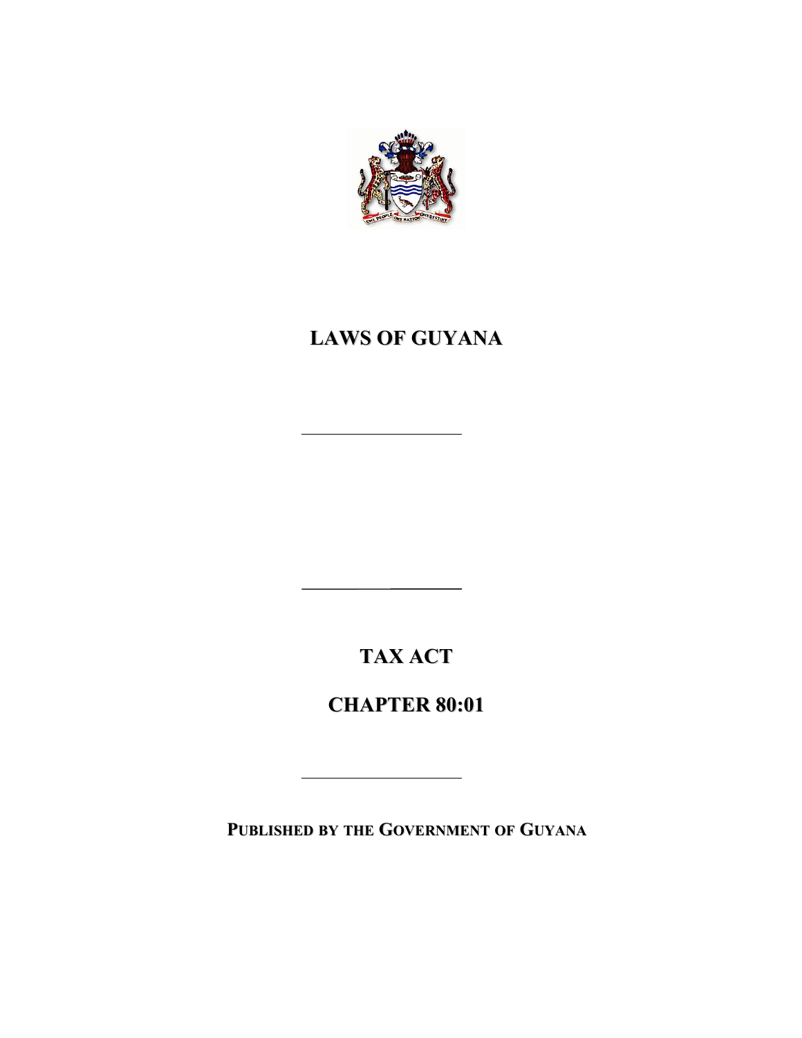# LAWS OF GUYANA

# TAX ACT

## CHAPTER 80:01

**PUBLISHED BY THE GOVERNMENT OF GUYANA**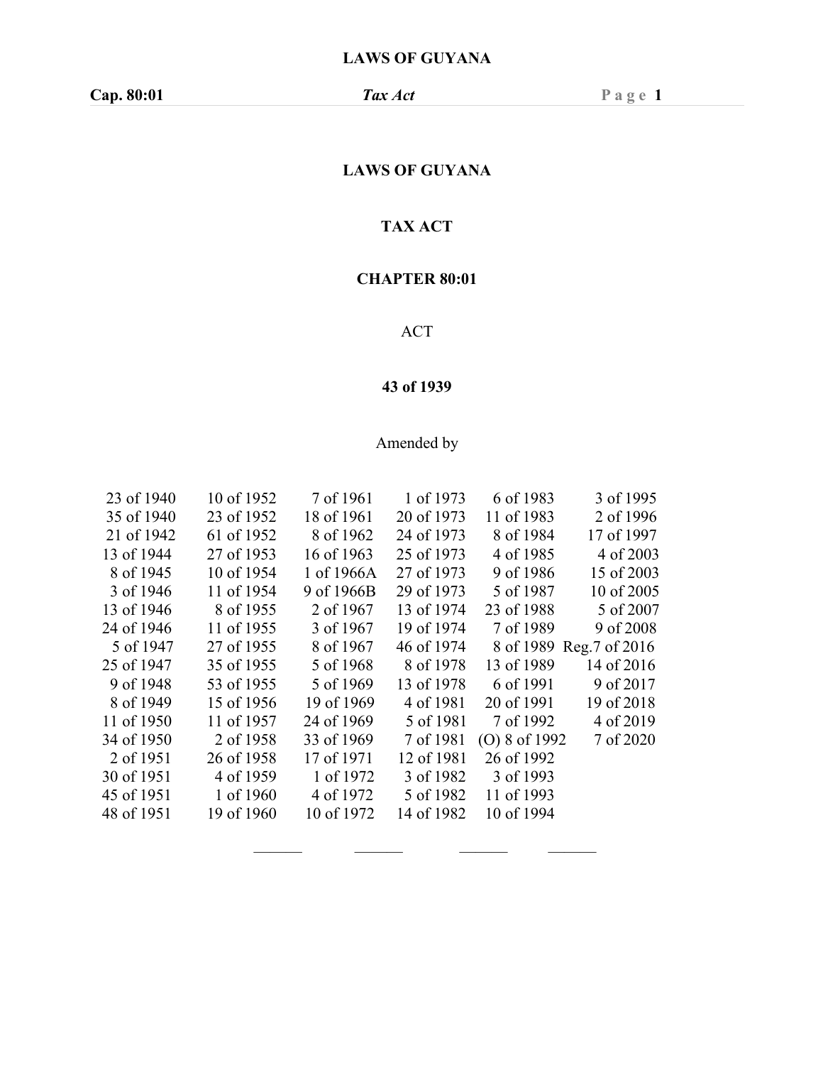# LAWS OF GUYANA

## TAX ACT

## CHAPTER 80:01

ACT

**43 of 1939**

Amended by

| | | | | | |
|---|---|---|---|---|---|
| 23 of 1940 | 10 of 1952 | 7 of 1961 | 1 of 1973 | 6 of 1983 | 3 of 1995 |
| 35 of 1940 | 23 of 1952 | 18 of 1961 | 20 of 1973 | 11 of 1983 | 2 of 1996 |
| 21 of 1942 | 61 of 1952 | 8 of 1962 | 24 of 1973 | 8 of 1984 | 17 of 1997 |
| 13 of 1944 | 27 of 1953 | 16 of 1963 | 25 of 1973 | 4 of 1985 | 4 of 2003 |
| 8 of 1945 | 10 of 1954 | 1 of 1966A | 27 of 1973 | 9 of 1986 | 15 of 2003 |
| 3 of 1946 | 11 of 1954 | 9 of 1966B | 29 of 1973 | 5 of 1987 | 10 of 2005 |
| 13 of 1946 | 8 of 1955 | 2 of 1967 | 13 of 1974 | 23 of 1988 | 5 of 2007 |
| 24 of 1946 | 11 of 1955 | 3 of 1967 | 19 of 1974 | 7 of 1989 | 9 of 2008 |
| 5 of 1947 | 27 of 1955 | 8 of 1967 | 46 of 1974 | 8 of 1989 | Reg.7 of 2016 |
| 25 of 1947 | 35 of 1955 | 5 of 1968 | 8 of 1978 | 13 of 1989 | 14 of 2016 |
| 9 of 1948 | 53 of 1955 | 5 of 1969 | 13 of 1978 | 6 of 1991 | 9 of 2017 |
| 8 of 1949 | 15 of 1956 | 19 of 1969 | 4 of 1981 | 20 of 1991 | 19 of 2018 |
| 11 of 1950 | 11 of 1957 | 24 of 1969 | 5 of 1981 | 7 of 1992 | 4 of 2019 |
| 34 of 1950 | 2 of 1958 | 33 of 1969 | 7 of 1981 | (O) 8 of 1992 | 7 of 2020 |
| 2 of 1951 | 26 of 1958 | 17 of 1971 | 12 of 1981 | 26 of 1992 | |
| 30 of 1951 | 4 of 1959 | 1 of 1972 | 3 of 1982 | 3 of 1993 | |
| 45 of 1951 | 1 of 1960 | 4 of 1972 | 5 of 1982 | 11 of 1993 | |
| 48 of 1951 | 19 of 1960 | 10 of 1972 | 14 of 1982 | 10 of 1994 | |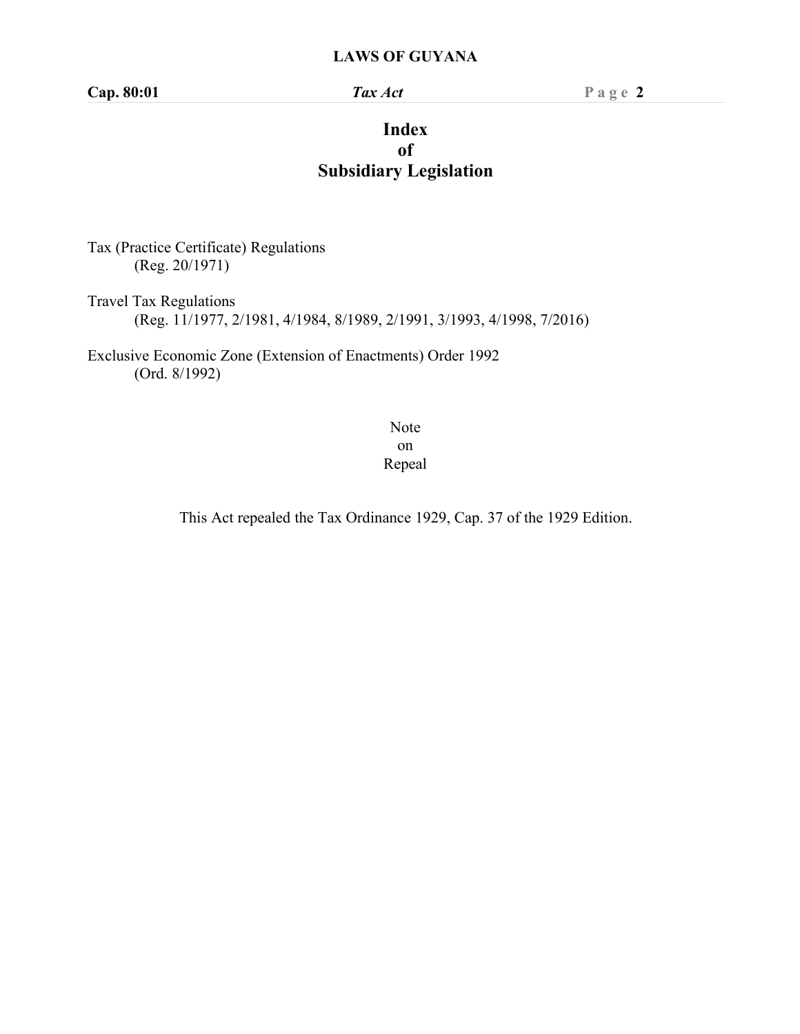# Index of Subsidiary Legislation

Tax (Practice Certificate) Regulations
(Reg. 20/1971)

Travel Tax Regulations
(Reg. 11/1977, 2/1981, 4/1984, 8/1989, 2/1991, 3/1993, 4/1998, 7/2016)

Exclusive Economic Zone (Extension of Enactments) Order 1992
(Ord. 8/1992)

## Note on Repeal

This Act repealed the Tax Ordinance 1929, Cap. 37 of the 1929 Edition.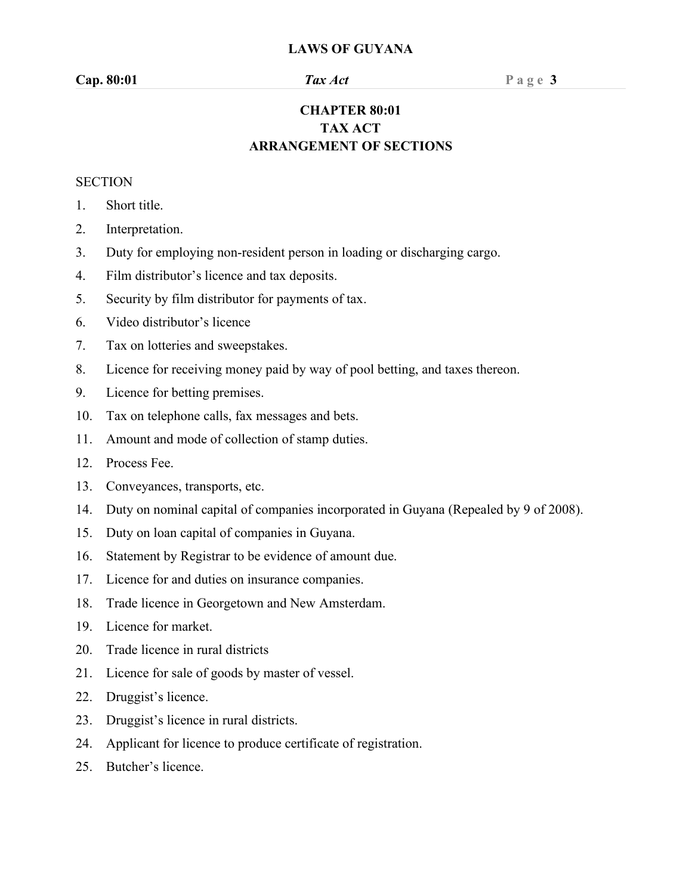# CHAPTER 80:01
# TAX ACT
## ARRANGEMENT OF SECTIONS

SECTION

1. Short title.
2. Interpretation.
3. Duty for employing non-resident person in loading or discharging cargo.
4. Film distributor's licence and tax deposits.
5. Security by film distributor for payments of tax.
6. Video distributor's licence
7. Tax on lotteries and sweepstakes.
8. Licence for receiving money paid by way of pool betting, and taxes thereon.
9. Licence for betting premises.
10. Tax on telephone calls, fax messages and bets.
11. Amount and mode of collection of stamp duties.
12. Process Fee.
13. Conveyances, transports, etc.
14. Duty on nominal capital of companies incorporated in Guyana (Repealed by 9 of 2008).
15. Duty on loan capital of companies in Guyana.
16. Statement by Registrar to be evidence of amount due.
17. Licence for and duties on insurance companies.
18. Trade licence in Georgetown and New Amsterdam.
19. Licence for market.
20. Trade licence in rural districts
21. Licence for sale of goods by master of vessel.
22. Druggist's licence.
23. Druggist's licence in rural districts.
24. Applicant for licence to produce certificate of registration.
25. Butcher's licence.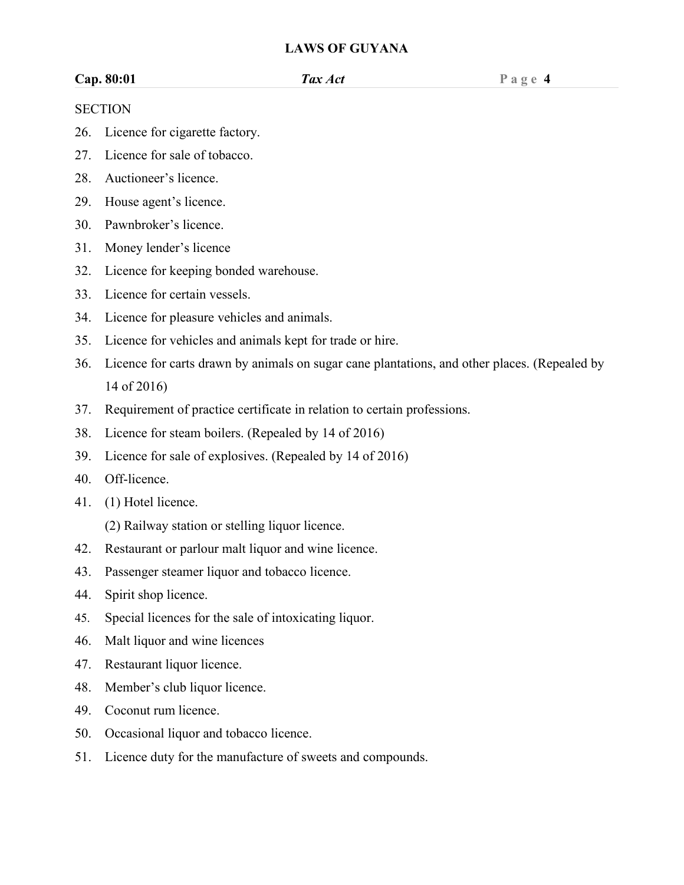SECTION

26. Licence for cigarette factory.
27. Licence for sale of tobacco.
28. Auctioneer's licence.
29. House agent's licence.
30. Pawnbroker's licence.
31. Money lender's licence
32. Licence for keeping bonded warehouse.
33. Licence for certain vessels.
34. Licence for pleasure vehicles and animals.
35. Licence for vehicles and animals kept for trade or hire.
36. Licence for carts drawn by animals on sugar cane plantations, and other places. (Repealed by 14 of 2016)
37. Requirement of practice certificate in relation to certain professions.
38. Licence for steam boilers. (Repealed by 14 of 2016)
39. Licence for sale of explosives. (Repealed by 14 of 2016)
40. Off-licence.
41. (1) Hotel licence.

    (2) Railway station or stelling liquor licence.
42. Restaurant or parlour malt liquor and wine licence.
43. Passenger steamer liquor and tobacco licence.
44. Spirit shop licence.
45. Special licences for the sale of intoxicating liquor.
46. Malt liquor and wine licences
47. Restaurant liquor licence.
48. Member's club liquor licence.
49. Coconut rum licence.
50. Occasional liquor and tobacco licence.
51. Licence duty for the manufacture of sweets and compounds.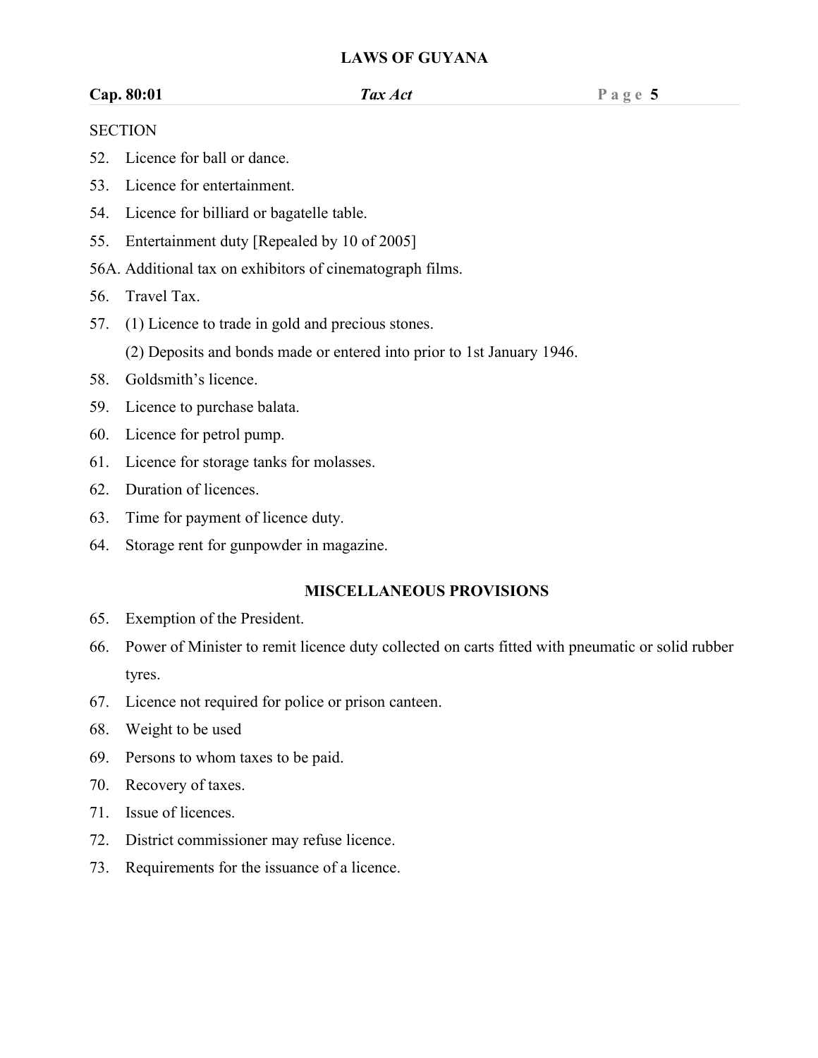SECTION

52. Licence for ball or dance.
53. Licence for entertainment.
54. Licence for billiard or bagatelle table.
55. Entertainment duty [Repealed by 10 of 2005]

56A. Additional tax on exhibitors of cinematograph films.

56. Travel Tax.
57. (1) Licence to trade in gold and precious stones.

    (2) Deposits and bonds made or entered into prior to 1st January 1946.
58. Goldsmith's licence.
59. Licence to purchase balata.
60. Licence for petrol pump.
61. Licence for storage tanks for molasses.
62. Duration of licences.
63. Time for payment of licence duty.
64. Storage rent for gunpowder in magazine.

## MISCELLANEOUS PROVISIONS

65. Exemption of the President.
66. Power of Minister to remit licence duty collected on carts fitted with pneumatic or solid rubber tyres.
67. Licence not required for police or prison canteen.
68. Weight to be used
69. Persons to whom taxes to be paid.
70. Recovery of taxes.
71. Issue of licences.
72. District commissioner may refuse licence.
73. Requirements for the issuance of a licence.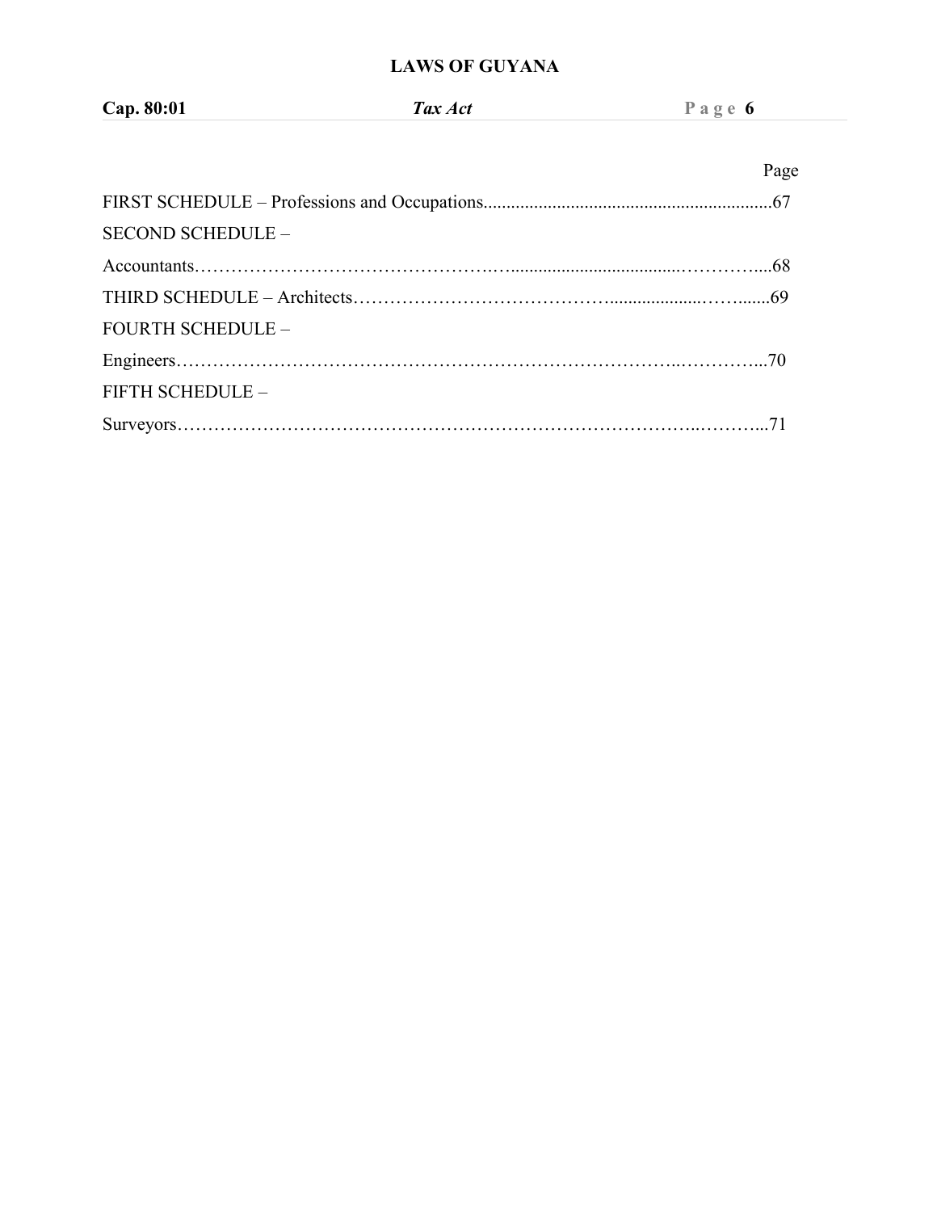Page

FIRST SCHEDULE – Professions and Occupations...............................................................67

SECOND SCHEDULE –

Accountants……………………………………………..……...................................…………....68

THIRD SCHEDULE – Architects…………………………………….....................…….......69

FOURTH SCHEDULE –

Engineers…………………………………………………………………………..…………...70

FIFTH SCHEDULE –

Surveyors…………………………………………………………………………..………...71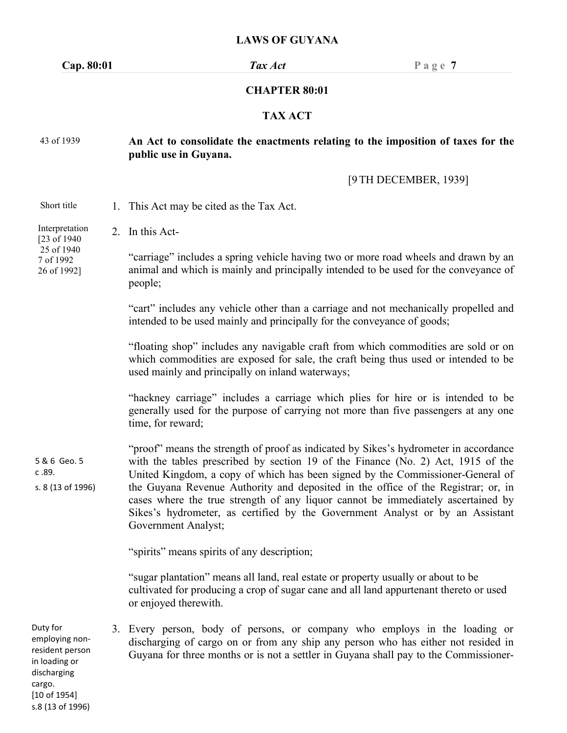## CHAPTER 80:01

## TAX ACT

43 of 1939

**An Act to consolidate the enactments relating to the imposition of taxes for the public use in Guyana.**

[9 TH DECEMBER, 1939]

Short title

1. This Act may be cited as the Tax Act.

Interpretation [23 of 1940 25 of 1940 7 of 1992 26 of 1992]

2. In this Act-

"carriage" includes a spring vehicle having two or more road wheels and drawn by an animal and which is mainly and principally intended to be used for the conveyance of people;

"cart" includes any vehicle other than a carriage and not mechanically propelled and intended to be used mainly and principally for the conveyance of goods;

"floating shop" includes any navigable craft from which commodities are sold or on which commodities are exposed for sale, the craft being thus used or intended to be used mainly and principally on inland waterways;

"hackney carriage" includes a carriage which plies for hire or is intended to be generally used for the purpose of carrying not more than five passengers at any one time, for reward;

5 & 6 Geo. 5 c .89.

s. 8 (13 of 1996)

"proof" means the strength of proof as indicated by Sikes's hydrometer in accordance with the tables prescribed by section 19 of the Finance (No. 2) Act, 1915 of the United Kingdom, a copy of which has been signed by the Commissioner-General of the Guyana Revenue Authority and deposited in the office of the Registrar; or, in cases where the true strength of any liquor cannot be immediately ascertained by Sikes's hydrometer, as certified by the Government Analyst or by an Assistant Government Analyst;

"spirits" means spirits of any description;

"sugar plantation" means all land, real estate or property usually or about to be cultivated for producing a crop of sugar cane and all land appurtenant thereto or used or enjoyed therewith.

Duty for employing non-resident person in loading or discharging cargo. [10 of 1954] s.8 (13 of 1996)

3. Every person, body of persons, or company who employs in the loading or discharging of cargo on or from any ship any person who has either not resided in Guyana for three months or is not a settler in Guyana shall pay to the Commissioner-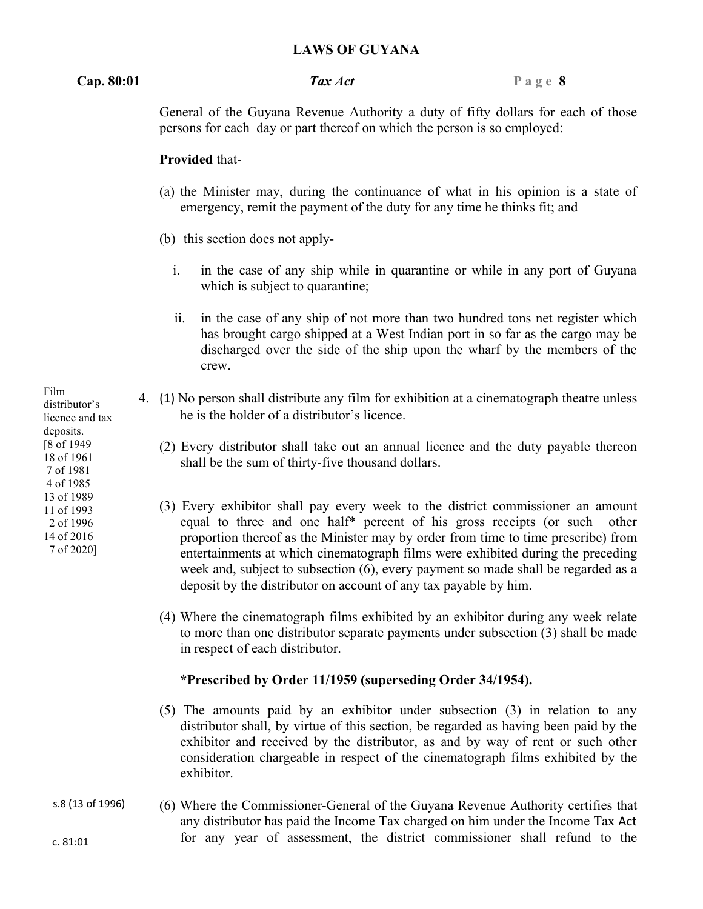General of the Guyana Revenue Authority a duty of fifty dollars for each of those persons for each day or part thereof on which the person is so employed:

**Provided** that-

(a) the Minister may, during the continuance of what in his opinion is a state of emergency, remit the payment of the duty for any time he thinks fit; and

(b) this section does not apply-

i. in the case of any ship while in quarantine or while in any port of Guyana which is subject to quarantine;

ii. in the case of any ship of not more than two hundred tons net register which has brought cargo shipped at a West Indian port in so far as the cargo may be discharged over the side of the ship upon the wharf by the members of the crew.

Film distributor's licence and tax deposits.
[8 of 1949
18 of 1961
7 of 1981
4 of 1985
13 of 1989
11 of 1993
2 of 1996
14 of 2016
7 of 2020]

4. (1) No person shall distribute any film for exhibition at a cinematograph theatre unless he is the holder of a distributor's licence.

(2) Every distributor shall take out an annual licence and the duty payable thereon shall be the sum of thirty-five thousand dollars.

(3) Every exhibitor shall pay every week to the district commissioner an amount equal to three and one half* percent of his gross receipts (or such other proportion thereof as the Minister may by order from time to time prescribe) from entertainments at which cinematograph films were exhibited during the preceding week and, subject to subsection (6), every payment so made shall be regarded as a deposit by the distributor on account of any tax payable by him.

(4) Where the cinematograph films exhibited by an exhibitor during any week relate to more than one distributor separate payments under subsection (3) shall be made in respect of each distributor.

***Prescribed by Order 11/1959 (superseding Order 34/1954).**

(5) The amounts paid by an exhibitor under subsection (3) in relation to any distributor shall, by virtue of this section, be regarded as having been paid by the exhibitor and received by the distributor, as and by way of rent or such other consideration chargeable in respect of the cinematograph films exhibited by the exhibitor.

s.8 (13 of 1996)

c. 81:01

(6) Where the Commissioner-General of the Guyana Revenue Authority certifies that any distributor has paid the Income Tax charged on him under the Income Tax Act for any year of assessment, the district commissioner shall refund to the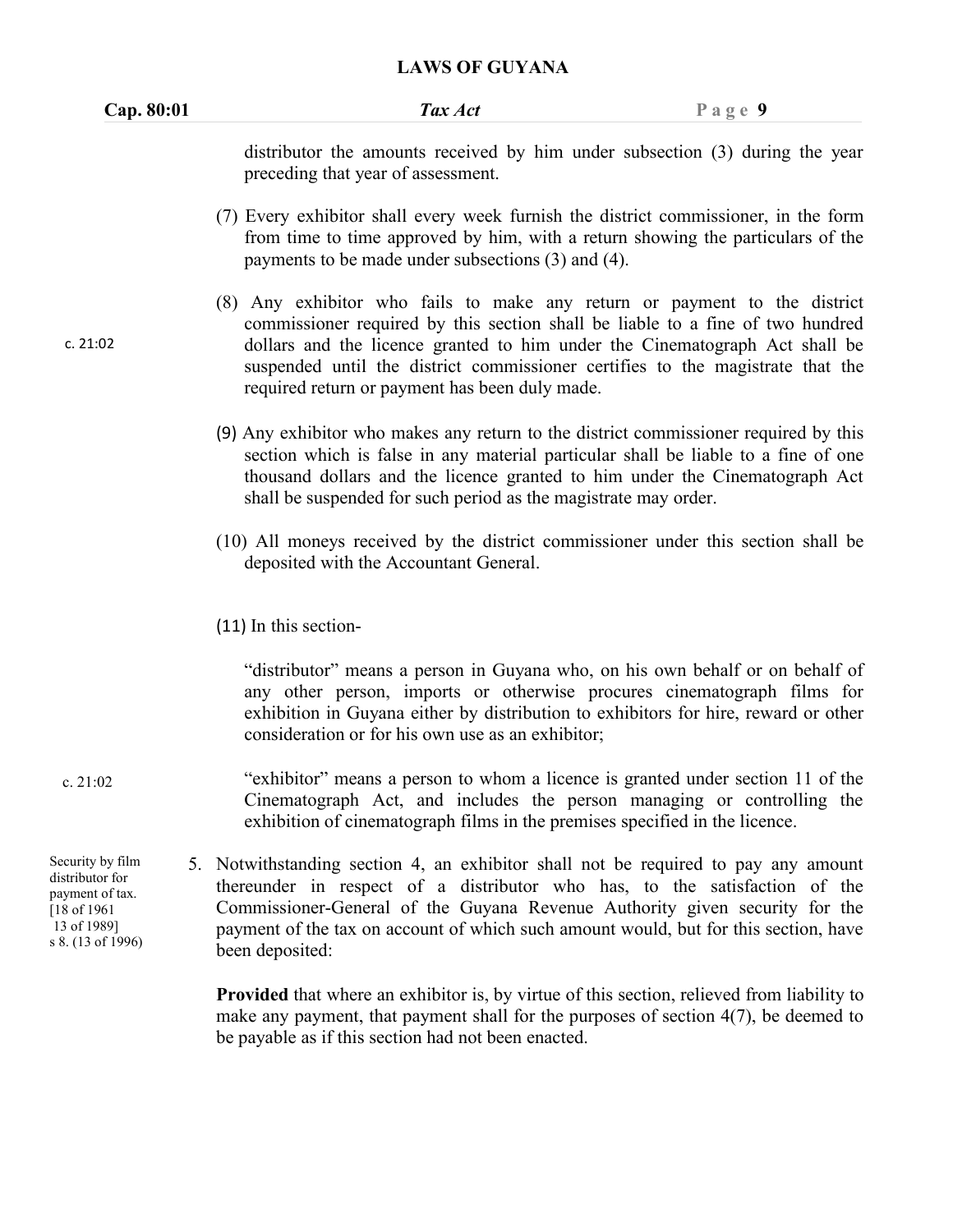distributor the amounts received by him under subsection (3) during the year preceding that year of assessment.

(7) Every exhibitor shall every week furnish the district commissioner, in the form from time to time approved by him, with a return showing the particulars of the payments to be made under subsections (3) and (4).

c. 21:02

(8) Any exhibitor who fails to make any return or payment to the district commissioner required by this section shall be liable to a fine of two hundred dollars and the licence granted to him under the Cinematograph Act shall be suspended until the district commissioner certifies to the magistrate that the required return or payment has been duly made.

(9) Any exhibitor who makes any return to the district commissioner required by this section which is false in any material particular shall be liable to a fine of one thousand dollars and the licence granted to him under the Cinematograph Act shall be suspended for such period as the magistrate may order.

(10) All moneys received by the district commissioner under this section shall be deposited with the Accountant General.

(11) In this section-

"distributor" means a person in Guyana who, on his own behalf or on behalf of any other person, imports or otherwise procures cinematograph films for exhibition in Guyana either by distribution to exhibitors for hire, reward or other consideration or for his own use as an exhibitor;

c. 21:02

"exhibitor" means a person to whom a licence is granted under section 11 of the Cinematograph Act, and includes the person managing or controlling the exhibition of cinematograph films in the premises specified in the licence.

Security by film distributor for payment of tax. [18 of 1961 13 of 1989] s 8. (13 of 1996)

5. Notwithstanding section 4, an exhibitor shall not be required to pay any amount thereunder in respect of a distributor who has, to the satisfaction of the Commissioner-General of the Guyana Revenue Authority given security for the payment of the tax on account of which such amount would, but for this section, have been deposited:

**Provided** that where an exhibitor is, by virtue of this section, relieved from liability to make any payment, that payment shall for the purposes of section 4(7), be deemed to be payable as if this section had not been enacted.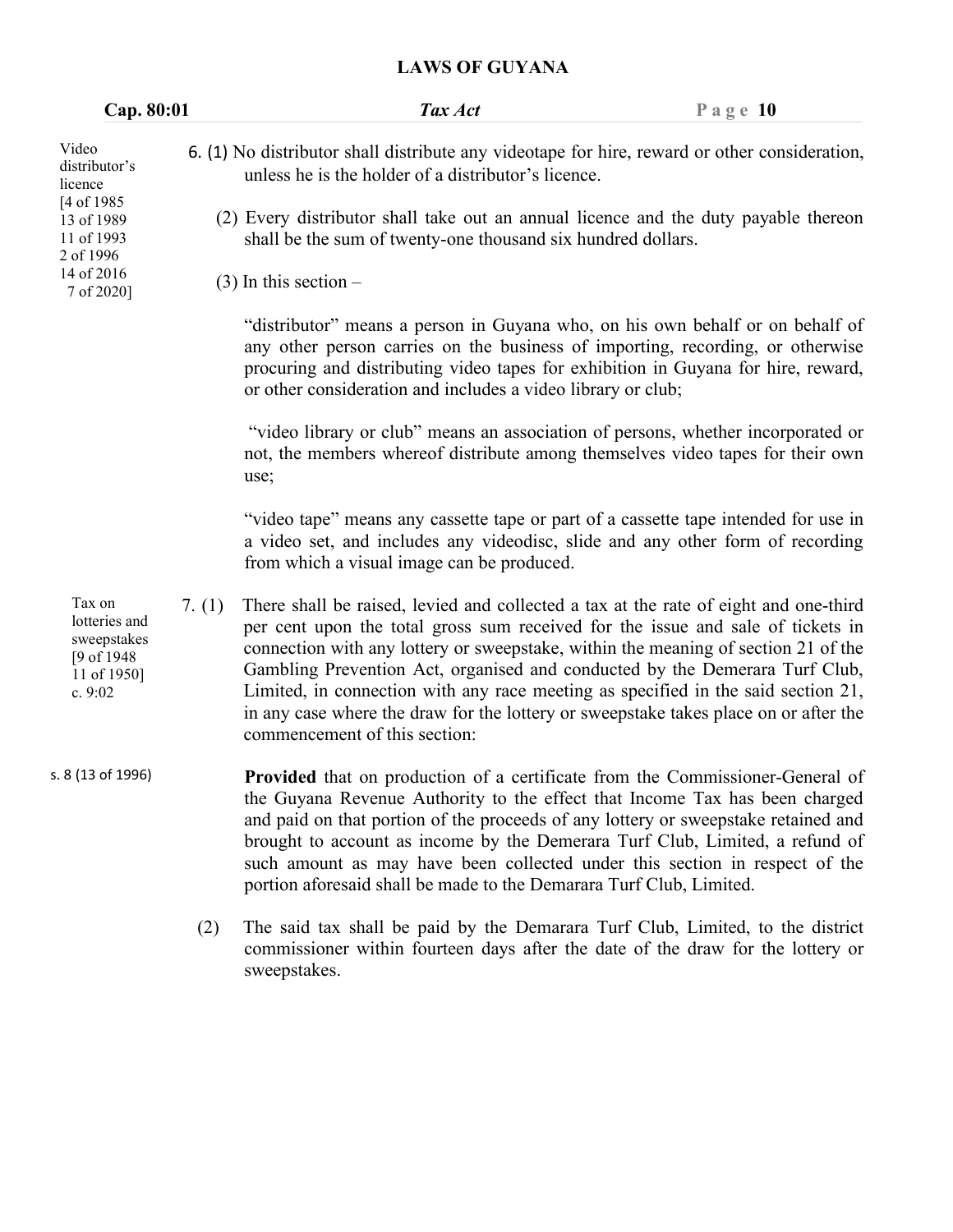Video distributor's licence [4 of 1985 13 of 1989 11 of 1993 2 of 1996 14 of 2016 7 of 2020]

6. (1) No distributor shall distribute any videotape for hire, reward or other consideration, unless he is the holder of a distributor's licence.

(2) Every distributor shall take out an annual licence and the duty payable thereon shall be the sum of twenty-one thousand six hundred dollars.

(3) In this section –

"distributor" means a person in Guyana who, on his own behalf or on behalf of any other person carries on the business of importing, recording, or otherwise procuring and distributing video tapes for exhibition in Guyana for hire, reward, or other consideration and includes a video library or club;

"video library or club" means an association of persons, whether incorporated or not, the members whereof distribute among themselves video tapes for their own use;

"video tape" means any cassette tape or part of a cassette tape intended for use in a video set, and includes any videodisc, slide and any other form of recording from which a visual image can be produced.

Tax on lotteries and sweepstakes [9 of 1948 11 of 1950] c. 9:02

7. (1) There shall be raised, levied and collected a tax at the rate of eight and one-third per cent upon the total gross sum received for the issue and sale of tickets in connection with any lottery or sweepstake, within the meaning of section 21 of the Gambling Prevention Act, organised and conducted by the Demerara Turf Club, Limited, in connection with any race meeting as specified in the said section 21, in any case where the draw for the lottery or sweepstake takes place on or after the commencement of this section:

s. 8 (13 of 1996)

**Provided** that on production of a certificate from the Commissioner-General of the Guyana Revenue Authority to the effect that Income Tax has been charged and paid on that portion of the proceeds of any lottery or sweepstake retained and brought to account as income by the Demerara Turf Club, Limited, a refund of such amount as may have been collected under this section in respect of the portion aforesaid shall be made to the Demarara Turf Club, Limited.

(2) The said tax shall be paid by the Demarara Turf Club, Limited, to the district commissioner within fourteen days after the date of the draw for the lottery or sweepstakes.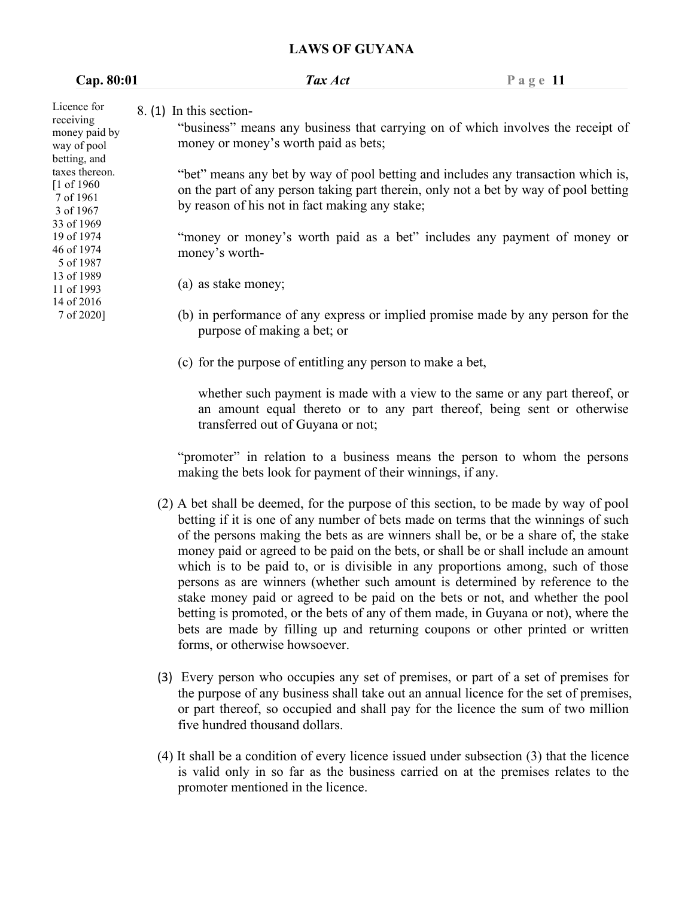Licence for receiving money paid by way of pool betting, and taxes thereon.
[1 of 1960
7 of 1961
3 of 1967
33 of 1969
19 of 1974
46 of 1974
5 of 1987
13 of 1989
11 of 1993
14 of 2016
7 of 2020]

8. (1) In this section-

"business" means any business that carrying on of which involves the receipt of money or money's worth paid as bets;

"bet" means any bet by way of pool betting and includes any transaction which is, on the part of any person taking part therein, only not a bet by way of pool betting by reason of his not in fact making any stake;

"money or money's worth paid as a bet" includes any payment of money or money's worth-

(a) as stake money;

(b) in performance of any express or implied promise made by any person for the purpose of making a bet; or

(c) for the purpose of entitling any person to make a bet,

whether such payment is made with a view to the same or any part thereof, or an amount equal thereto or to any part thereof, being sent or otherwise transferred out of Guyana or not;

"promoter" in relation to a business means the person to whom the persons making the bets look for payment of their winnings, if any.

(2) A bet shall be deemed, for the purpose of this section, to be made by way of pool betting if it is one of any number of bets made on terms that the winnings of such of the persons making the bets as are winners shall be, or be a share of, the stake money paid or agreed to be paid on the bets, or shall be or shall include an amount which is to be paid to, or is divisible in any proportions among, such of those persons as are winners (whether such amount is determined by reference to the stake money paid or agreed to be paid on the bets or not, and whether the pool betting is promoted, or the bets of any of them made, in Guyana or not), where the bets are made by filling up and returning coupons or other printed or written forms, or otherwise howsoever.

(3) Every person who occupies any set of premises, or part of a set of premises for the purpose of any business shall take out an annual licence for the set of premises, or part thereof, so occupied and shall pay for the licence the sum of two million five hundred thousand dollars.

(4) It shall be a condition of every licence issued under subsection (3) that the licence is valid only in so far as the business carried on at the premises relates to the promoter mentioned in the licence.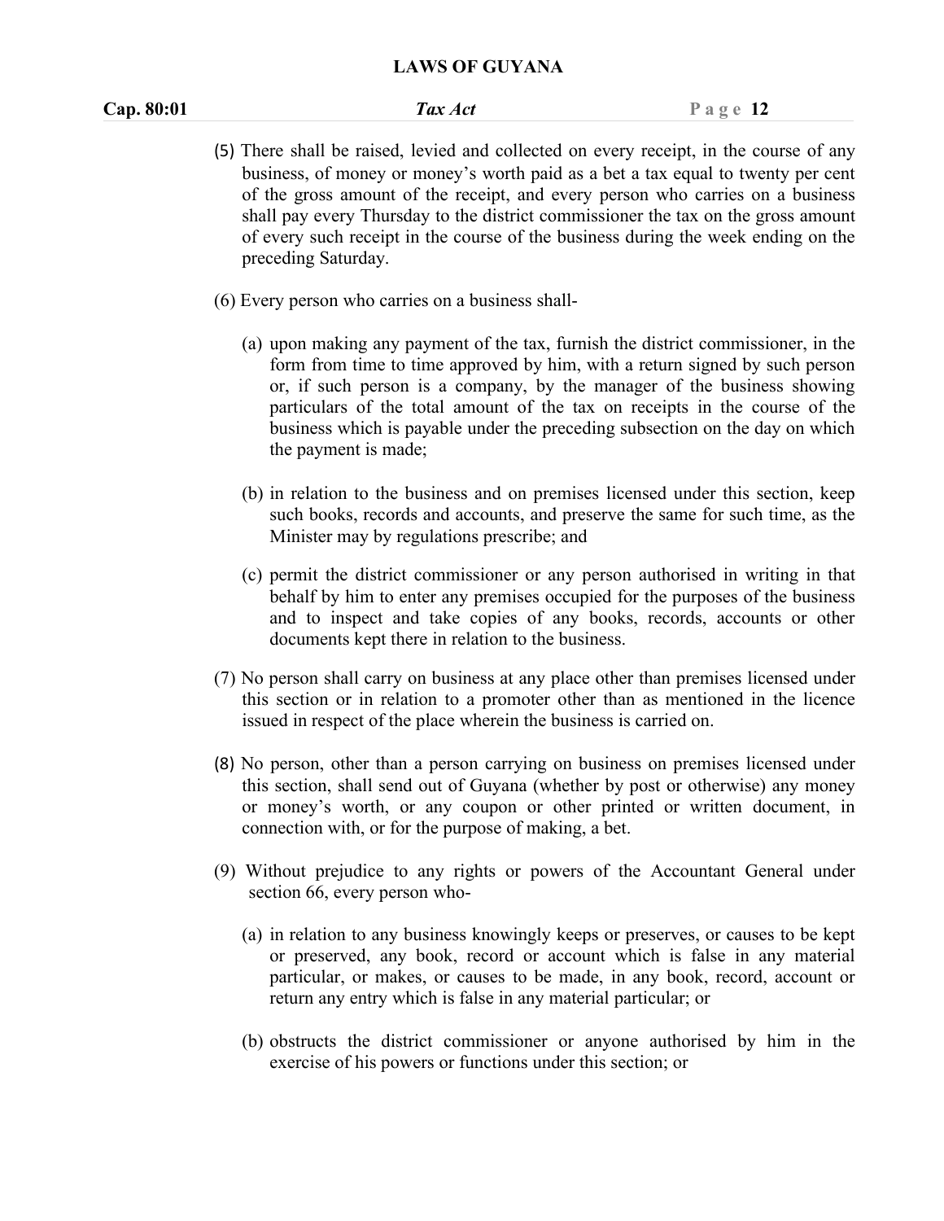(5) There shall be raised, levied and collected on every receipt, in the course of any business, of money or money's worth paid as a bet a tax equal to twenty per cent of the gross amount of the receipt, and every person who carries on a business shall pay every Thursday to the district commissioner the tax on the gross amount of every such receipt in the course of the business during the week ending on the preceding Saturday.

(6) Every person who carries on a business shall-

(a) upon making any payment of the tax, furnish the district commissioner, in the form from time to time approved by him, with a return signed by such person or, if such person is a company, by the manager of the business showing particulars of the total amount of the tax on receipts in the course of the business which is payable under the preceding subsection on the day on which the payment is made;

(b) in relation to the business and on premises licensed under this section, keep such books, records and accounts, and preserve the same for such time, as the Minister may by regulations prescribe; and

(c) permit the district commissioner or any person authorised in writing in that behalf by him to enter any premises occupied for the purposes of the business and to inspect and take copies of any books, records, accounts or other documents kept there in relation to the business.

(7) No person shall carry on business at any place other than premises licensed under this section or in relation to a promoter other than as mentioned in the licence issued in respect of the place wherein the business is carried on.

(8) No person, other than a person carrying on business on premises licensed under this section, shall send out of Guyana (whether by post or otherwise) any money or money's worth, or any coupon or other printed or written document, in connection with, or for the purpose of making, a bet.

(9) Without prejudice to any rights or powers of the Accountant General under section 66, every person who-

(a) in relation to any business knowingly keeps or preserves, or causes to be kept or preserved, any book, record or account which is false in any material particular, or makes, or causes to be made, in any book, record, account or return any entry which is false in any material particular; or

(b) obstructs the district commissioner or anyone authorised by him in the exercise of his powers or functions under this section; or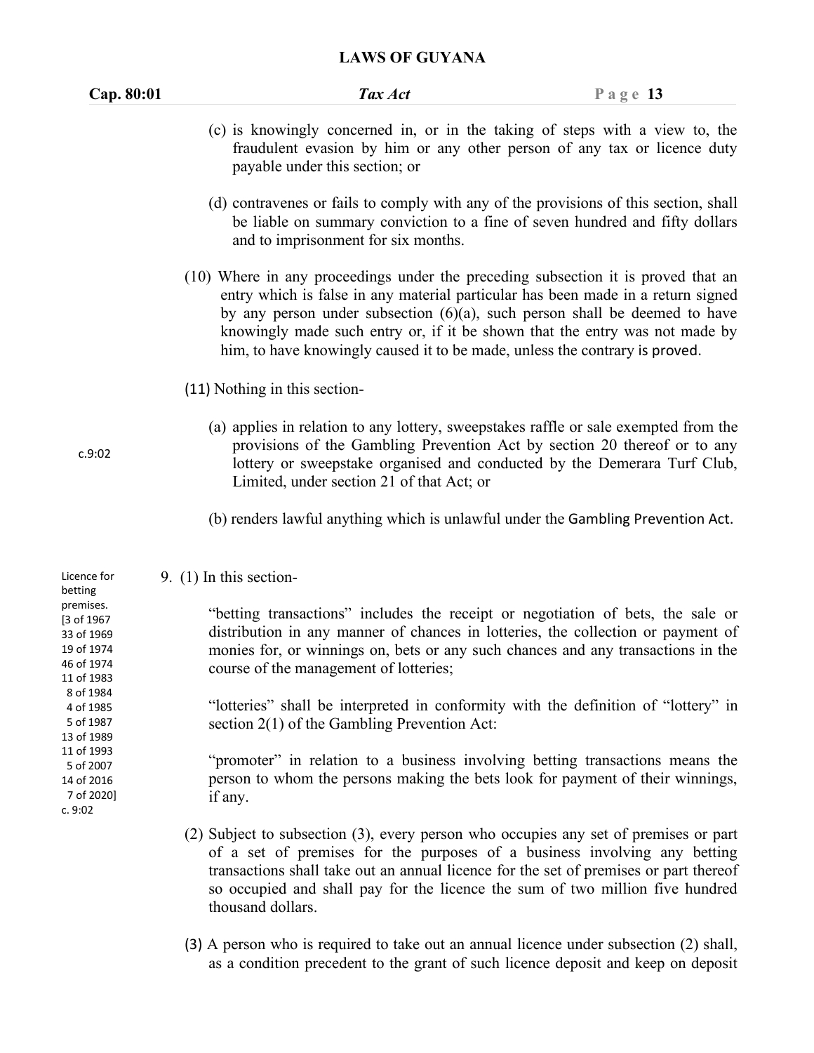(c) is knowingly concerned in, or in the taking of steps with a view to, the fraudulent evasion by him or any other person of any tax or licence duty payable under this section; or

(d) contravenes or fails to comply with any of the provisions of this section, shall be liable on summary conviction to a fine of seven hundred and fifty dollars and to imprisonment for six months.

(10) Where in any proceedings under the preceding subsection it is proved that an entry which is false in any material particular has been made in a return signed by any person under subsection (6)(a), such person shall be deemed to have knowingly made such entry or, if it be shown that the entry was not made by him, to have knowingly caused it to be made, unless the contrary is proved.

(11) Nothing in this section-

c.9:02

(a) applies in relation to any lottery, sweepstakes raffle or sale exempted from the provisions of the Gambling Prevention Act by section 20 thereof or to any lottery or sweepstake organised and conducted by the Demerara Turf Club, Limited, under section 21 of that Act; or

(b) renders lawful anything which is unlawful under the Gambling Prevention Act.

Licence for betting premises. [3 of 1967 33 of 1969 19 of 1974 46 of 1974 11 of 1983 8 of 1984 4 of 1985 5 of 1987 13 of 1989 11 of 1993 5 of 2007 14 of 2016 7 of 2020] c. 9:02

9\. (1) In this section-

"betting transactions" includes the receipt or negotiation of bets, the sale or distribution in any manner of chances in lotteries, the collection or payment of monies for, or winnings on, bets or any such chances and any transactions in the course of the management of lotteries;

"lotteries" shall be interpreted in conformity with the definition of "lottery" in section 2(1) of the Gambling Prevention Act:

"promoter" in relation to a business involving betting transactions means the person to whom the persons making the bets look for payment of their winnings, if any.

(2) Subject to subsection (3), every person who occupies any set of premises or part of a set of premises for the purposes of a business involving any betting transactions shall take out an annual licence for the set of premises or part thereof so occupied and shall pay for the licence the sum of two million five hundred thousand dollars.

(3) A person who is required to take out an annual licence under subsection (2) shall, as a condition precedent to the grant of such licence deposit and keep on deposit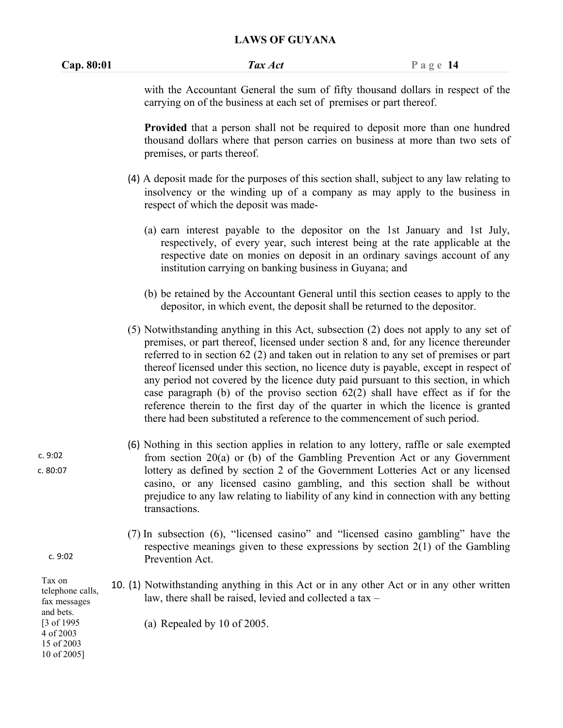with the Accountant General the sum of fifty thousand dollars in respect of the carrying on of the business at each set of premises or part thereof.

**Provided** that a person shall not be required to deposit more than one hundred thousand dollars where that person carries on business at more than two sets of premises, or parts thereof.

(4) A deposit made for the purposes of this section shall, subject to any law relating to insolvency or the winding up of a company as may apply to the business in respect of which the deposit was made-

(a) earn interest payable to the depositor on the 1st January and 1st July, respectively, of every year, such interest being at the rate applicable at the respective date on monies on deposit in an ordinary savings account of any institution carrying on banking business in Guyana; and

(b) be retained by the Accountant General until this section ceases to apply to the depositor, in which event, the deposit shall be returned to the depositor.

(5) Notwithstanding anything in this Act, subsection (2) does not apply to any set of premises, or part thereof, licensed under section 8 and, for any licence thereunder referred to in section 62 (2) and taken out in relation to any set of premises or part thereof licensed under this section, no licence duty is payable, except in respect of any period not covered by the licence duty paid pursuant to this section, in which case paragraph (b) of the proviso section 62(2) shall have effect as if for the reference therein to the first day of the quarter in which the licence is granted there had been substituted a reference to the commencement of such period.

c. 9:02
c. 80:07

(6) Nothing in this section applies in relation to any lottery, raffle or sale exempted from section 20(a) or (b) of the Gambling Prevention Act or any Government lottery as defined by section 2 of the Government Lotteries Act or any licensed casino, or any licensed casino gambling, and this section shall be without prejudice to any law relating to liability of any kind in connection with any betting transactions.

c. 9:02

(7) In subsection (6), "licensed casino" and "licensed casino gambling" have the respective meanings given to these expressions by section 2(1) of the Gambling Prevention Act.

Tax on telephone calls, fax messages and bets.
[3 of 1995
4 of 2003
15 of 2003
10 of 2005]

10. (1) Notwithstanding anything in this Act or in any other Act or in any other written law, there shall be raised, levied and collected a tax –

(a) Repealed by 10 of 2005.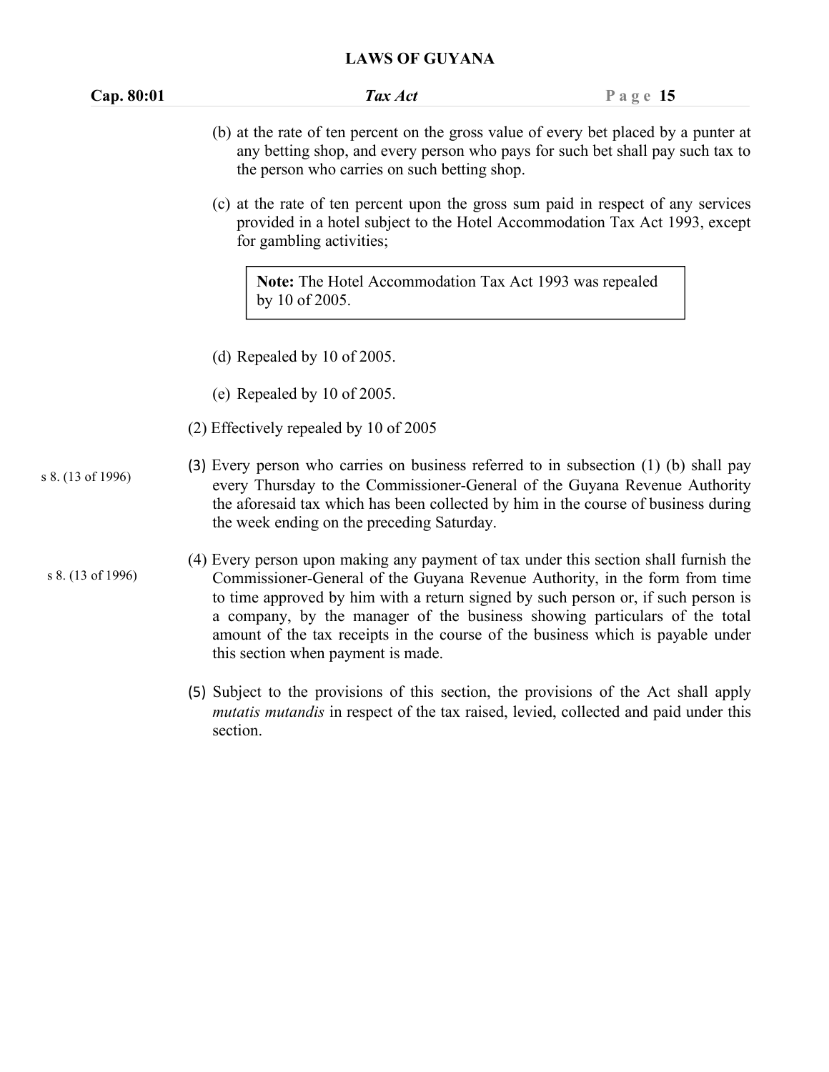(b) at the rate of ten percent on the gross value of every bet placed by a punter at any betting shop, and every person who pays for such bet shall pay such tax to the person who carries on such betting shop.

(c) at the rate of ten percent upon the gross sum paid in respect of any services provided in a hotel subject to the Hotel Accommodation Tax Act 1993, except for gambling activities;

> **Note:** The Hotel Accommodation Tax Act 1993 was repealed by 10 of 2005.

(d) Repealed by 10 of 2005.

(e) Repealed by 10 of 2005.

(2) Effectively repealed by 10 of 2005

s 8. (13 of 1996)

(3) Every person who carries on business referred to in subsection (1) (b) shall pay every Thursday to the Commissioner-General of the Guyana Revenue Authority the aforesaid tax which has been collected by him in the course of business during the week ending on the preceding Saturday.

s 8. (13 of 1996)

(4) Every person upon making any payment of tax under this section shall furnish the Commissioner-General of the Guyana Revenue Authority, in the form from time to time approved by him with a return signed by such person or, if such person is a company, by the manager of the business showing particulars of the total amount of the tax receipts in the course of the business which is payable under this section when payment is made.

(5) Subject to the provisions of this section, the provisions of the Act shall apply *mutatis mutandis* in respect of the tax raised, levied, collected and paid under this section.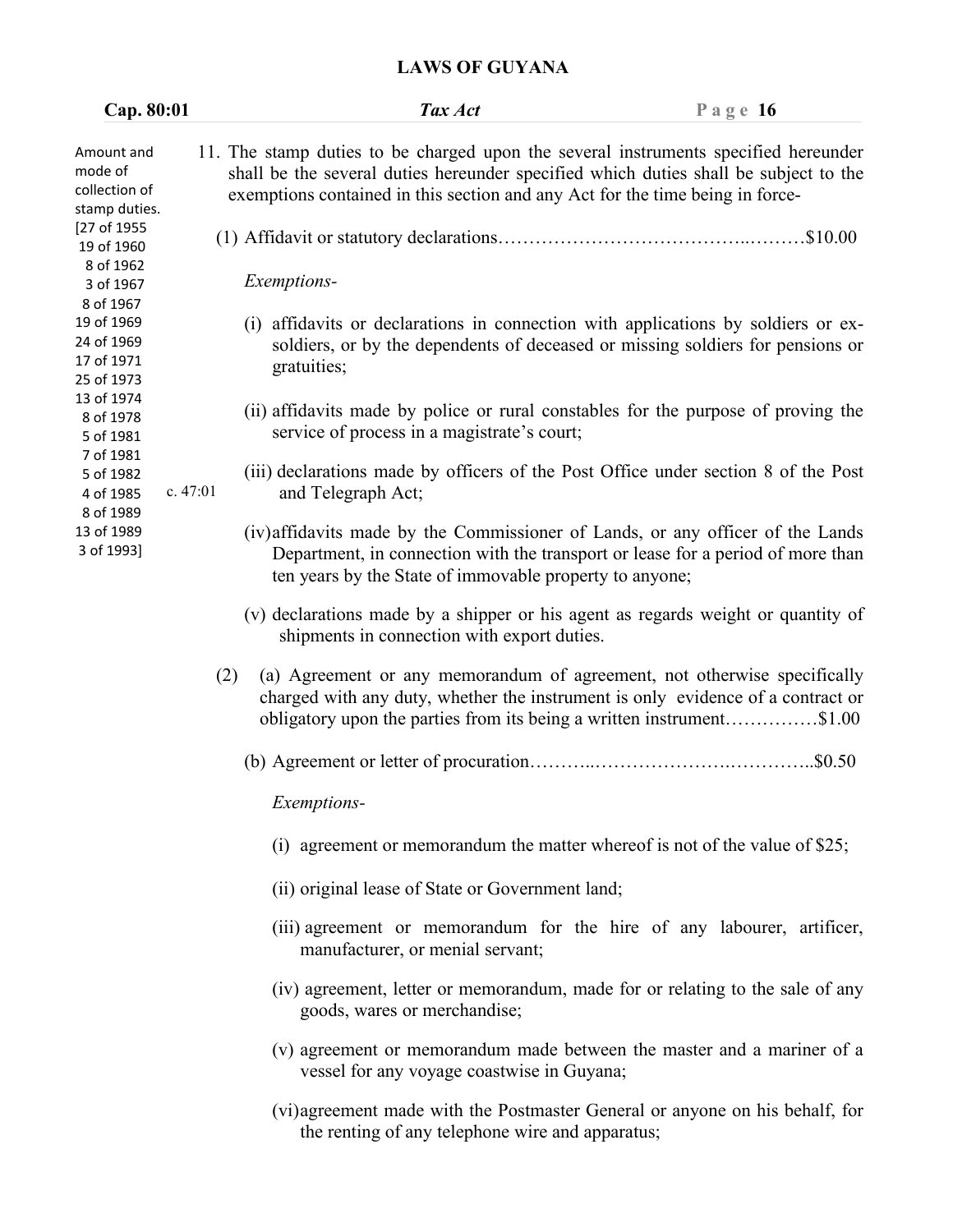Amount and mode of collection of stamp duties.
[27 of 1955
19 of 1960
8 of 1962
3 of 1967
8 of 1967
19 of 1969
24 of 1969
17 of 1971
25 of 1973
13 of 1974
8 of 1978
5 of 1981
7 of 1981
5 of 1982
4 of 1985
8 of 1989
13 of 1989
3 of 1993]

11. The stamp duties to be charged upon the several instruments specified hereunder shall be the several duties hereunder specified which duties shall be subject to the exemptions contained in this section and any Act for the time being in force-

(1) Affidavit or statutory declarations…………………………………..………$10.00

*Exemptions-*

(i) affidavits or declarations in connection with applications by soldiers or ex-soldiers, or by the dependents of deceased or missing soldiers for pensions or gratuities;

(ii) affidavits made by police or rural constables for the purpose of proving the service of process in a magistrate's court;

c. 47:01

(iii) declarations made by officers of the Post Office under section 8 of the Post and Telegraph Act;

(iv) affidavits made by the Commissioner of Lands, or any officer of the Lands Department, in connection with the transport or lease for a period of more than ten years by the State of immovable property to anyone;

(v) declarations made by a shipper or his agent as regards weight or quantity of shipments in connection with export duties.

(2) (a) Agreement or any memorandum of agreement, not otherwise specifically charged with any duty, whether the instrument is only evidence of a contract or obligatory upon the parties from its being a written instrument……………$1.00

(b) Agreement or letter of procuration………..……………………..…………..$0.50

*Exemptions-*

(i) agreement or memorandum the matter whereof is not of the value of $25;

(ii) original lease of State or Government land;

(iii) agreement or memorandum for the hire of any labourer, artificer, manufacturer, or menial servant;

(iv) agreement, letter or memorandum, made for or relating to the sale of any goods, wares or merchandise;

(v) agreement or memorandum made between the master and a mariner of a vessel for any voyage coastwise in Guyana;

(vi) agreement made with the Postmaster General or anyone on his behalf, for the renting of any telephone wire and apparatus;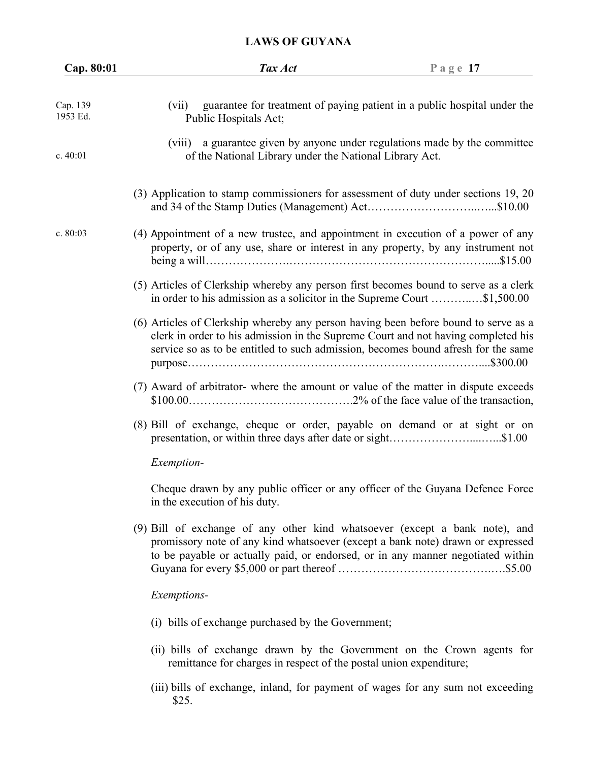Cap. 139 1953 Ed.

(vii) guarantee for treatment of paying patient in a public hospital under the Public Hospitals Act;

c. 40:01

(viii) a guarantee given by anyone under regulations made by the committee of the National Library under the National Library Act.

(3) Application to stamp commissioners for assessment of duty under sections 19, 20 and 34 of the Stamp Duties (Management) Act……………………..…...$10.00

c. 80:03

(4) Appointment of a new trustee, and appointment in execution of a power of any property, or of any use, share or interest in any property, by any instrument not being a will…………………..……………………………………………....$15.00

(5) Articles of Clerkship whereby any person first becomes bound to serve as a clerk in order to his admission as a solicitor in the Supreme Court ………..…$1,500.00

(6) Articles of Clerkship whereby any person having been before bound to serve as a clerk in order to his admission in the Supreme Court and not having completed his service so as to be entitled to such admission, becomes bound afresh for the same purpose……………………………………………………….……....$300.00

(7) Award of arbitrator- where the amount or value of the matter in dispute exceeds $100.00…………………………………….2% of the face value of the transaction,

(8) Bill of exchange, cheque or order, payable on demand or at sight or on presentation, or within three days after date or sight………………....…..$1.00

*Exemption-*

Cheque drawn by any public officer or any officer of the Guyana Defence Force in the execution of his duty.

(9) Bill of exchange of any other kind whatsoever (except a bank note), and promissory note of any kind whatsoever (except a bank note) drawn or expressed to be payable or actually paid, or endorsed, or in any manner negotiated within Guyana for every $5,000 or part thereof ………………………………….….$5.00

*Exemptions-*

(i) bills of exchange purchased by the Government;

(ii) bills of exchange drawn by the Government on the Crown agents for remittance for charges in respect of the postal union expenditure;

(iii) bills of exchange, inland, for payment of wages for any sum not exceeding $25.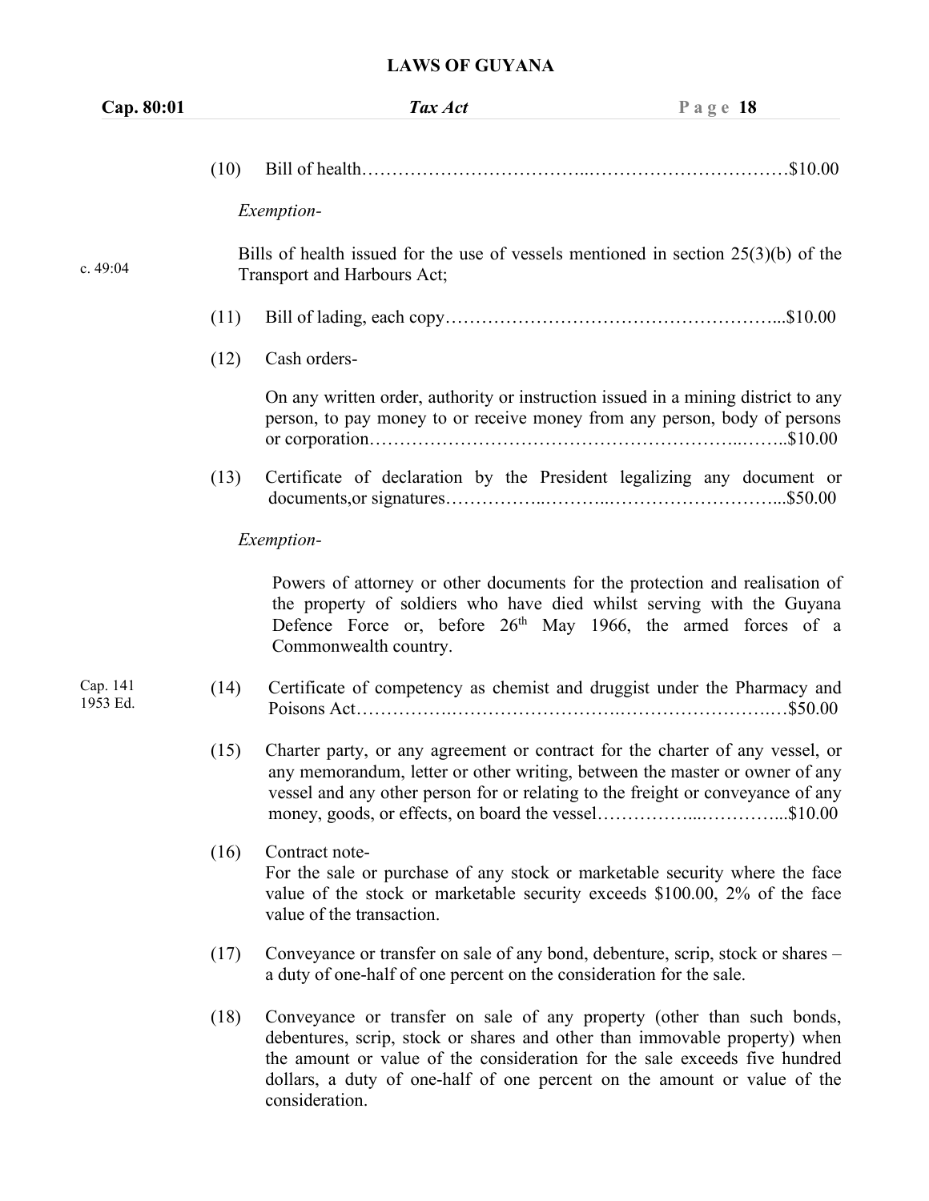(10) Bill of health……………………………..……………………………$10.00

*Exemption-*

c. 49:04

Bills of health issued for the use of vessels mentioned in section 25(3)(b) of the Transport and Harbours Act;

(11) Bill of lading, each copy………………………………………………...$10.00

(12) Cash orders-

On any written order, authority or instruction issued in a mining district to any person, to pay money to or receive money from any person, body of persons or corporation…………………………………………………..……..$10.00

(13) Certificate of declaration by the President legalizing any document or documents,or signatures……………..………..………………………...$50.00

*Exemption-*

Powers of attorney or other documents for the protection and realisation of the property of soldiers who have died whilst serving with the Guyana Defence Force or, before 26th May 1966, the armed forces of a Commonwealth country.

Cap. 141 1953 Ed.

(14) Certificate of competency as chemist and druggist under the Pharmacy and Poisons Act…………….……………………….……………………..…$50.00

(15) Charter party, or any agreement or contract for the charter of any vessel, or any memorandum, letter or other writing, between the master or owner of any vessel and any other person for or relating to the freight or conveyance of any money, goods, or effects, on board the vessel……………..…………...$10.00

(16) Contract note-
For the sale or purchase of any stock or marketable security where the face value of the stock or marketable security exceeds $100.00, 2% of the face value of the transaction.

(17) Conveyance or transfer on sale of any bond, debenture, scrip, stock or shares – a duty of one-half of one percent on the consideration for the sale.

(18) Conveyance or transfer on sale of any property (other than such bonds, debentures, scrip, stock or shares and other than immovable property) when the amount or value of the consideration for the sale exceeds five hundred dollars, a duty of one-half of one percent on the amount or value of the consideration.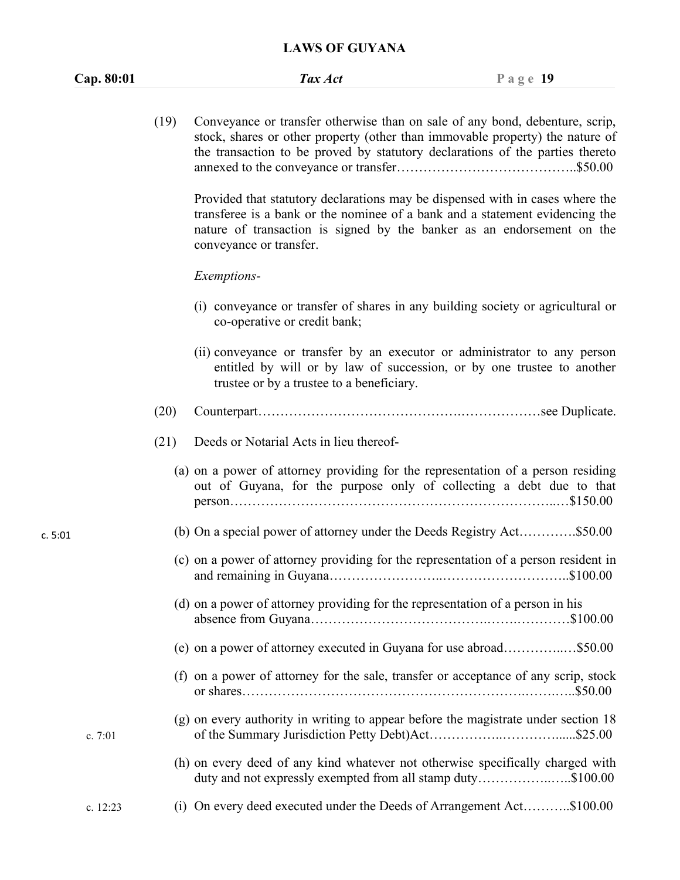(19) Conveyance or transfer otherwise than on sale of any bond, debenture, scrip, stock, shares or other property (other than immovable property) the nature of the transaction to be proved by statutory declarations of the parties thereto annexed to the conveyance or transfer…………………………………..$50.00

Provided that statutory declarations may be dispensed with in cases where the transferee is a bank or the nominee of a bank and a statement evidencing the nature of transaction is signed by the banker as an endorsement on the conveyance or transfer.

*Exemptions-*

(i) conveyance or transfer of shares in any building society or agricultural or co-operative or credit bank;

(ii) conveyance or transfer by an executor or administrator to any person entitled by will or by law of succession, or by one trustee to another trustee or by a trustee to a beneficiary.

(20) Counterpart…………………………………….………………see Duplicate.

(21) Deeds or Notarial Acts in lieu thereof-

(a) on a power of attorney providing for the representation of a person residing out of Guyana, for the purpose only of collecting a debt due to that person……………………………………………………………..…$150.00

c. 5:01

(b) On a special power of attorney under the Deeds Registry Act………….$50.00

(c) on a power of attorney providing for the representation of a person resident in and remaining in Guyana……………………..………………………..$100.00

(d) on a power of attorney providing for the representation of a person in his absence from Guyana…………………………………..…….…………$100.00

(e) on a power of attorney executed in Guyana for use abroad…………..…$50.00

(f) on a power of attorney for the sale, transfer or acceptance of any scrip, stock or shares……………………………………………………….…….…..$50.00

c. 7:01

(g) on every authority in writing to appear before the magistrate under section 18 of the Summary Jurisdiction Petty Debt)Act……………..………….....$25.00

(h) on every deed of any kind whatever not otherwise specifically charged with duty and not expressly exempted from all stamp duty……………..…..$100.00

c. 12:23

(i) On every deed executed under the Deeds of Arrangement Act………..$100.00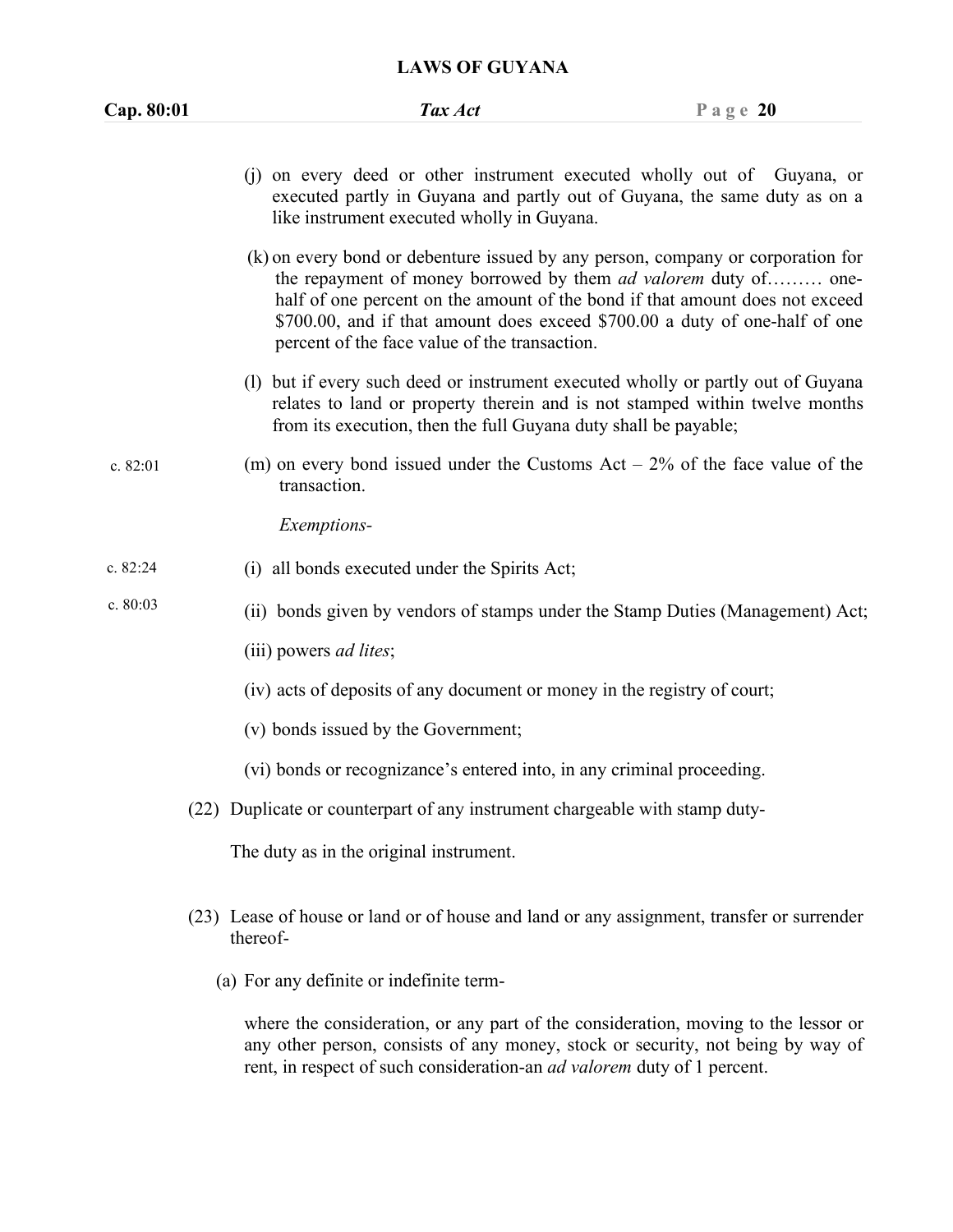(j) on every deed or other instrument executed wholly out of Guyana, or executed partly in Guyana and partly out of Guyana, the same duty as on a like instrument executed wholly in Guyana.

(k) on every bond or debenture issued by any person, company or corporation for the repayment of money borrowed by them *ad valorem* duty of……… one-half of one percent on the amount of the bond if that amount does not exceed $700.00, and if that amount does exceed $700.00 a duty of one-half of one percent of the face value of the transaction.

(l) but if every such deed or instrument executed wholly or partly out of Guyana relates to land or property therein and is not stamped within twelve months from its execution, then the full Guyana duty shall be payable;

c. 82:01 (m) on every bond issued under the Customs Act – 2% of the face value of the transaction.

*Exemptions-*

c. 82:24 (i) all bonds executed under the Spirits Act;

c. 80:03 (ii) bonds given by vendors of stamps under the Stamp Duties (Management) Act;

(iii) powers *ad lites*;

(iv) acts of deposits of any document or money in the registry of court;

(v) bonds issued by the Government;

(vi) bonds or recognizance's entered into, in any criminal proceeding.

(22) Duplicate or counterpart of any instrument chargeable with stamp duty-

The duty as in the original instrument.

(23) Lease of house or land or of house and land or any assignment, transfer or surrender thereof-

(a) For any definite or indefinite term-

where the consideration, or any part of the consideration, moving to the lessor or any other person, consists of any money, stock or security, not being by way of rent, in respect of such consideration-an *ad valorem* duty of 1 percent.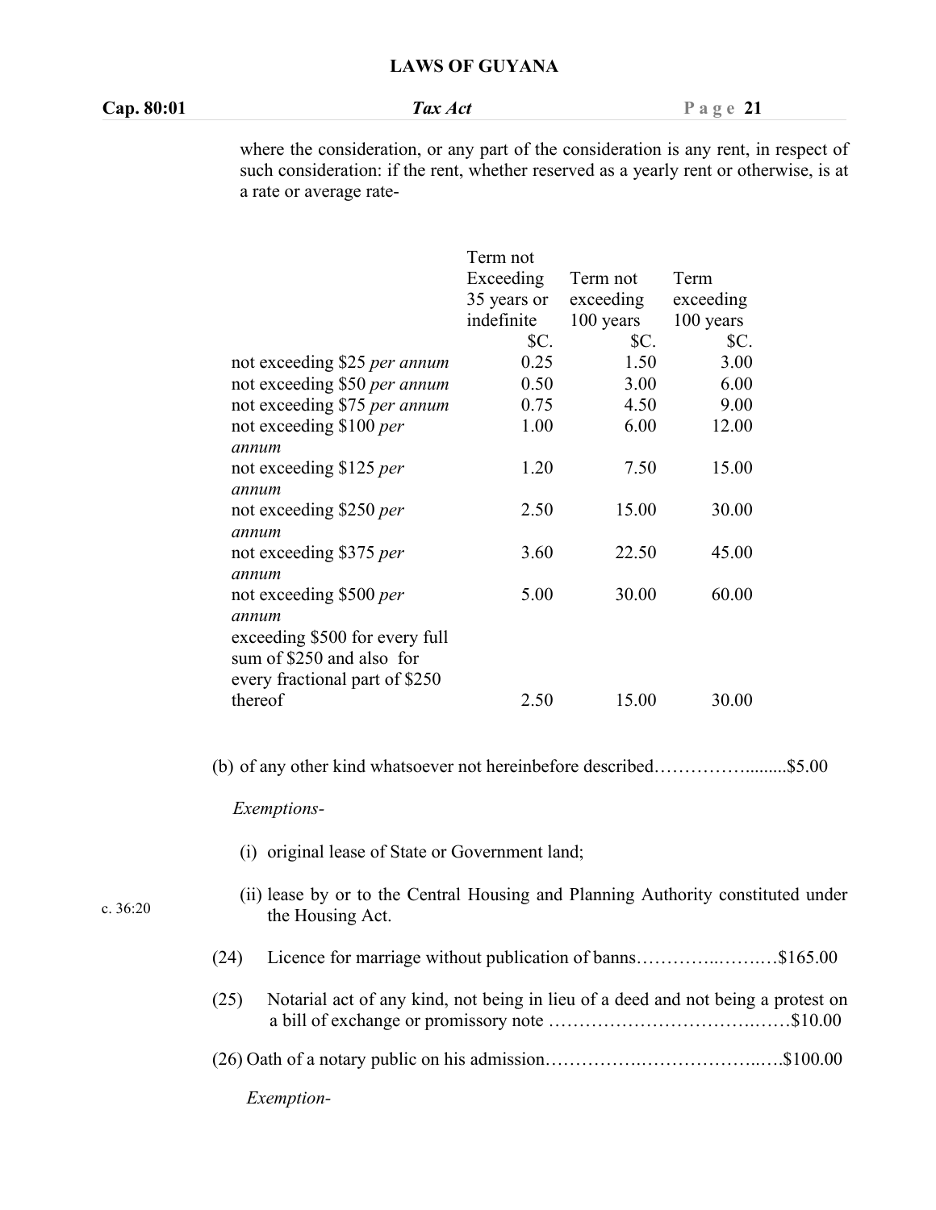where the consideration, or any part of the consideration is any rent, in respect of such consideration: if the rent, whether reserved as a yearly rent or otherwise, is at a rate or average rate-

| | Term not Exceeding 35 years or indefinite | Term not exceeding 100 years | Term exceeding 100 years |
|---|---|---|---|
| | $C. | $C. | $C. |
| not exceeding $25 *per annum* | 0.25 | 1.50 | 3.00 |
| not exceeding $50 *per annum* | 0.50 | 3.00 | 6.00 |
| not exceeding $75 *per annum* | 0.75 | 4.50 | 9.00 |
| not exceeding $100 *per annum* | 1.00 | 6.00 | 12.00 |
| not exceeding $125 *per annum* | 1.20 | 7.50 | 15.00 |
| not exceeding $250 *per annum* | 2.50 | 15.00 | 30.00 |
| not exceeding $375 *per annum* | 3.60 | 22.50 | 45.00 |
| not exceeding $500 *per annum* | 5.00 | 30.00 | 60.00 |
| exceeding $500 for every full sum of $250 and also for every fractional part of $250 thereof | 2.50 | 15.00 | 30.00 |

(b) of any other kind whatsoever not hereinbefore described……………........$5.00

*Exemptions-*

(i) original lease of State or Government land;

c. 36:20

(ii) lease by or to the Central Housing and Planning Authority constituted under the Housing Act.

(24) Licence for marriage without publication of banns…………..……..…$165.00

(25) Notarial act of any kind, not being in lieu of a deed and not being a protest on a bill of exchange or promissory note ……………………………….……$10.00

(26) Oath of a notary public on his admission…………….………………..….$100.00

*Exemption-*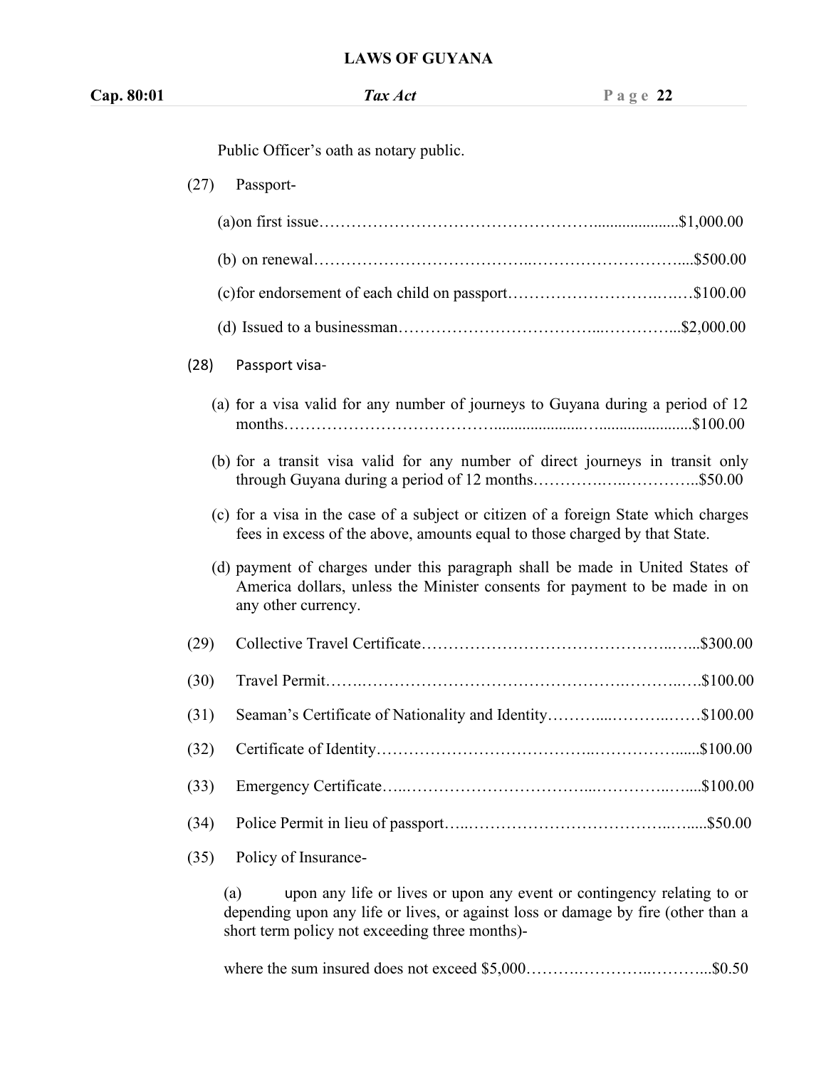Public Officer's oath as notary public.

(27) Passport-

(a) on first issue……………………………………………......................$1,000.00

(b) on renewal…………………………………..………………………....$500.00

(c) for endorsement of each child on passport……………………….……$100.00

(d) Issued to a businessman………………………………...…………...$2,000.00

(28) Passport visa-

(a) for a visa valid for any number of journeys to Guyana during a period of 12 months………………………………......................….......................$100.00

(b) for a transit visa valid for any number of direct journeys in transit only through Guyana during a period of 12 months…………….…..…………..$50.00

(c) for a visa in the case of a subject or citizen of a foreign State which charges fees in excess of the above, amounts equal to those charged by that State.

(d) payment of charges under this paragraph shall be made in United States of America dollars, unless the Minister consents for payment to be made in on any other currency.

(29) Collective Travel Certificate……………………………………..…...$300.00

(30) Travel Permit…….…………………………………………….………..….$100.00

(31) Seaman's Certificate of Nationality and Identity………....………..……$100.00

(32) Certificate of Identity…………………………………..…………….....$100.00

(33) Emergency Certificate…..……………………………...…………..…....$100.00

(34) Police Permit in lieu of passport…..………………………………..…....$50.00

(35) Policy of Insurance-

(a) upon any life or lives or upon any event or contingency relating to or depending upon any life or lives, or against loss or damage by fire (other than a short term policy not exceeding three months)-

where the sum insured does not exceed $5,000……….…………..………...$0.50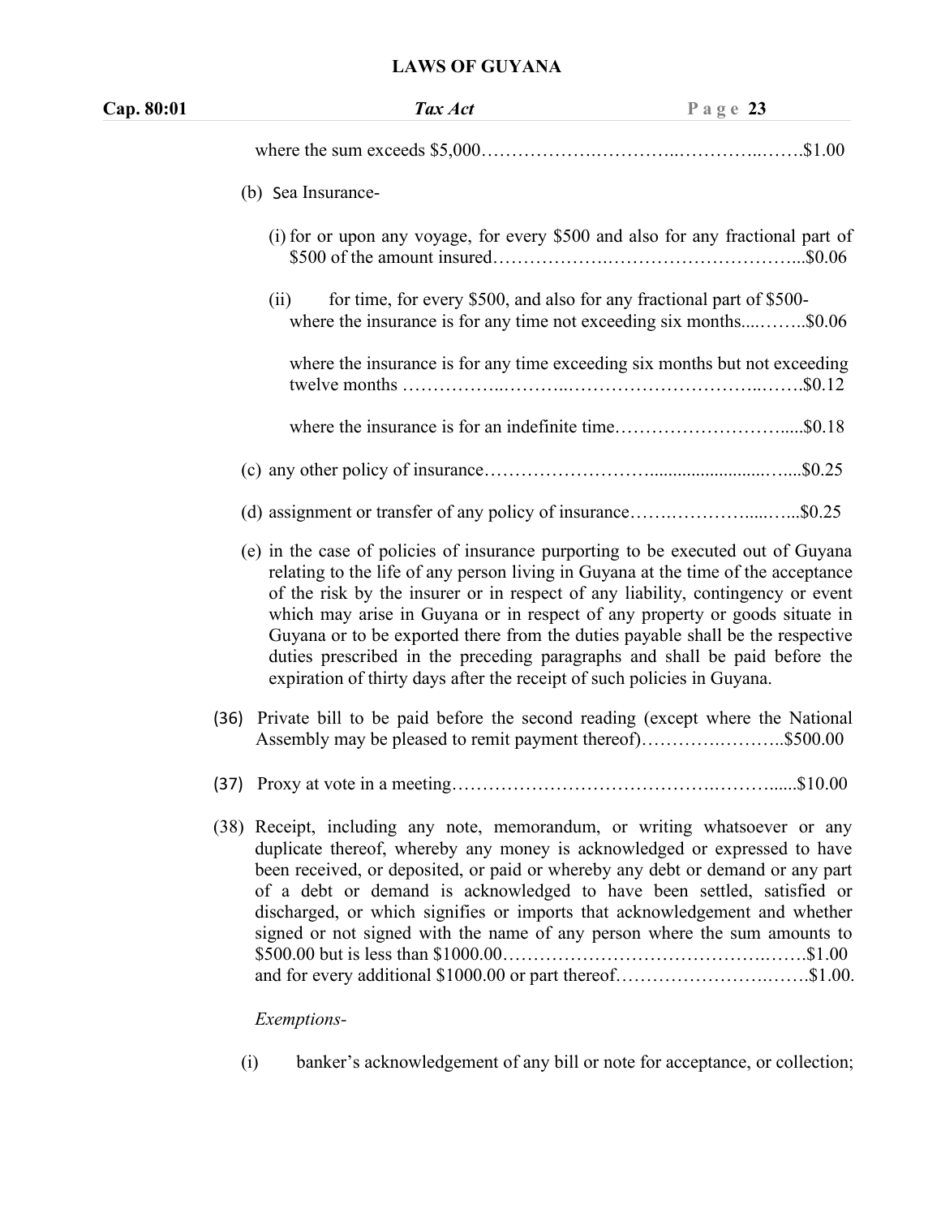where the sum exceeds $5,000……………….…………..…………...…….$1.00

(b) Sea Insurance-

(i) for or upon any voyage, for every $500 and also for any fractional part of $500 of the amount insured……………….………………………...$0.06

(ii) for time, for every $500, and also for any fractional part of $500- where the insurance is for any time not exceeding six months....……..$0.06

where the insurance is for any time exceeding six months but not exceeding twelve months ……………..………..…………………………..…….$0.12

where the insurance is for an indefinite time………………………......$0.18

(c) any other policy of insurance……………………….......................…....$0.25

(d) assignment or transfer of any policy of insurance…….…………....…...$0.25

(e) in the case of policies of insurance purporting to be executed out of Guyana relating to the life of any person living in Guyana at the time of the acceptance of the risk by the insurer or in respect of any liability, contingency or event which may arise in Guyana or in respect of any property or goods situate in Guyana or to be exported there from the duties payable shall be the respective duties prescribed in the preceding paragraphs and shall be paid before the expiration of thirty days after the receipt of such policies in Guyana.

(36) Private bill to be paid before the second reading (except where the National Assembly may be pleased to remit payment thereof)……….………..$500.00

(37) Proxy at vote in a meeting…………………………………….………......$10.00

(38) Receipt, including any note, memorandum, or writing whatsoever or any duplicate thereof, whereby any money is acknowledged or expressed to have been received, or deposited, or paid or whereby any debt or demand or any part of a debt or demand is acknowledged to have been settled, satisfied or discharged, or which signifies or imports that acknowledgement and whether signed or not signed with the name of any person where the sum amounts to $500.00 but is less than $1000.00…………………………………….…….$1.00 and for every additional $1000.00 or part thereof…………………….…….$1.00.

*Exemptions-*

(i) banker's acknowledgement of any bill or note for acceptance, or collection;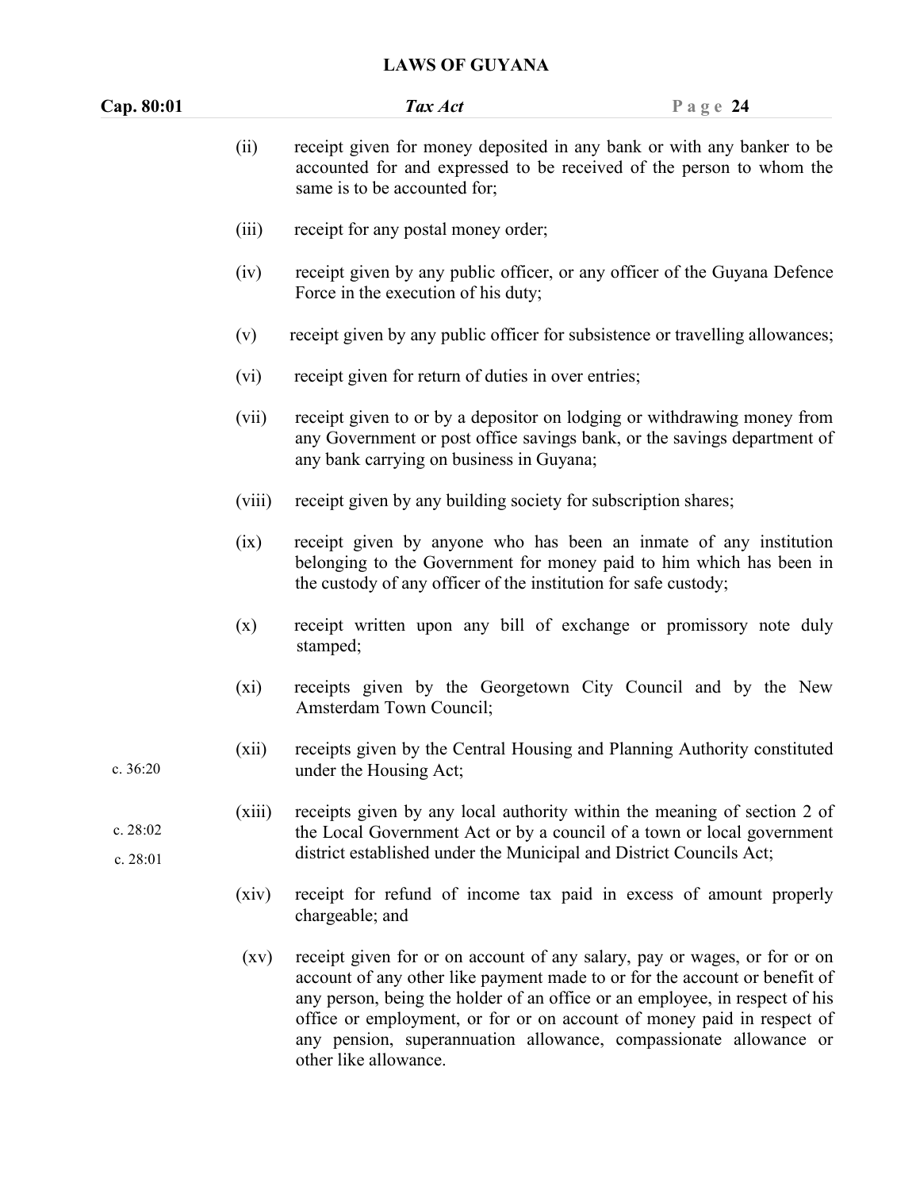(ii) receipt given for money deposited in any bank or with any banker to be accounted for and expressed to be received of the person to whom the same is to be accounted for;

(iii) receipt for any postal money order;

(iv) receipt given by any public officer, or any officer of the Guyana Defence Force in the execution of his duty;

(v) receipt given by any public officer for subsistence or travelling allowances;

(vi) receipt given for return of duties in over entries;

(vii) receipt given to or by a depositor on lodging or withdrawing money from any Government or post office savings bank, or the savings department of any bank carrying on business in Guyana;

(viii) receipt given by any building society for subscription shares;

(ix) receipt given by anyone who has been an inmate of any institution belonging to the Government for money paid to him which has been in the custody of any officer of the institution for safe custody;

(x) receipt written upon any bill of exchange or promissory note duly stamped;

(xi) receipts given by the Georgetown City Council and by the New Amsterdam Town Council;

c. 36:20

(xii) receipts given by the Central Housing and Planning Authority constituted under the Housing Act;

c. 28:02
c. 28:01

(xiii) receipts given by any local authority within the meaning of section 2 of the Local Government Act or by a council of a town or local government district established under the Municipal and District Councils Act;

(xiv) receipt for refund of income tax paid in excess of amount properly chargeable; and

(xv) receipt given for or on account of any salary, pay or wages, or for or on account of any other like payment made to or for the account or benefit of any person, being the holder of an office or an employee, in respect of his office or employment, or for or on account of money paid in respect of any pension, superannuation allowance, compassionate allowance or other like allowance.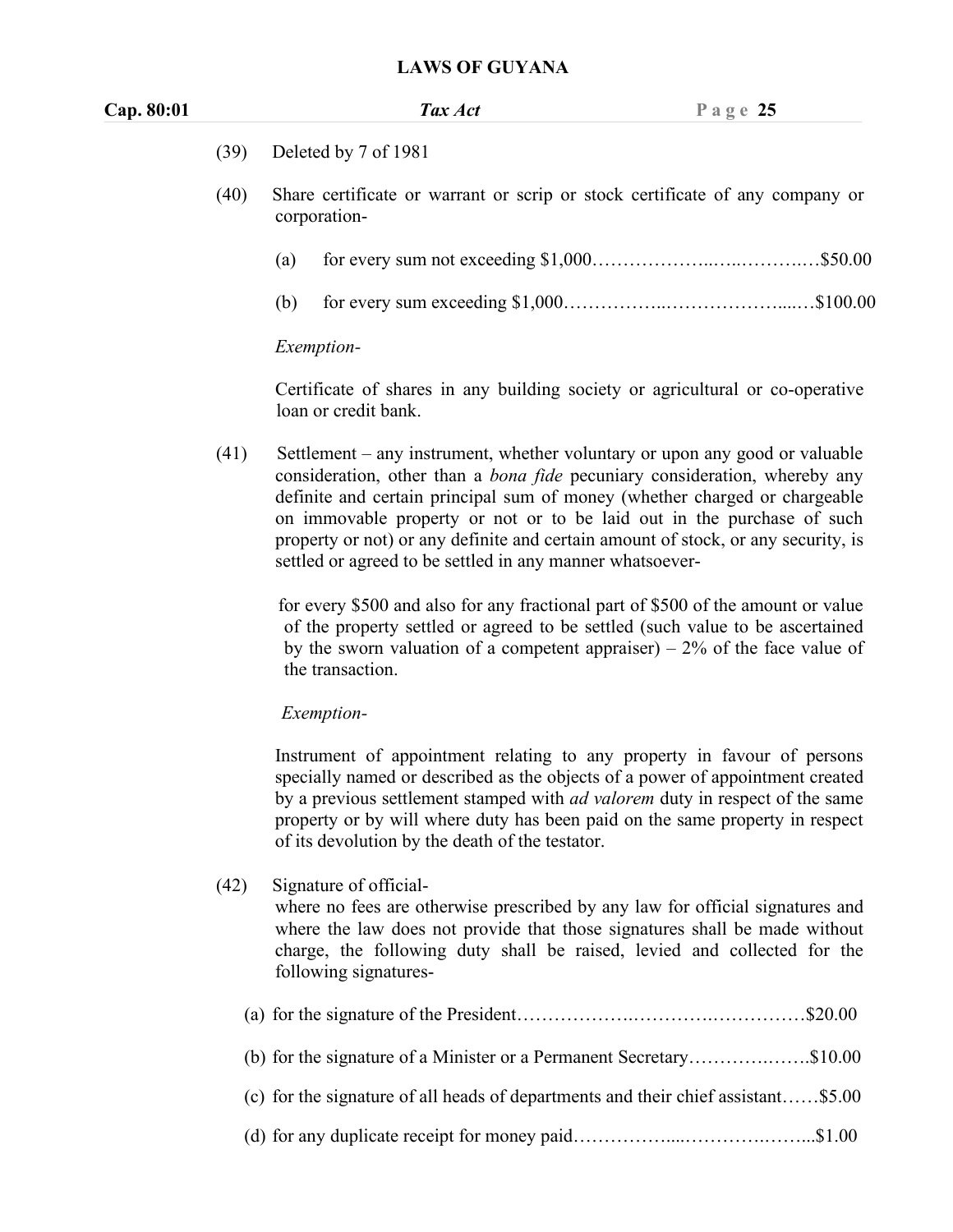(39) Deleted by 7 of 1981

(40) Share certificate or warrant or scrip or stock certificate of any company or corporation-

(a) for every sum not exceeding $1,000……………….…..……….…$50.00

(b) for every sum exceeding $1,000……………..………………....…$100.00

*Exemption-*

Certificate of shares in any building society or agricultural or co-operative loan or credit bank.

(41) Settlement – any instrument, whether voluntary or upon any good or valuable consideration, other than a *bona fide* pecuniary consideration, whereby any definite and certain principal sum of money (whether charged or chargeable on immovable property or not or to be laid out in the purchase of such property or not) or any definite and certain amount of stock, or any security, is settled or agreed to be settled in any manner whatsoever-

for every $500 and also for any fractional part of $500 of the amount or value of the property settled or agreed to be settled (such value to be ascertained by the sworn valuation of a competent appraiser) – 2% of the face value of the transaction.

*Exemption-*

Instrument of appointment relating to any property in favour of persons specially named or described as the objects of a power of appointment created by a previous settlement stamped with *ad valorem* duty in respect of the same property or by will where duty has been paid on the same property in respect of its devolution by the death of the testator.

(42) Signature of official-
where no fees are otherwise prescribed by any law for official signatures and where the law does not provide that those signatures shall be made without charge, the following duty shall be raised, levied and collected for the following signatures-

(a) for the signature of the President……………….………….……………$20.00

(b) for the signature of a Minister or a Permanent Secretary………….…….$10.00

(c) for the signature of all heads of departments and their chief assistant……$5.00

(d) for any duplicate receipt for money paid……………....………….……...$1.00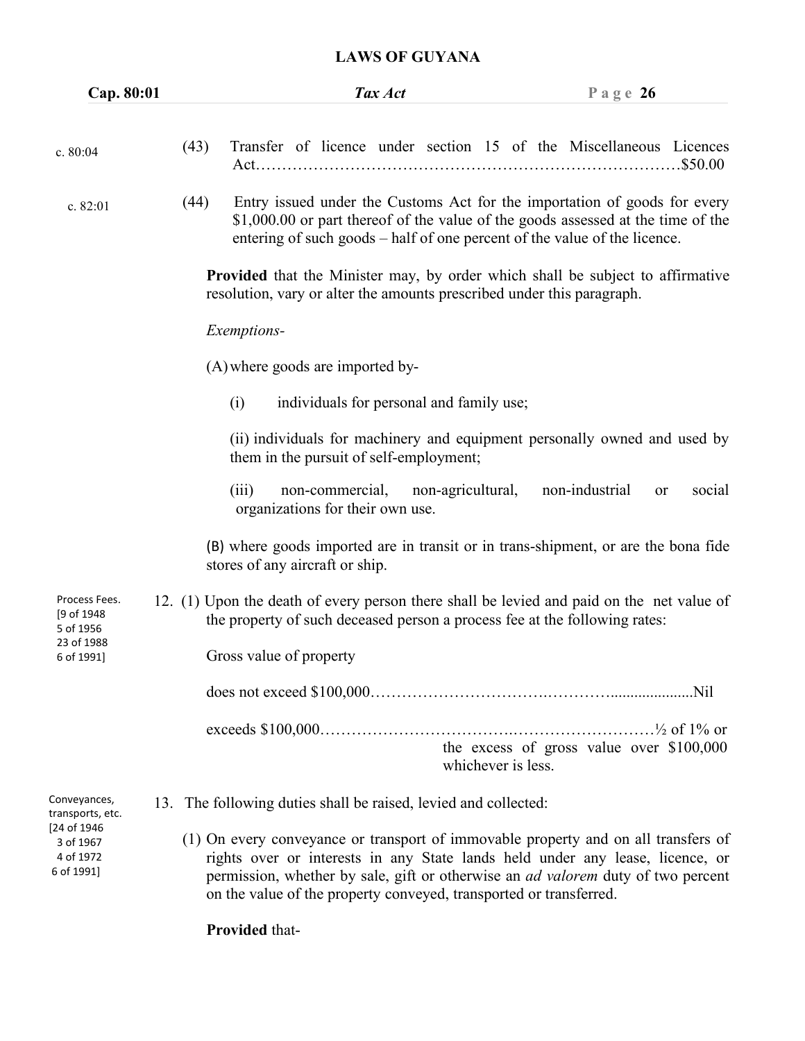c. 80:04

(43) Transfer of licence under section 15 of the Miscellaneous Licences Act……………………………………………………………………$50.00

c. 82:01

(44) Entry issued under the Customs Act for the importation of goods for every $1,000.00 or part thereof of the value of the goods assessed at the time of the entering of such goods – half of one percent of the value of the licence.

**Provided** that the Minister may, by order which shall be subject to affirmative resolution, vary or alter the amounts prescribed under this paragraph.

*Exemptions-*

(A) where goods are imported by-

(i) individuals for personal and family use;

(ii) individuals for machinery and equipment personally owned and used by them in the pursuit of self-employment;

(iii) non-commercial, non-agricultural, non-industrial or social organizations for their own use.

(B) where goods imported are in transit or in trans-shipment, or are the bona fide stores of any aircraft or ship.

Process Fees. [9 of 1948 5 of 1956 23 of 1988 6 of 1991]

12. (1) Upon the death of every person there shall be levied and paid on the net value of the property of such deceased person a process fee at the following rates:

Gross value of property

does not exceed $100,000……………………………………….....................Nil

exceeds $100,000………………………………………………………½ of 1% or the excess of gross value over $100,000 whichever is less.

Conveyances, transports, etc. [24 of 1946 3 of 1967 4 of 1972 6 of 1991]

13. The following duties shall be raised, levied and collected:

(1) On every conveyance or transport of immovable property and on all transfers of rights over or interests in any State lands held under any lease, licence, or permission, whether by sale, gift or otherwise an *ad valorem* duty of two percent on the value of the property conveyed, transported or transferred.

**Provided** that-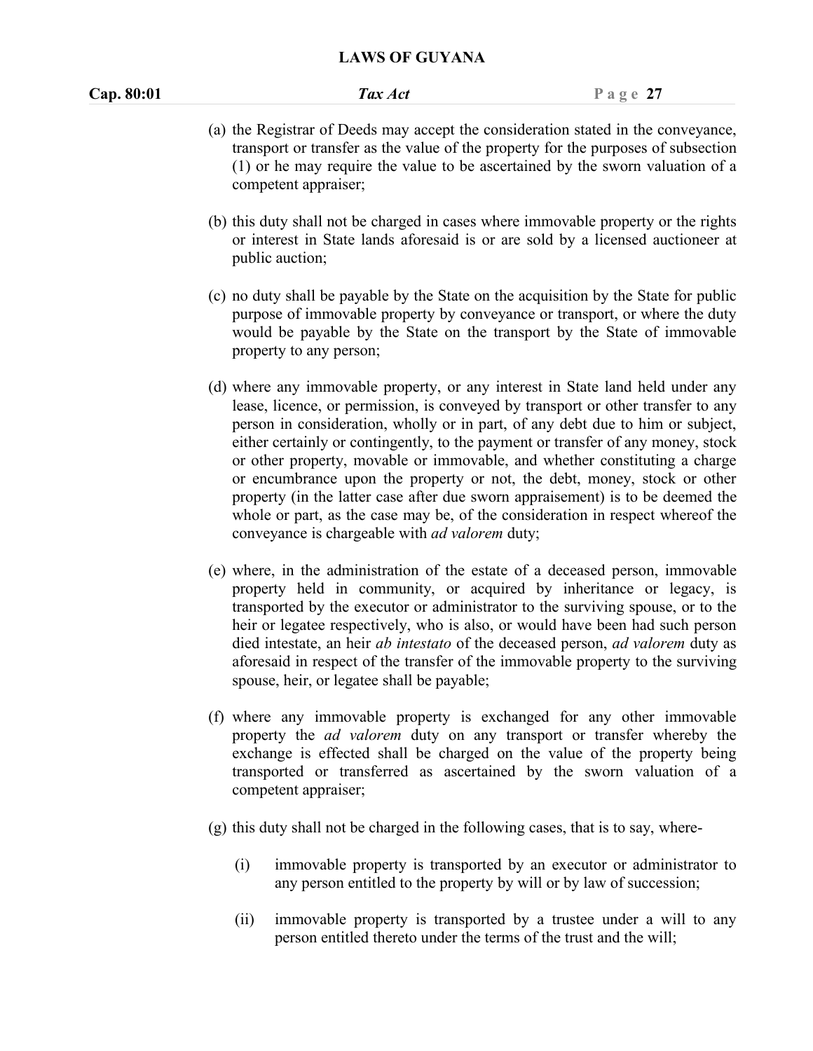(a) the Registrar of Deeds may accept the consideration stated in the conveyance, transport or transfer as the value of the property for the purposes of subsection (1) or he may require the value to be ascertained by the sworn valuation of a competent appraiser;

(b) this duty shall not be charged in cases where immovable property or the rights or interest in State lands aforesaid is or are sold by a licensed auctioneer at public auction;

(c) no duty shall be payable by the State on the acquisition by the State for public purpose of immovable property by conveyance or transport, or where the duty would be payable by the State on the transport by the State of immovable property to any person;

(d) where any immovable property, or any interest in State land held under any lease, licence, or permission, is conveyed by transport or other transfer to any person in consideration, wholly or in part, of any debt due to him or subject, either certainly or contingently, to the payment or transfer of any money, stock or other property, movable or immovable, and whether constituting a charge or encumbrance upon the property or not, the debt, money, stock or other property (in the latter case after due sworn appraisement) is to be deemed the whole or part, as the case may be, of the consideration in respect whereof the conveyance is chargeable with *ad valorem* duty;

(e) where, in the administration of the estate of a deceased person, immovable property held in community, or acquired by inheritance or legacy, is transported by the executor or administrator to the surviving spouse, or to the heir or legatee respectively, who is also, or would have been had such person died intestate, an heir *ab intestato* of the deceased person, *ad valorem* duty as aforesaid in respect of the transfer of the immovable property to the surviving spouse, heir, or legatee shall be payable;

(f) where any immovable property is exchanged for any other immovable property the *ad valorem* duty on any transport or transfer whereby the exchange is effected shall be charged on the value of the property being transported or transferred as ascertained by the sworn valuation of a competent appraiser;

(g) this duty shall not be charged in the following cases, that is to say, where-

  (i) immovable property is transported by an executor or administrator to any person entitled to the property by will or by law of succession;

  (ii) immovable property is transported by a trustee under a will to any person entitled thereto under the terms of the trust and the will;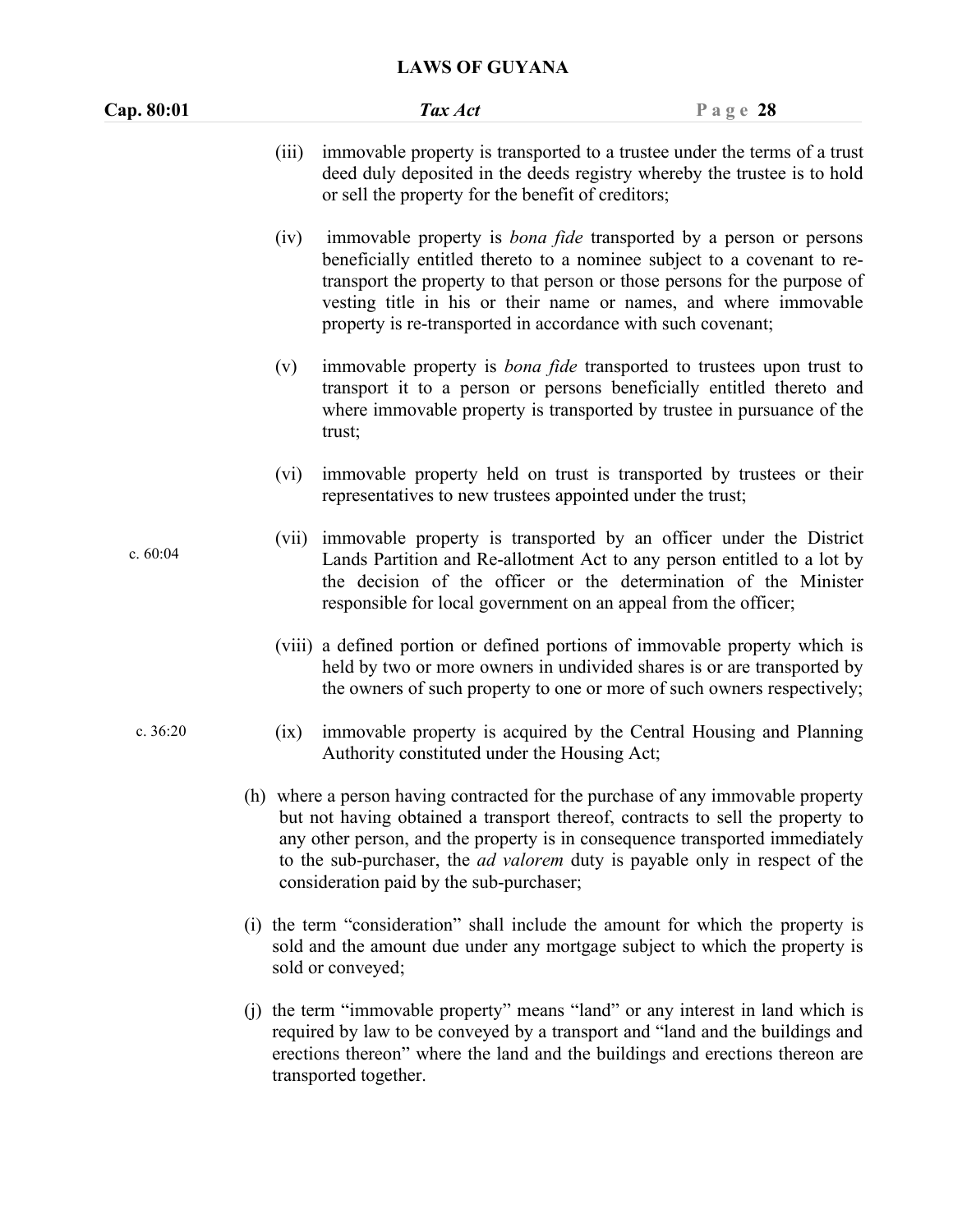(iii) immovable property is transported to a trustee under the terms of a trust deed duly deposited in the deeds registry whereby the trustee is to hold or sell the property for the benefit of creditors;

(iv) immovable property is *bona fide* transported by a person or persons beneficially entitled thereto to a nominee subject to a covenant to re-transport the property to that person or those persons for the purpose of vesting title in his or their name or names, and where immovable property is re-transported in accordance with such covenant;

(v) immovable property is *bona fide* transported to trustees upon trust to transport it to a person or persons beneficially entitled thereto and where immovable property is transported by trustee in pursuance of the trust;

(vi) immovable property held on trust is transported by trustees or their representatives to new trustees appointed under the trust;

c. 60:04

(vii) immovable property is transported by an officer under the District Lands Partition and Re-allotment Act to any person entitled to a lot by the decision of the officer or the determination of the Minister responsible for local government on an appeal from the officer;

(viii) a defined portion or defined portions of immovable property which is held by two or more owners in undivided shares is or are transported by the owners of such property to one or more of such owners respectively;

c. 36:20

(ix) immovable property is acquired by the Central Housing and Planning Authority constituted under the Housing Act;

(h) where a person having contracted for the purchase of any immovable property but not having obtained a transport thereof, contracts to sell the property to any other person, and the property is in consequence transported immediately to the sub-purchaser, the *ad valorem* duty is payable only in respect of the consideration paid by the sub-purchaser;

(i) the term "consideration" shall include the amount for which the property is sold and the amount due under any mortgage subject to which the property is sold or conveyed;

(j) the term "immovable property" means "land" or any interest in land which is required by law to be conveyed by a transport and "land and the buildings and erections thereon" where the land and the buildings and erections thereon are transported together.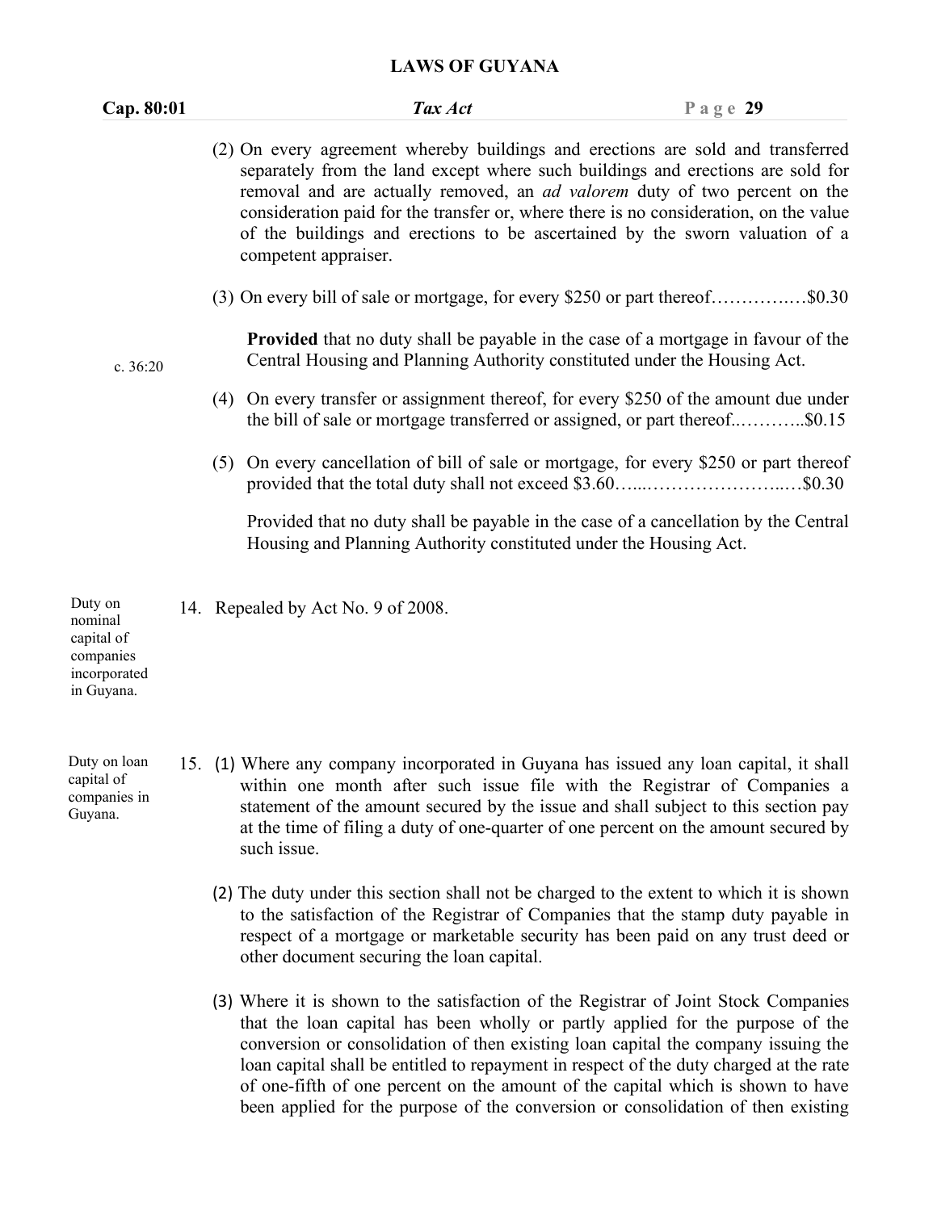(2) On every agreement whereby buildings and erections are sold and transferred separately from the land except where such buildings and erections are sold for removal and are actually removed, an *ad valorem* duty of two percent on the consideration paid for the transfer or, where there is no consideration, on the value of the buildings and erections to be ascertained by the sworn valuation of a competent appraiser.

(3) On every bill of sale or mortgage, for every $250 or part thereof…………..…$0.30

c. 36:20

**Provided** that no duty shall be payable in the case of a mortgage in favour of the Central Housing and Planning Authority constituted under the Housing Act.

(4) On every transfer or assignment thereof, for every $250 of the amount due under the bill of sale or mortgage transferred or assigned, or part thereof..………..$0.15

(5) On every cancellation of bill of sale or mortgage, for every $250 or part thereof provided that the total duty shall not exceed $3.60…...…………………..…$0.30

Provided that no duty shall be payable in the case of a cancellation by the Central Housing and Planning Authority constituted under the Housing Act.

Duty on nominal capital of companies incorporated in Guyana.

14. Repealed by Act No. 9 of 2008.

Duty on loan capital of companies in Guyana.

15. (1) Where any company incorporated in Guyana has issued any loan capital, it shall within one month after such issue file with the Registrar of Companies a statement of the amount secured by the issue and shall subject to this section pay at the time of filing a duty of one-quarter of one percent on the amount secured by such issue.

(2) The duty under this section shall not be charged to the extent to which it is shown to the satisfaction of the Registrar of Companies that the stamp duty payable in respect of a mortgage or marketable security has been paid on any trust deed or other document securing the loan capital.

(3) Where it is shown to the satisfaction of the Registrar of Joint Stock Companies that the loan capital has been wholly or partly applied for the purpose of the conversion or consolidation of then existing loan capital the company issuing the loan capital shall be entitled to repayment in respect of the duty charged at the rate of one-fifth of one percent on the amount of the capital which is shown to have been applied for the purpose of the conversion or consolidation of then existing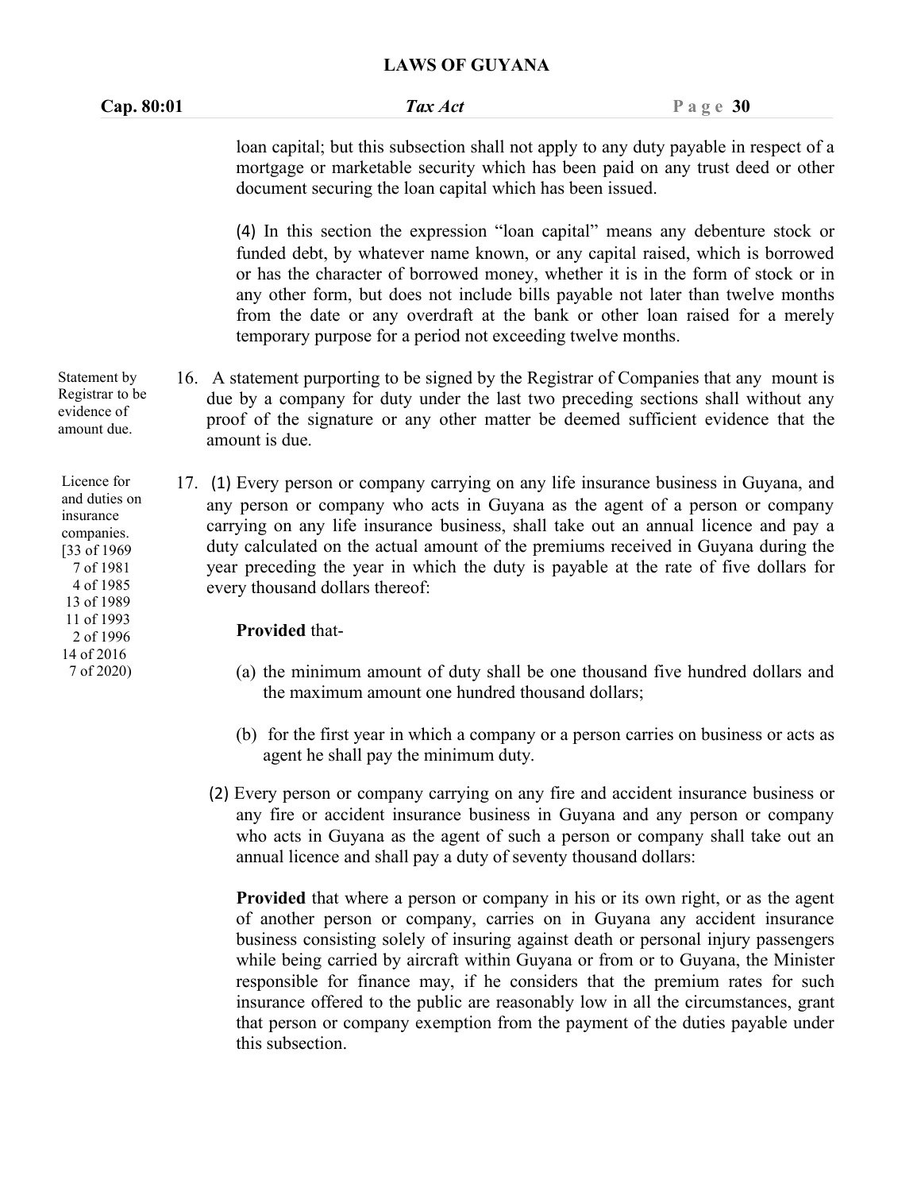loan capital; but this subsection shall not apply to any duty payable in respect of a mortgage or marketable security which has been paid on any trust deed or other document securing the loan capital which has been issued.

(4) In this section the expression "loan capital" means any debenture stock or funded debt, by whatever name known, or any capital raised, which is borrowed or has the character of borrowed money, whether it is in the form of stock or in any other form, but does not include bills payable not later than twelve months from the date or any overdraft at the bank or other loan raised for a merely temporary purpose for a period not exceeding twelve months.

Statement by Registrar to be evidence of amount due.

16. A statement purporting to be signed by the Registrar of Companies that any mount is due by a company for duty under the last two preceding sections shall without any proof of the signature or any other matter be deemed sufficient evidence that the amount is due.

Licence for and duties on insurance companies. [33 of 1969 7 of 1981 4 of 1985 13 of 1989 11 of 1993 2 of 1996 14 of 2016 7 of 2020)

17. (1) Every person or company carrying on any life insurance business in Guyana, and any person or company who acts in Guyana as the agent of a person or company carrying on any life insurance business, shall take out an annual licence and pay a duty calculated on the actual amount of the premiums received in Guyana during the year preceding the year in which the duty is payable at the rate of five dollars for every thousand dollars thereof:

**Provided** that-

(a) the minimum amount of duty shall be one thousand five hundred dollars and the maximum amount one hundred thousand dollars;

(b) for the first year in which a company or a person carries on business or acts as agent he shall pay the minimum duty.

(2) Every person or company carrying on any fire and accident insurance business or any fire or accident insurance business in Guyana and any person or company who acts in Guyana as the agent of such a person or company shall take out an annual licence and shall pay a duty of seventy thousand dollars:

**Provided** that where a person or company in his or its own right, or as the agent of another person or company, carries on in Guyana any accident insurance business consisting solely of insuring against death or personal injury passengers while being carried by aircraft within Guyana or from or to Guyana, the Minister responsible for finance may, if he considers that the premium rates for such insurance offered to the public are reasonably low in all the circumstances, grant that person or company exemption from the payment of the duties payable under this subsection.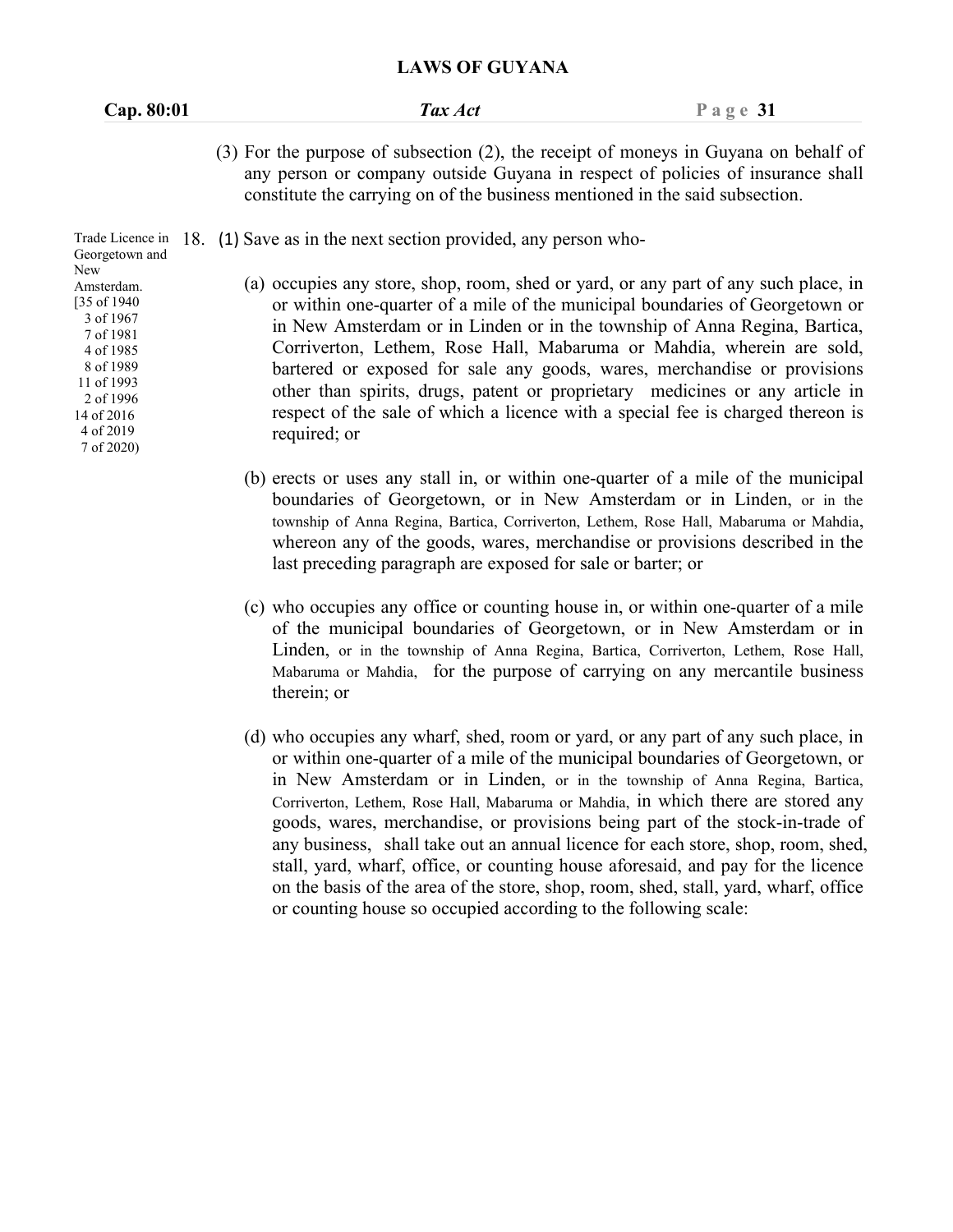(3) For the purpose of subsection (2), the receipt of moneys in Guyana on behalf of any person or company outside Guyana in respect of policies of insurance shall constitute the carrying on of the business mentioned in the said subsection.

Trade Licence in Georgetown and New Amsterdam.
[35 of 1940
3 of 1967
7 of 1981
4 of 1985
8 of 1989
11 of 1993
2 of 1996
14 of 2016
4 of 2019
7 of 2020)

18. (1) Save as in the next section provided, any person who-

(a) occupies any store, shop, room, shed or yard, or any part of any such place, in or within one-quarter of a mile of the municipal boundaries of Georgetown or in New Amsterdam or in Linden or in the township of Anna Regina, Bartica, Corriverton, Lethem, Rose Hall, Mabaruma or Mahdia, wherein are sold, bartered or exposed for sale any goods, wares, merchandise or provisions other than spirits, drugs, patent or proprietary medicines or any article in respect of the sale of which a licence with a special fee is charged thereon is required; or

(b) erects or uses any stall in, or within one-quarter of a mile of the municipal boundaries of Georgetown, or in New Amsterdam or in Linden, or in the township of Anna Regina, Bartica, Corriverton, Lethem, Rose Hall, Mabaruma or Mahdia, whereon any of the goods, wares, merchandise or provisions described in the last preceding paragraph are exposed for sale or barter; or

(c) who occupies any office or counting house in, or within one-quarter of a mile of the municipal boundaries of Georgetown, or in New Amsterdam or in Linden, or in the township of Anna Regina, Bartica, Corriverton, Lethem, Rose Hall, Mabaruma or Mahdia, for the purpose of carrying on any mercantile business therein; or

(d) who occupies any wharf, shed, room or yard, or any part of any such place, in or within one-quarter of a mile of the municipal boundaries of Georgetown, or in New Amsterdam or in Linden, or in the township of Anna Regina, Bartica, Corriverton, Lethem, Rose Hall, Mabaruma or Mahdia, in which there are stored any goods, wares, merchandise, or provisions being part of the stock-in-trade of any business, shall take out an annual licence for each store, shop, room, shed, stall, yard, wharf, office, or counting house aforesaid, and pay for the licence on the basis of the area of the store, shop, room, shed, stall, yard, wharf, office or counting house so occupied according to the following scale: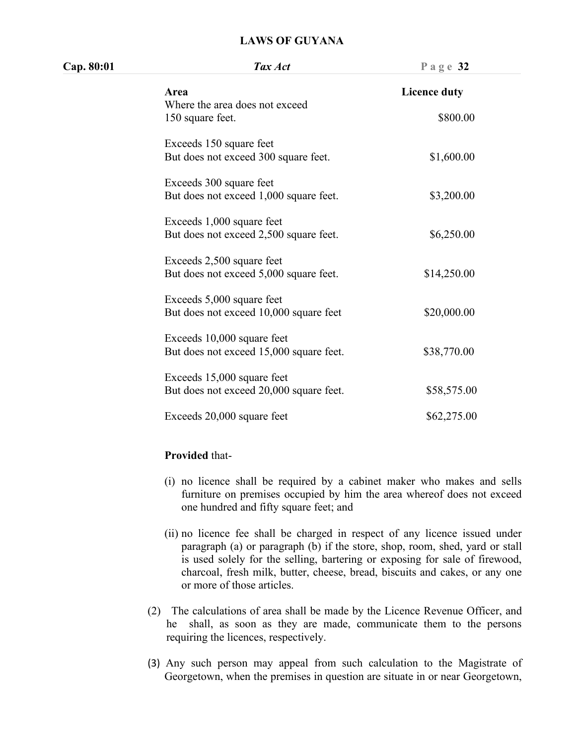| Area | Licence duty |
|---|---|
| Where the area does not exceed 150 square feet. | $800.00 |
| Exceeds 150 square feet But does not exceed 300 square feet. | $1,600.00 |
| Exceeds 300 square feet But does not exceed 1,000 square feet. | $3,200.00 |
| Exceeds 1,000 square feet But does not exceed 2,500 square feet. | $6,250.00 |
| Exceeds 2,500 square feet But does not exceed 5,000 square feet. | $14,250.00 |
| Exceeds 5,000 square feet But does not exceed 10,000 square feet | $20,000.00 |
| Exceeds 10,000 square feet But does not exceed 15,000 square feet. | $38,770.00 |
| Exceeds 15,000 square feet But does not exceed 20,000 square feet. | $58,575.00 |
| Exceeds 20,000 square feet | $62,275.00 |

**Provided** that-

(i) no licence shall be required by a cabinet maker who makes and sells furniture on premises occupied by him the area whereof does not exceed one hundred and fifty square feet; and

(ii) no licence fee shall be charged in respect of any licence issued under paragraph (a) or paragraph (b) if the store, shop, room, shed, yard or stall is used solely for the selling, bartering or exposing for sale of firewood, charcoal, fresh milk, butter, cheese, bread, biscuits and cakes, or any one or more of those articles.

(2) The calculations of area shall be made by the Licence Revenue Officer, and he shall, as soon as they are made, communicate them to the persons requiring the licences, respectively.

(3) Any such person may appeal from such calculation to the Magistrate of Georgetown, when the premises in question are situate in or near Georgetown,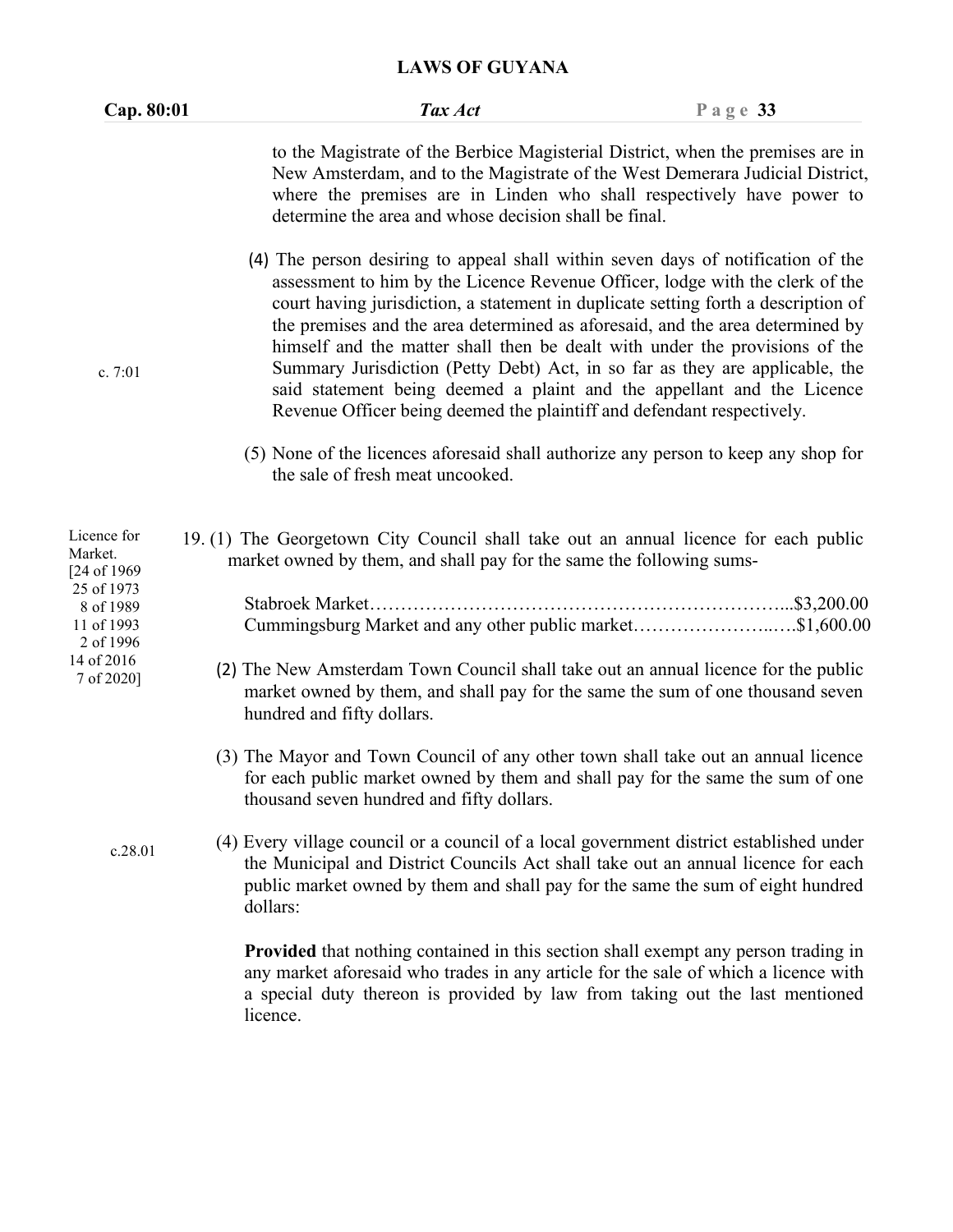to the Magistrate of the Berbice Magisterial District, when the premises are in New Amsterdam, and to the Magistrate of the West Demerara Judicial District, where the premises are in Linden who shall respectively have power to determine the area and whose decision shall be final.

(4) The person desiring to appeal shall within seven days of notification of the assessment to him by the Licence Revenue Officer, lodge with the clerk of the court having jurisdiction, a statement in duplicate setting forth a description of the premises and the area determined as aforesaid, and the area determined by himself and the matter shall then be dealt with under the provisions of the Summary Jurisdiction (Petty Debt) Act, in so far as they are applicable, the said statement being deemed a plaint and the appellant and the Licence Revenue Officer being deemed the plaintiff and defendant respectively.

c. 7:01

(5) None of the licences aforesaid shall authorize any person to keep any shop for the sale of fresh meat uncooked.

Licence for Market. [24 of 1969 25 of 1973 8 of 1989 11 of 1993 2 of 1996 14 of 2016 7 of 2020]

19. (1) The Georgetown City Council shall take out an annual licence for each public market owned by them, and shall pay for the same the following sums-

Stabroek Market…………………………………………………………...$3,200.00
Cummingsburg Market and any other public market…………………..….$1,600.00

(2) The New Amsterdam Town Council shall take out an annual licence for the public market owned by them, and shall pay for the same the sum of one thousand seven hundred and fifty dollars.

(3) The Mayor and Town Council of any other town shall take out an annual licence for each public market owned by them and shall pay for the same the sum of one thousand seven hundred and fifty dollars.

c.28.01

(4) Every village council or a council of a local government district established under the Municipal and District Councils Act shall take out an annual licence for each public market owned by them and shall pay for the same the sum of eight hundred dollars:

**Provided** that nothing contained in this section shall exempt any person trading in any market aforesaid who trades in any article for the sale of which a licence with a special duty thereon is provided by law from taking out the last mentioned licence.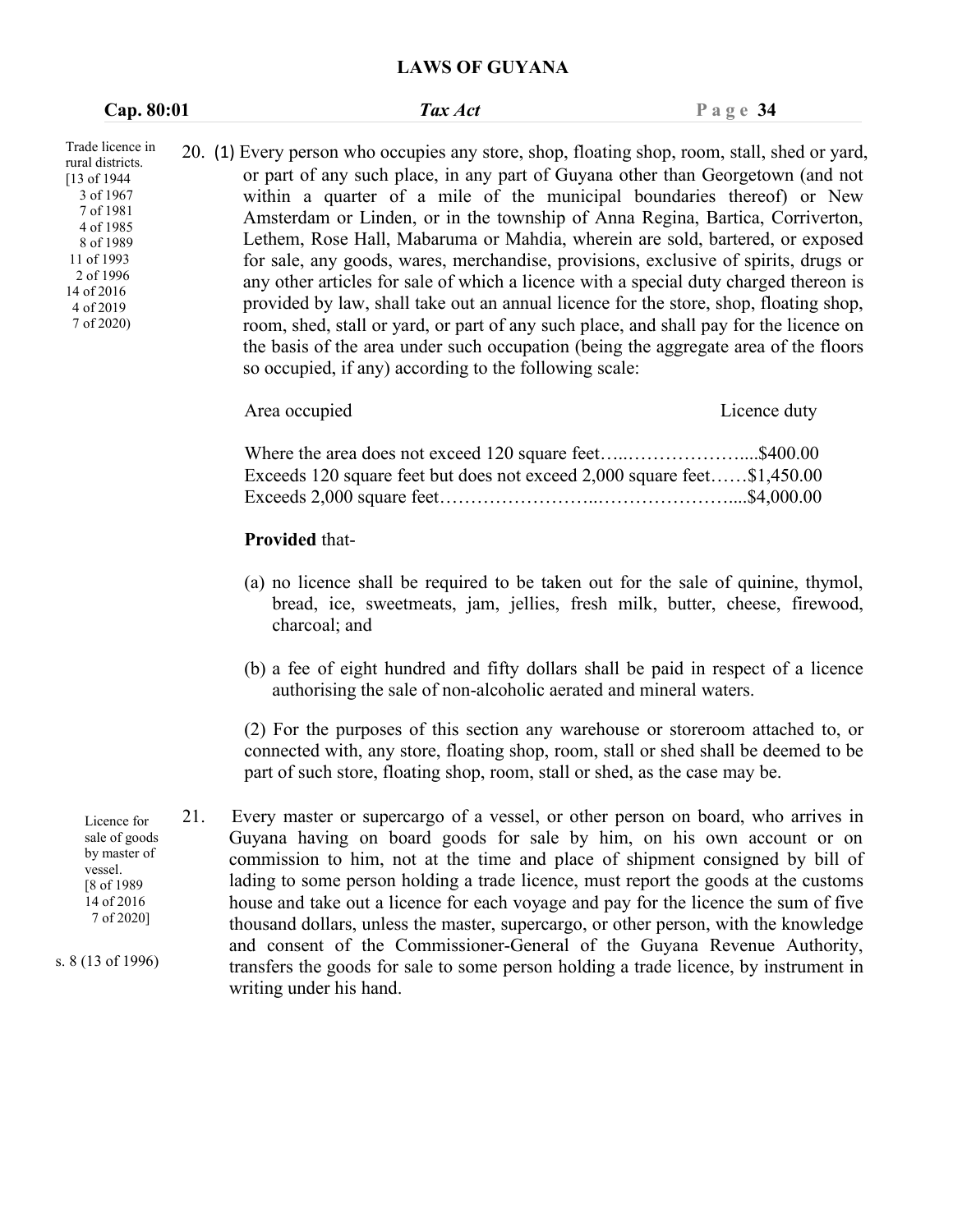Trade licence in rural districts.
[13 of 1944
3 of 1967
7 of 1981
4 of 1985
8 of 1989
11 of 1993
2 of 1996
14 of 2016
4 of 2019
7 of 2020)

20. (1) Every person who occupies any store, shop, floating shop, room, stall, shed or yard, or part of any such place, in any part of Guyana other than Georgetown (and not within a quarter of a mile of the municipal boundaries thereof) or New Amsterdam or Linden, or in the township of Anna Regina, Bartica, Corriverton, Lethem, Rose Hall, Mabaruma or Mahdia, wherein are sold, bartered, or exposed for sale, any goods, wares, merchandise, provisions, exclusive of spirits, drugs or any other articles for sale of which a licence with a special duty charged thereon is provided by law, shall take out an annual licence for the store, shop, floating shop, room, shed, stall or yard, or part of any such place, and shall pay for the licence on the basis of the area under such occupation (being the aggregate area of the floors so occupied, if any) according to the following scale:

| Area occupied | Licence duty |
|---|---|
| Where the area does not exceed 120 square feet | $400.00 |
| Exceeds 120 square feet but does not exceed 2,000 square feet | $1,450.00 |
| Exceeds 2,000 square feet | $4,000.00 |

**Provided** that-

(a) no licence shall be required to be taken out for the sale of quinine, thymol, bread, ice, sweetmeats, jam, jellies, fresh milk, butter, cheese, firewood, charcoal; and

(b) a fee of eight hundred and fifty dollars shall be paid in respect of a licence authorising the sale of non-alcoholic aerated and mineral waters.

(2) For the purposes of this section any warehouse or storeroom attached to, or connected with, any store, floating shop, room, stall or shed shall be deemed to be part of such store, floating shop, room, stall or shed, as the case may be.

Licence for sale of goods by master of vessel.
[8 of 1989
14 of 2016
7 of 2020]

s. 8 (13 of 1996)

21. Every master or supercargo of a vessel, or other person on board, who arrives in Guyana having on board goods for sale by him, on his own account or on commission to him, not at the time and place of shipment consigned by bill of lading to some person holding a trade licence, must report the goods at the customs house and take out a licence for each voyage and pay for the licence the sum of five thousand dollars, unless the master, supercargo, or other person, with the knowledge and consent of the Commissioner-General of the Guyana Revenue Authority, transfers the goods for sale to some person holding a trade licence, by instrument in writing under his hand.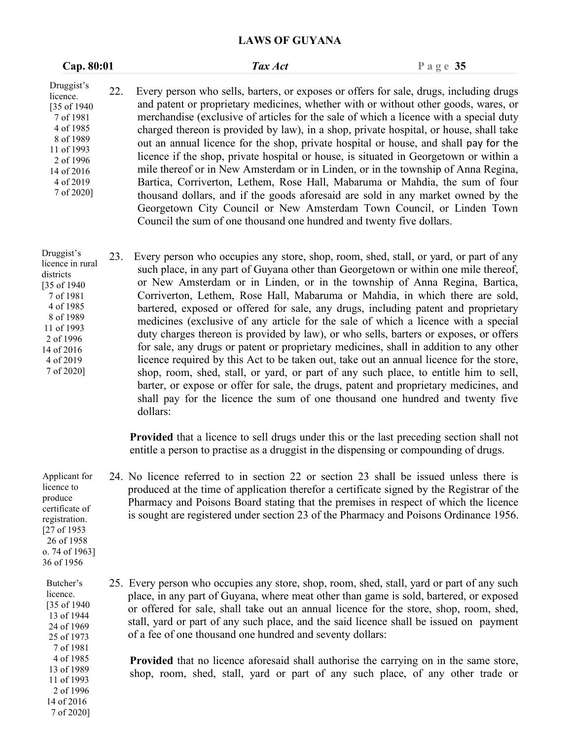Druggist's licence.
[35 of 1940
7 of 1981
4 of 1985
8 of 1989
11 of 1993
2 of 1996
14 of 2016
4 of 2019
7 of 2020]

22. Every person who sells, barters, or exposes or offers for sale, drugs, including drugs and patent or proprietary medicines, whether with or without other goods, wares, or merchandise (exclusive of articles for the sale of which a licence with a special duty charged thereon is provided by law), in a shop, private hospital, or house, shall take out an annual licence for the shop, private hospital or house, and shall pay for the licence if the shop, private hospital or house, is situated in Georgetown or within a mile thereof or in New Amsterdam or in Linden, or in the township of Anna Regina, Bartica, Corriverton, Lethem, Rose Hall, Mabaruma or Mahdia, the sum of four thousand dollars, and if the goods aforesaid are sold in any market owned by the Georgetown City Council or New Amsterdam Town Council, or Linden Town Council the sum of one thousand one hundred and twenty five dollars.

Druggist's licence in rural districts
[35 of 1940
7 of 1981
4 of 1985
8 of 1989
11 of 1993
2 of 1996
14 of 2016
4 of 2019
7 of 2020]

23. Every person who occupies any store, shop, room, shed, stall, or yard, or part of any such place, in any part of Guyana other than Georgetown or within one mile thereof, or New Amsterdam or in Linden, or in the township of Anna Regina, Bartica, Corriverton, Lethem, Rose Hall, Mabaruma or Mahdia, in which there are sold, bartered, exposed or offered for sale, any drugs, including patent and proprietary medicines (exclusive of any article for the sale of which a licence with a special duty charges thereon is provided by law), or who sells, barters or exposes, or offers for sale, any drugs or patent or proprietary medicines, shall in addition to any other licence required by this Act to be taken out, take out an annual licence for the store, shop, room, shed, stall, or yard, or part of any such place, to entitle him to sell, barter, or expose or offer for sale, the drugs, patent and proprietary medicines, and shall pay for the licence the sum of one thousand one hundred and twenty five dollars:

**Provided** that a licence to sell drugs under this or the last preceding section shall not entitle a person to practise as a druggist in the dispensing or compounding of drugs.

Applicant for licence to produce certificate of registration.
[27 of 1953
26 of 1958
o. 74 of 1963]
36 of 1956

24. No licence referred to in section 22 or section 23 shall be issued unless there is produced at the time of application therefor a certificate signed by the Registrar of the Pharmacy and Poisons Board stating that the premises in respect of which the licence is sought are registered under section 23 of the Pharmacy and Poisons Ordinance 1956.

Butcher's licence.
[35 of 1940
13 of 1944
24 of 1969
25 of 1973
7 of 1981
4 of 1985
13 of 1989
11 of 1993
2 of 1996
14 of 2016
7 of 2020]

25. Every person who occupies any store, shop, room, shed, stall, yard or part of any such place, in any part of Guyana, where meat other than game is sold, bartered, or exposed or offered for sale, shall take out an annual licence for the store, shop, room, shed, stall, yard or part of any such place, and the said licence shall be issued on payment of a fee of one thousand one hundred and seventy dollars:

**Provided** that no licence aforesaid shall authorise the carrying on in the same store, shop, room, shed, stall, yard or part of any such place, of any other trade or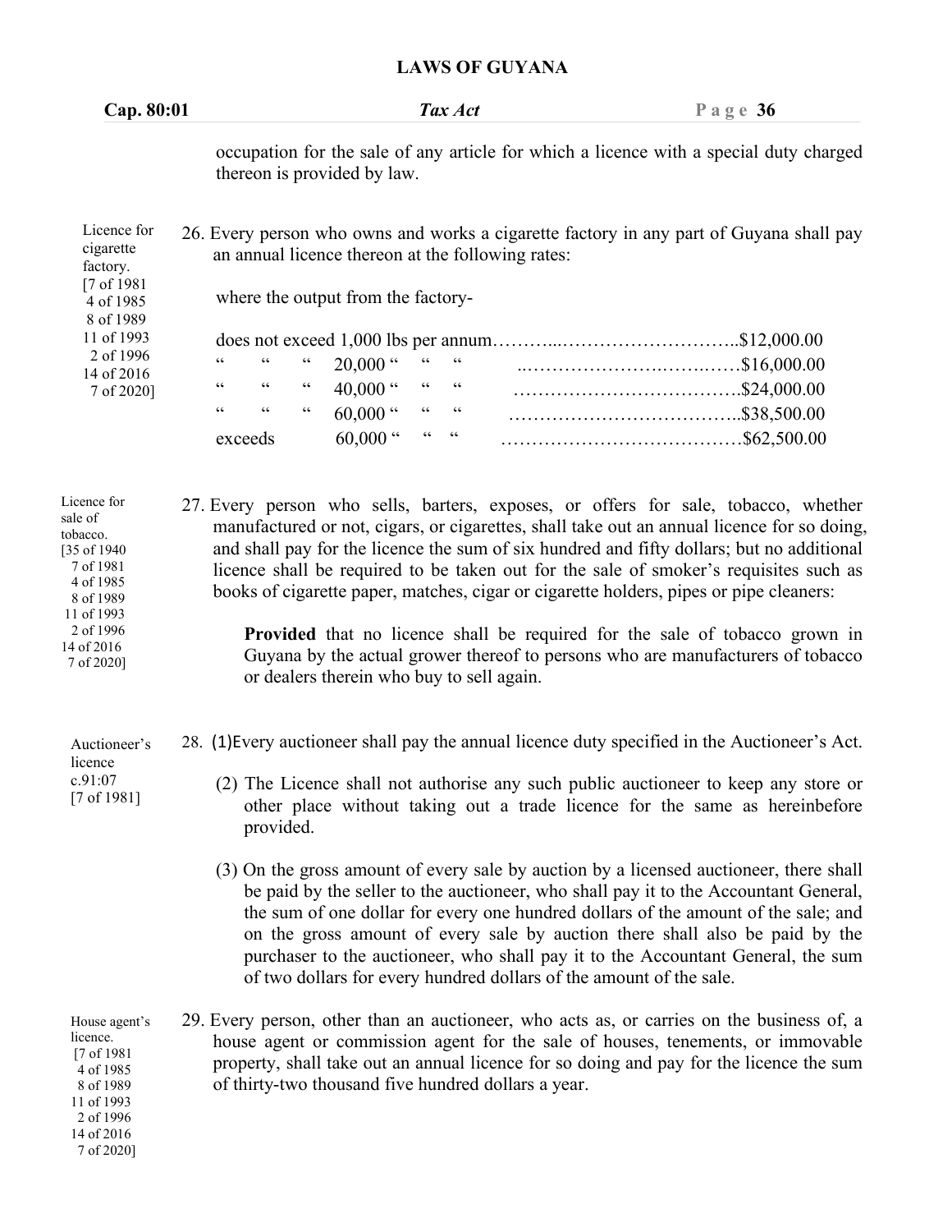occupation for the sale of any article for which a licence with a special duty charged thereon is provided by law.

Licence for cigarette factory.
[7 of 1981
4 of 1985
8 of 1989
11 of 1993
2 of 1996
14 of 2016
7 of 2020]

26. Every person who owns and works a cigarette factory in any part of Guyana shall pay an annual licence thereon at the following rates:

where the output from the factory-

| | |
|---|---|
| does not exceed 1,000 lbs per annum | $12,000.00 |
| " " " 20,000 " " " | $16,000.00 |
| " " " 40,000 " " " | $24,000.00 |
| " " " 60,000 " " " | $38,500.00 |
| exceeds 60,000 " " " | $62,500.00 |

Licence for sale of tobacco.
[35 of 1940
7 of 1981
4 of 1985
8 of 1989
11 of 1993
2 of 1996
14 of 2016
7 of 2020]

27. Every person who sells, barters, exposes, or offers for sale, tobacco, whether manufactured or not, cigars, or cigarettes, shall take out an annual licence for so doing, and shall pay for the licence the sum of six hundred and fifty dollars; but no additional licence shall be required to be taken out for the sale of smoker's requisites such as books of cigarette paper, matches, cigar or cigarette holders, pipes or pipe cleaners:

**Provided** that no licence shall be required for the sale of tobacco grown in Guyana by the actual grower thereof to persons who are manufacturers of tobacco or dealers therein who buy to sell again.

Auctioneer's licence
c.91:07
[7 of 1981]

28. (1)Every auctioneer shall pay the annual licence duty specified in the Auctioneer's Act.

(2) The Licence shall not authorise any such public auctioneer to keep any store or other place without taking out a trade licence for the same as hereinbefore provided.

(3) On the gross amount of every sale by auction by a licensed auctioneer, there shall be paid by the seller to the auctioneer, who shall pay it to the Accountant General, the sum of one dollar for every one hundred dollars of the amount of the sale; and on the gross amount of every sale by auction there shall also be paid by the purchaser to the auctioneer, who shall pay it to the Accountant General, the sum of two dollars for every hundred dollars of the amount of the sale.

House agent's licence.
[7 of 1981
4 of 1985
8 of 1989
11 of 1993
2 of 1996
14 of 2016
7 of 2020]

29. Every person, other than an auctioneer, who acts as, or carries on the business of, a house agent or commission agent for the sale of houses, tenements, or immovable property, shall take out an annual licence for so doing and pay for the licence the sum of thirty-two thousand five hundred dollars a year.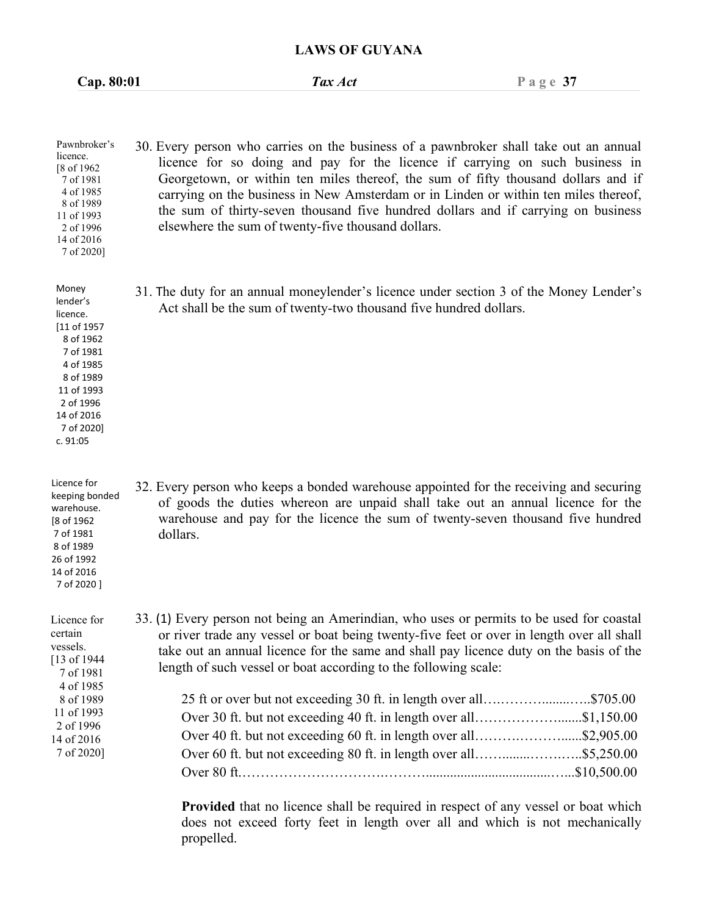Pawnbroker's licence.
[8 of 1962
7 of 1981
4 of 1985
8 of 1989
11 of 1993
2 of 1996
14 of 2016
7 of 2020]

30. Every person who carries on the business of a pawnbroker shall take out an annual licence for so doing and pay for the licence if carrying on such business in Georgetown, or within ten miles thereof, the sum of fifty thousand dollars and if carrying on the business in New Amsterdam or in Linden or within ten miles thereof, the sum of thirty-seven thousand five hundred dollars and if carrying on business elsewhere the sum of twenty-five thousand dollars.

Money lender's licence.
[11 of 1957
8 of 1962
7 of 1981
4 of 1985
8 of 1989
11 of 1993
2 of 1996
14 of 2016
7 of 2020]
c. 91:05

31. The duty for an annual moneylender's licence under section 3 of the Money Lender's Act shall be the sum of twenty-two thousand five hundred dollars.

Licence for keeping bonded warehouse.
[8 of 1962
7 of 1981
8 of 1989
26 of 1992
14 of 2016
7 of 2020 ]

32. Every person who keeps a bonded warehouse appointed for the receiving and securing of goods the duties whereon are unpaid shall take out an annual licence for the warehouse and pay for the licence the sum of twenty-seven thousand five hundred dollars.

Licence for certain vessels.
[13 of 1944
7 of 1981
4 of 1985
8 of 1989
11 of 1993
2 of 1996
14 of 2016
7 of 2020]

33. (1) Every person not being an Amerindian, who uses or permits to be used for coastal or river trade any vessel or boat being twenty-five feet or over in length over all shall take out an annual licence for the same and shall pay licence duty on the basis of the length of such vessel or boat according to the following scale:

25 ft or over but not exceeding 30 ft. in length over all……………..……..$705.00
Over 30 ft. but not exceeding 40 ft. in length over all……………….......$1,150.00
Over 40 ft. but not exceeding 60 ft. in length over all……….……….......$2,905.00
Over 60 ft. but not exceeding 80 ft. in length over all……........……..…..$5,250.00
Over 80 ft.…………………………………….....................................…...$10,500.00

**Provided** that no licence shall be required in respect of any vessel or boat which does not exceed forty feet in length over all and which is not mechanically propelled.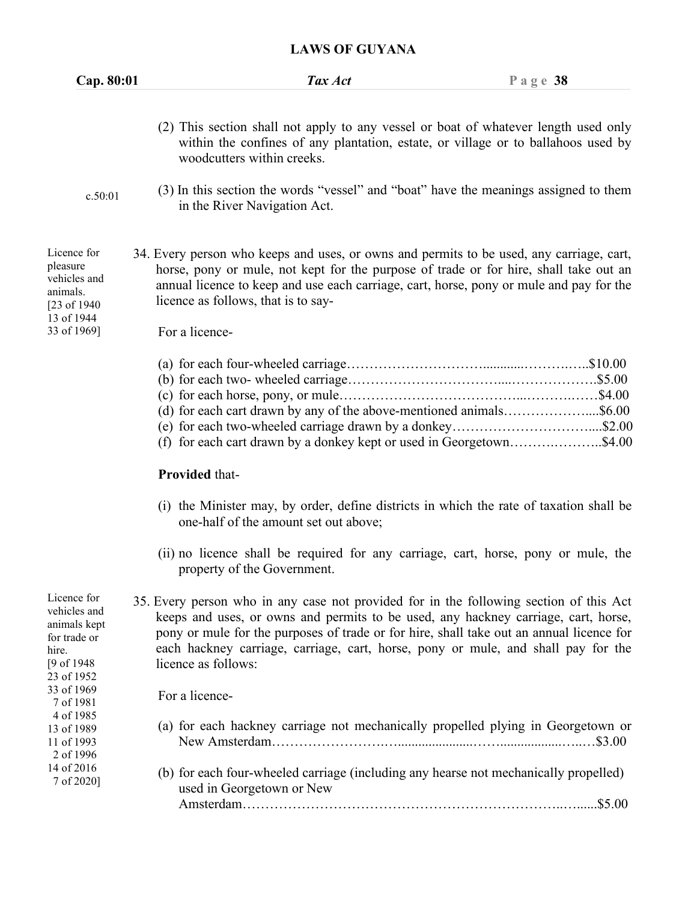(2) This section shall not apply to any vessel or boat of whatever length used only within the confines of any plantation, estate, or village or to ballahoos used by woodcutters within creeks.

c.50:01

(3) In this section the words "vessel" and "boat" have the meanings assigned to them in the River Navigation Act.

Licence for pleasure vehicles and animals. [23 of 1940 13 of 1944 33 of 1969]

34. Every person who keeps and uses, or owns and permits to be used, any carriage, cart, horse, pony or mule, not kept for the purpose of trade or for hire, shall take out an annual licence to keep and use each carriage, cart, horse, pony or mule and pay for the licence as follows, that is to say-

For a licence-

(a) for each four-wheeled carriage……………………………..........………..…..$10.00
(b) for each two- wheeled carriage……………………………....……………….$5.00
(c) for each horse, pony, or mule…………………………………...……….……$4.00
(d) for each cart drawn by any of the above-mentioned animals………………....$6.00
(e) for each two-wheeled carriage drawn by a donkey…………………………....$2.00
(f) for each cart drawn by a donkey kept or used in Georgetown……….………..$4.00

**Provided** that-

(i) the Minister may, by order, define districts in which the rate of taxation shall be one-half of the amount set out above;

(ii) no licence shall be required for any carriage, cart, horse, pony or mule, the property of the Government.

Licence for vehicles and animals kept for trade or hire. [9 of 1948 23 of 1952 33 of 1969 7 of 1981 4 of 1985 13 of 1989 11 of 1993 2 of 1996 14 of 2016 7 of 2020]

35. Every person who in any case not provided for in the following section of this Act keeps and uses, or owns and permits to be used, any hackney carriage, cart, horse, pony or mule for the purposes of trade or for hire, shall take out an annual licence for each hackney carriage, carriage, cart, horse, pony or mule, and shall pay for the licence as follows:

For a licence-

(a) for each hackney carriage not mechanically propelled plying in Georgetown or New Amsterdam……………………......................……..................…..…$3.00

(b) for each four-wheeled carriage (including any hearse not mechanically propelled) used in Georgetown or New Amsterdam……………………………………………………………..…......$5.00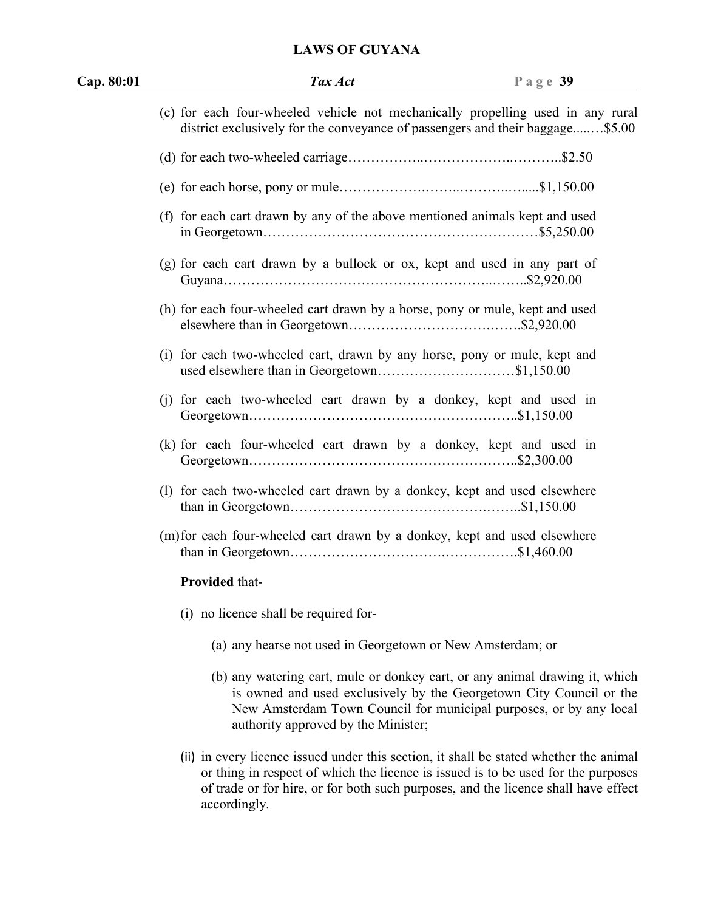(c) for each four-wheeled vehicle not mechanically propelling used in any rural district exclusively for the conveyance of passengers and their baggage......$5.00

(d) for each two-wheeled carriage……………..………………..………..$2.50

(e) for each horse, pony or mule……………….……..………..…....$1,150.00

(f) for each cart drawn by any of the above mentioned animals kept and used in Georgetown…………………………………………………$5,250.00

(g) for each cart drawn by a bullock or ox, kept and used in any part of Guyana………………………………………………..……..$2,920.00

(h) for each four-wheeled cart drawn by a horse, pony or mule, kept and used elsewhere than in Georgetown……………………….…….$2,920.00

(i) for each two-wheeled cart, drawn by any horse, pony or mule, kept and used elsewhere than in Georgetown…………………………$1,150.00

(j) for each two-wheeled cart drawn by a donkey, kept and used in Georgetown………………………………………………..$1,150.00

(k) for each four-wheeled cart drawn by a donkey, kept and used in Georgetown………………………………………………..$2,300.00

(l) for each two-wheeled cart drawn by a donkey, kept and used elsewhere than in Georgetown……………………………….……..$1,150.00

(m) for each four-wheeled cart drawn by a donkey, kept and used elsewhere than in Georgetown…………………………..…………….$1,460.00

**Provided** that-

(i) no licence shall be required for-

(a) any hearse not used in Georgetown or New Amsterdam; or

(b) any watering cart, mule or donkey cart, or any animal drawing it, which is owned and used exclusively by the Georgetown City Council or the New Amsterdam Town Council for municipal purposes, or by any local authority approved by the Minister;

(ii) in every licence issued under this section, it shall be stated whether the animal or thing in respect of which the licence is issued is to be used for the purposes of trade or for hire, or for both such purposes, and the licence shall have effect accordingly.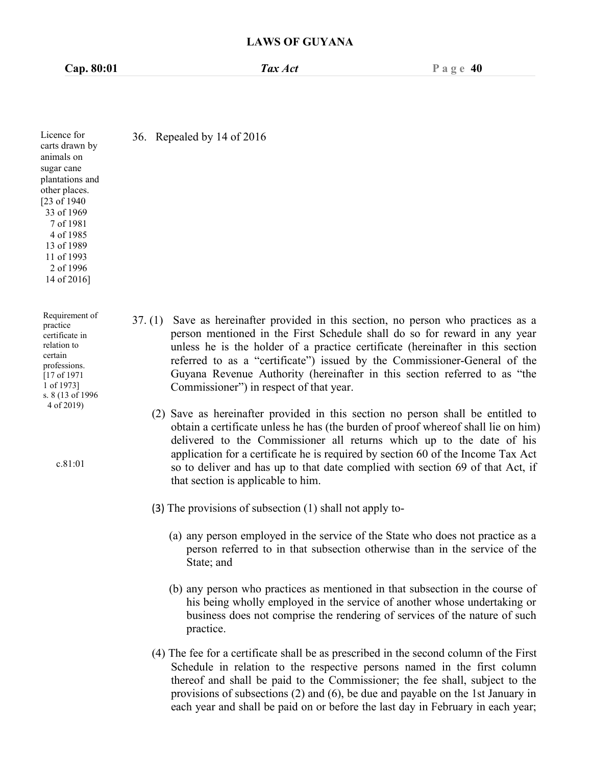Licence for carts drawn by animals on sugar cane plantations and other places. [23 of 1940 33 of 1969 7 of 1981 4 of 1985 13 of 1989 11 of 1993 2 of 1996 14 of 2016]

36. Repealed by 14 of 2016

Requirement of practice certificate in relation to certain professions. [17 of 1971 1 of 1973] s. 8 (13 of 1996 4 of 2019)

37. (1) Save as hereinafter provided in this section, no person who practices as a person mentioned in the First Schedule shall do so for reward in any year unless he is the holder of a practice certificate (hereinafter in this section referred to as a "certificate") issued by the Commissioner-General of the Guyana Revenue Authority (hereinafter in this section referred to as "the Commissioner") in respect of that year.

(2) Save as hereinafter provided in this section no person shall be entitled to obtain a certificate unless he has (the burden of proof whereof shall lie on him) delivered to the Commissioner all returns which up to the date of his application for a certificate he is required by section 60 of the Income Tax Act so to deliver and has up to that date complied with section 69 of that Act, if that section is applicable to him.

c.81:01

(3) The provisions of subsection (1) shall not apply to-

(a) any person employed in the service of the State who does not practice as a person referred to in that subsection otherwise than in the service of the State; and

(b) any person who practices as mentioned in that subsection in the course of his being wholly employed in the service of another whose undertaking or business does not comprise the rendering of services of the nature of such practice.

(4) The fee for a certificate shall be as prescribed in the second column of the First Schedule in relation to the respective persons named in the first column thereof and shall be paid to the Commissioner; the fee shall, subject to the provisions of subsections (2) and (6), be due and payable on the 1st January in each year and shall be paid on or before the last day in February in each year;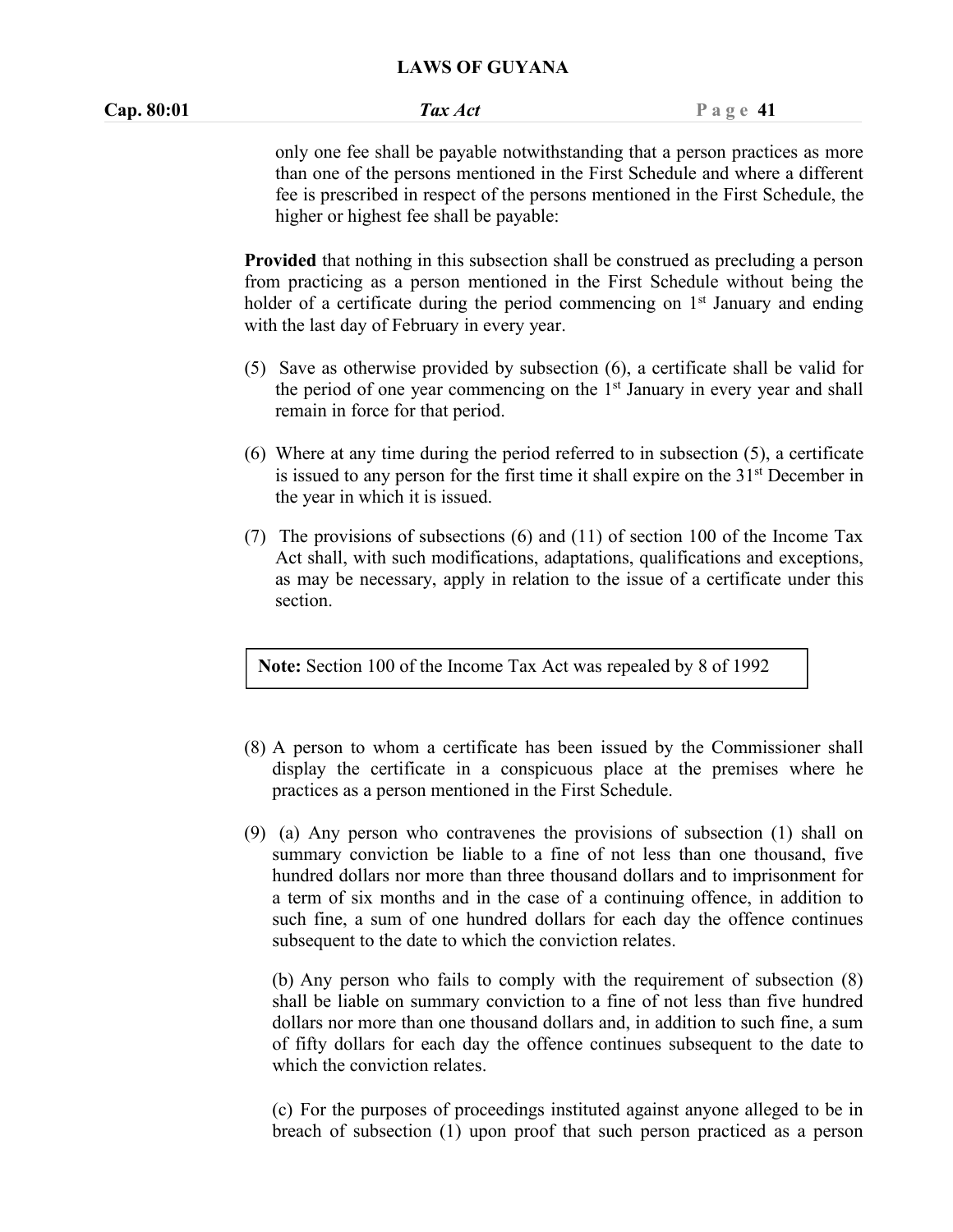only one fee shall be payable notwithstanding that a person practices as more than one of the persons mentioned in the First Schedule and where a different fee is prescribed in respect of the persons mentioned in the First Schedule, the higher or highest fee shall be payable:

**Provided** that nothing in this subsection shall be construed as precluding a person from practicing as a person mentioned in the First Schedule without being the holder of a certificate during the period commencing on 1st January and ending with the last day of February in every year.

(5) Save as otherwise provided by subsection (6), a certificate shall be valid for the period of one year commencing on the 1st January in every year and shall remain in force for that period.

(6) Where at any time during the period referred to in subsection (5), a certificate is issued to any person for the first time it shall expire on the 31st December in the year in which it is issued.

(7) The provisions of subsections (6) and (11) of section 100 of the Income Tax Act shall, with such modifications, adaptations, qualifications and exceptions, as may be necessary, apply in relation to the issue of a certificate under this section.

**Note:** Section 100 of the Income Tax Act was repealed by 8 of 1992

(8) A person to whom a certificate has been issued by the Commissioner shall display the certificate in a conspicuous place at the premises where he practices as a person mentioned in the First Schedule.

(9) (a) Any person who contravenes the provisions of subsection (1) shall on summary conviction be liable to a fine of not less than one thousand, five hundred dollars nor more than three thousand dollars and to imprisonment for a term of six months and in the case of a continuing offence, in addition to such fine, a sum of one hundred dollars for each day the offence continues subsequent to the date to which the conviction relates.

(b) Any person who fails to comply with the requirement of subsection (8) shall be liable on summary conviction to a fine of not less than five hundred dollars nor more than one thousand dollars and, in addition to such fine, a sum of fifty dollars for each day the offence continues subsequent to the date to which the conviction relates.

(c) For the purposes of proceedings instituted against anyone alleged to be in breach of subsection (1) upon proof that such person practiced as a person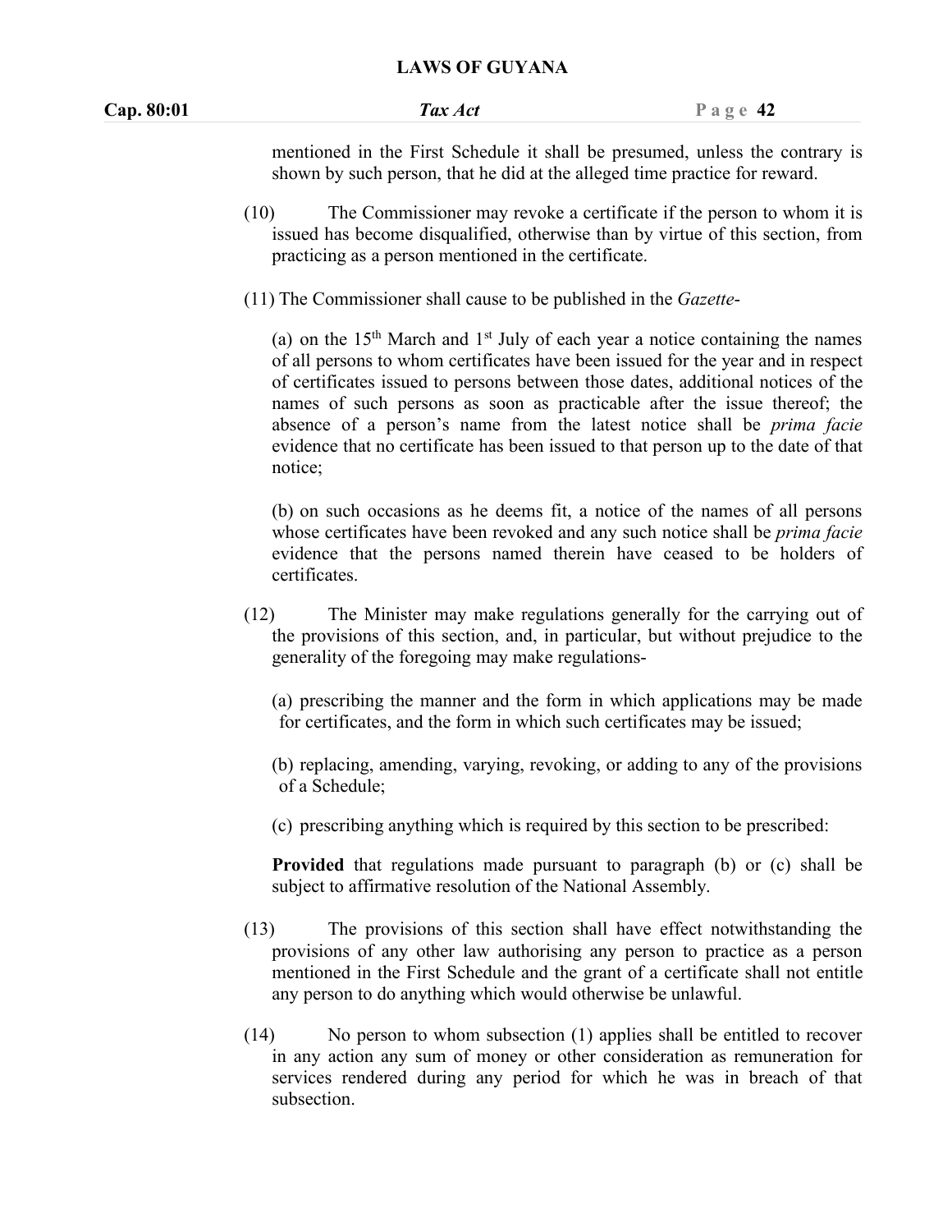mentioned in the First Schedule it shall be presumed, unless the contrary is shown by such person, that he did at the alleged time practice for reward.

(10) The Commissioner may revoke a certificate if the person to whom it is issued has become disqualified, otherwise than by virtue of this section, from practicing as a person mentioned in the certificate.

(11) The Commissioner shall cause to be published in the *Gazette*-

(a) on the 15th March and 1st July of each year a notice containing the names of all persons to whom certificates have been issued for the year and in respect of certificates issued to persons between those dates, additional notices of the names of such persons as soon as practicable after the issue thereof; the absence of a person's name from the latest notice shall be *prima facie* evidence that no certificate has been issued to that person up to the date of that notice;

(b) on such occasions as he deems fit, a notice of the names of all persons whose certificates have been revoked and any such notice shall be *prima facie* evidence that the persons named therein have ceased to be holders of certificates.

(12) The Minister may make regulations generally for the carrying out of the provisions of this section, and, in particular, but without prejudice to the generality of the foregoing may make regulations-

(a) prescribing the manner and the form in which applications may be made for certificates, and the form in which such certificates may be issued;

(b) replacing, amending, varying, revoking, or adding to any of the provisions of a Schedule;

(c) prescribing anything which is required by this section to be prescribed:

**Provided** that regulations made pursuant to paragraph (b) or (c) shall be subject to affirmative resolution of the National Assembly.

(13) The provisions of this section shall have effect notwithstanding the provisions of any other law authorising any person to practice as a person mentioned in the First Schedule and the grant of a certificate shall not entitle any person to do anything which would otherwise be unlawful.

(14) No person to whom subsection (1) applies shall be entitled to recover in any action any sum of money or other consideration as remuneration for services rendered during any period for which he was in breach of that subsection.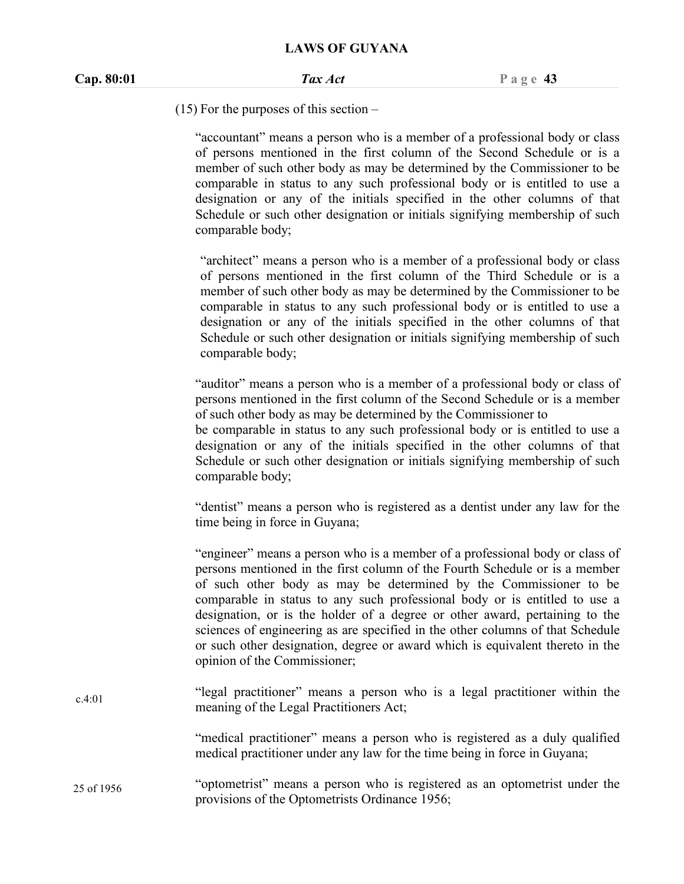(15) For the purposes of this section –

"accountant" means a person who is a member of a professional body or class of persons mentioned in the first column of the Second Schedule or is a member of such other body as may be determined by the Commissioner to be comparable in status to any such professional body or is entitled to use a designation or any of the initials specified in the other columns of that Schedule or such other designation or initials signifying membership of such comparable body;

"architect" means a person who is a member of a professional body or class of persons mentioned in the first column of the Third Schedule or is a member of such other body as may be determined by the Commissioner to be comparable in status to any such professional body or is entitled to use a designation or any of the initials specified in the other columns of that Schedule or such other designation or initials signifying membership of such comparable body;

"auditor" means a person who is a member of a professional body or class of persons mentioned in the first column of the Second Schedule or is a member of such other body as may be determined by the Commissioner to be comparable in status to any such professional body or is entitled to use a designation or any of the initials specified in the other columns of that Schedule or such other designation or initials signifying membership of such comparable body;

"dentist" means a person who is registered as a dentist under any law for the time being in force in Guyana;

"engineer" means a person who is a member of a professional body or class of persons mentioned in the first column of the Fourth Schedule or is a member of such other body as may be determined by the Commissioner to be comparable in status to any such professional body or is entitled to use a designation, or is the holder of a degree or other award, pertaining to the sciences of engineering as are specified in the other columns of that Schedule or such other designation, degree or award which is equivalent thereto in the opinion of the Commissioner;

c.4:01

"legal practitioner" means a person who is a legal practitioner within the meaning of the Legal Practitioners Act;

"medical practitioner" means a person who is registered as a duly qualified medical practitioner under any law for the time being in force in Guyana;

25 of 1956

"optometrist" means a person who is registered as an optometrist under the provisions of the Optometrists Ordinance 1956;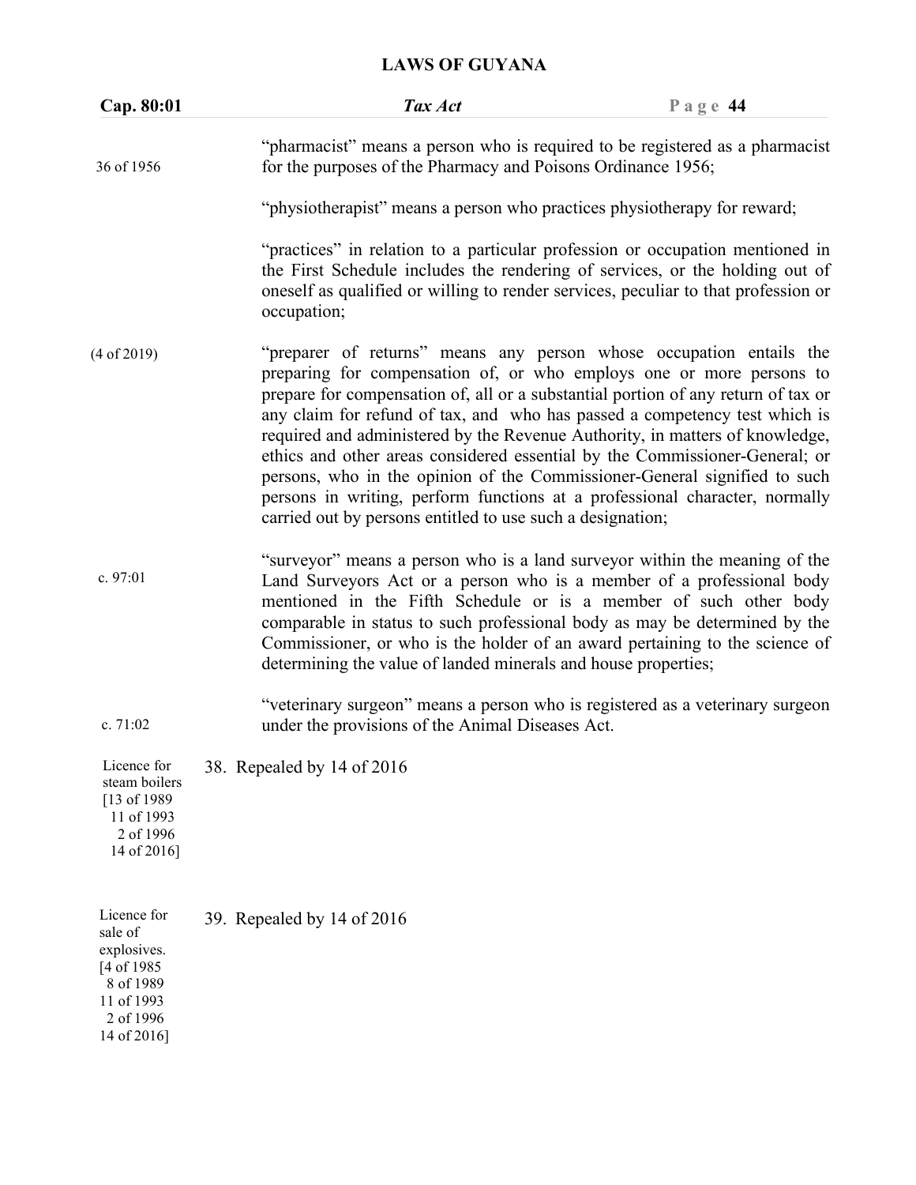36 of 1956

"pharmacist" means a person who is required to be registered as a pharmacist for the purposes of the Pharmacy and Poisons Ordinance 1956;

"physiotherapist" means a person who practices physiotherapy for reward;

"practices" in relation to a particular profession or occupation mentioned in the First Schedule includes the rendering of services, or the holding out of oneself as qualified or willing to render services, peculiar to that profession or occupation;

(4 of 2019)

"preparer of returns" means any person whose occupation entails the preparing for compensation of, or who employs one or more persons to prepare for compensation of, all or a substantial portion of any return of tax or any claim for refund of tax, and who has passed a competency test which is required and administered by the Revenue Authority, in matters of knowledge, ethics and other areas considered essential by the Commissioner-General; or persons, who in the opinion of the Commissioner-General signified to such persons in writing, perform functions at a professional character, normally carried out by persons entitled to use such a designation;

c. 97:01

"surveyor" means a person who is a land surveyor within the meaning of the Land Surveyors Act or a person who is a member of a professional body mentioned in the Fifth Schedule or is a member of such other body comparable in status to such professional body as may be determined by the Commissioner, or who is the holder of an award pertaining to the science of determining the value of landed minerals and house properties;

c. 71:02

"veterinary surgeon" means a person who is registered as a veterinary surgeon under the provisions of the Animal Diseases Act.

Licence for steam boilers [13 of 1989 11 of 1993 2 of 1996 14 of 2016]

38. Repealed by 14 of 2016

Licence for sale of explosives. [4 of 1985 8 of 1989 11 of 1993 2 of 1996 14 of 2016]

39. Repealed by 14 of 2016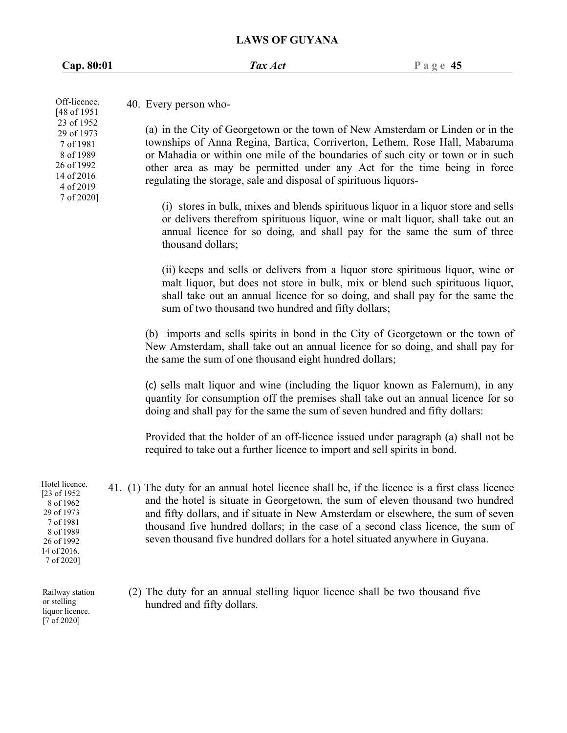Off-licence.
[48 of 1951
23 of 1952
29 of 1973
7 of 1981
8 of 1989
26 of 1992
14 of 2016
4 of 2019
7 of 2020]

40. Every person who-

(a) in the City of Georgetown or the town of New Amsterdam or Linden or in the townships of Anna Regina, Bartica, Corriverton, Lethem, Rose Hall, Mabaruma or Mahadia or within one mile of the boundaries of such city or town or in such other area as may be permitted under any Act for the time being in force regulating the storage, sale and disposal of spirituous liquors-

(i) stores in bulk, mixes and blends spirituous liquor in a liquor store and sells or delivers therefrom spirituous liquor, wine or malt liquor, shall take out an annual licence for so doing, and shall pay for the same the sum of three thousand dollars;

(ii) keeps and sells or delivers from a liquor store spirituous liquor, wine or malt liquor, but does not store in bulk, mix or blend such spirituous liquor, shall take out an annual licence for so doing, and shall pay for the same the sum of two thousand two hundred and fifty dollars;

(b) imports and sells spirits in bond in the City of Georgetown or the town of New Amsterdam, shall take out an annual licence for so doing, and shall pay for the same the sum of one thousand eight hundred dollars;

(c) sells malt liquor and wine (including the liquor known as Falernum), in any quantity for consumption off the premises shall take out an annual licence for so doing and shall pay for the same the sum of seven hundred and fifty dollars:

Provided that the holder of an off-licence issued under paragraph (a) shall not be required to take out a further licence to import and sell spirits in bond.

Hotel licence.
[23 of 1952
8 of 1962
29 of 1973
7 of 1981
8 of 1989
26 of 1992
14 of 2016.
7 of 2020]

41. (1) The duty for an annual hotel licence shall be, if the licence is a first class licence and the hotel is situate in Georgetown, the sum of eleven thousand two hundred and fifty dollars, and if situate in New Amsterdam or elsewhere, the sum of seven thousand five hundred dollars; in the case of a second class licence, the sum of seven thousand five hundred dollars for a hotel situated anywhere in Guyana.

Railway station or stelling liquor licence.
[7 of 2020]

(2) The duty for an annual stelling liquor licence shall be two thousand five hundred and fifty dollars.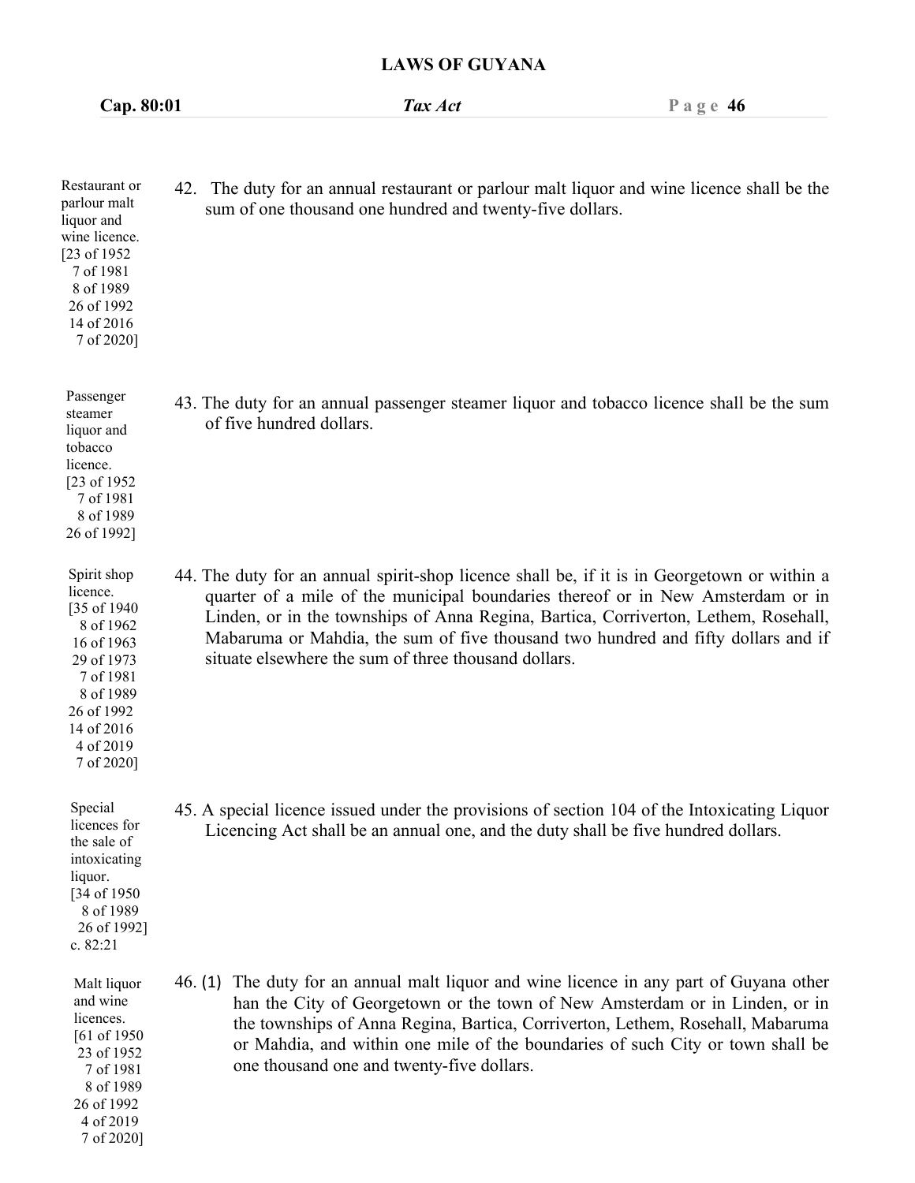Restaurant or parlour malt liquor and wine licence.
[23 of 1952
7 of 1981
8 of 1989
26 of 1992
14 of 2016
7 of 2020]

42. The duty for an annual restaurant or parlour malt liquor and wine licence shall be the sum of one thousand one hundred and twenty-five dollars.

Passenger steamer liquor and tobacco licence.
[23 of 1952
7 of 1981
8 of 1989
26 of 1992]

43. The duty for an annual passenger steamer liquor and tobacco licence shall be the sum of five hundred dollars.

Spirit shop licence.
[35 of 1940
8 of 1962
16 of 1963
29 of 1973
7 of 1981
8 of 1989
26 of 1992
14 of 2016
4 of 2019
7 of 2020]

44. The duty for an annual spirit-shop licence shall be, if it is in Georgetown or within a quarter of a mile of the municipal boundaries thereof or in New Amsterdam or in Linden, or in the townships of Anna Regina, Bartica, Corriverton, Lethem, Rosehall, Mabaruma or Mahdia, the sum of five thousand two hundred and fifty dollars and if situate elsewhere the sum of three thousand dollars.

Special licences for the sale of intoxicating liquor.
[34 of 1950
8 of 1989
26 of 1992]
c. 82:21

45. A special licence issued under the provisions of section 104 of the Intoxicating Liquor Licencing Act shall be an annual one, and the duty shall be five hundred dollars.

Malt liquor and wine licences.
[61 of 1950
23 of 1952
7 of 1981
8 of 1989
26 of 1992
4 of 2019
7 of 2020]

46. (1) The duty for an annual malt liquor and wine licence in any part of Guyana other han the City of Georgetown or the town of New Amsterdam or in Linden, or in the townships of Anna Regina, Bartica, Corriverton, Lethem, Rosehall, Mabaruma or Mahdia, and within one mile of the boundaries of such City or town shall be one thousand one and twenty-five dollars.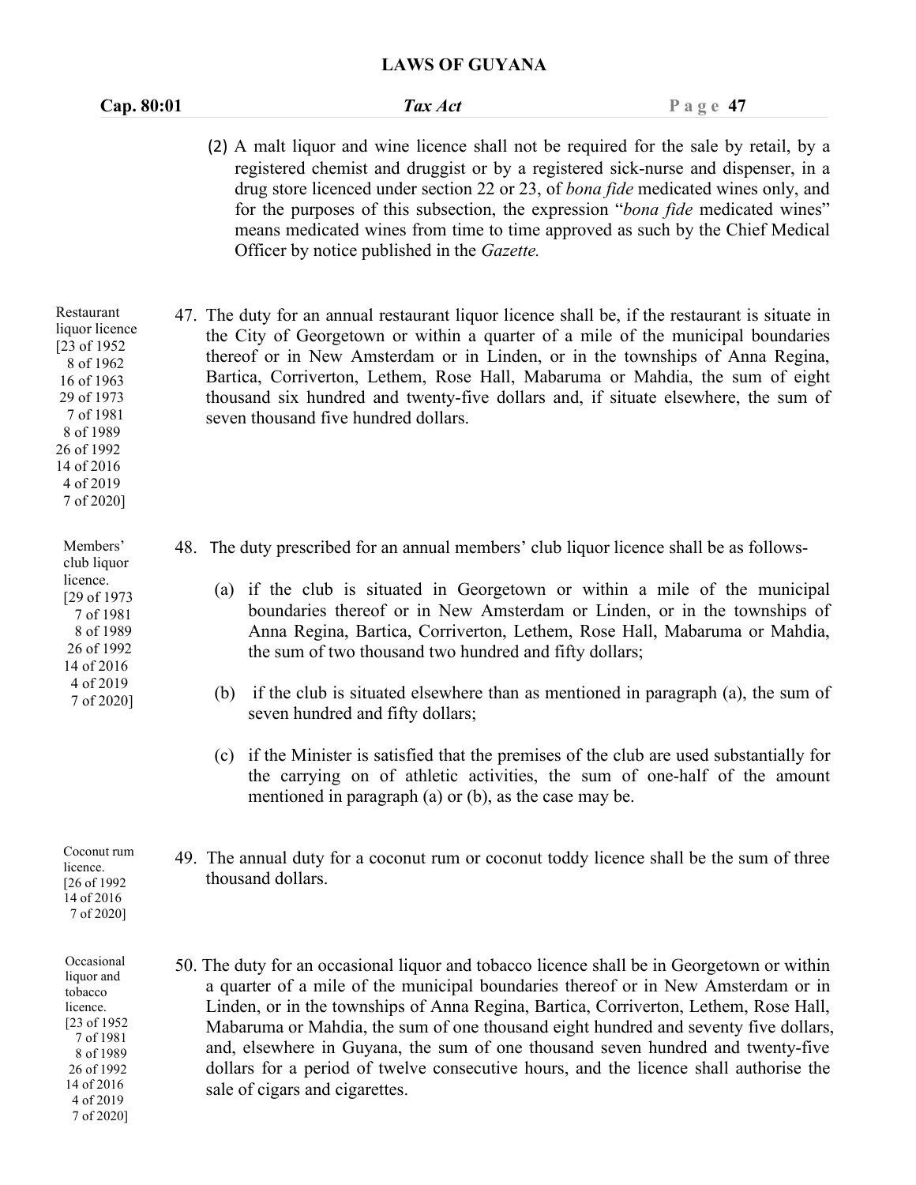(2) A malt liquor and wine licence shall not be required for the sale by retail, by a registered chemist and druggist or by a registered sick-nurse and dispenser, in a drug store licenced under section 22 or 23, of *bona fide* medicated wines only, and for the purposes of this subsection, the expression "*bona fide* medicated wines" means medicated wines from time to time approved as such by the Chief Medical Officer by notice published in the *Gazette.*

Restaurant liquor licence [23 of 1952 8 of 1962 16 of 1963 29 of 1973 7 of 1981 8 of 1989 26 of 1992 14 of 2016 4 of 2019 7 of 2020]

47. The duty for an annual restaurant liquor licence shall be, if the restaurant is situate in the City of Georgetown or within a quarter of a mile of the municipal boundaries thereof or in New Amsterdam or in Linden, or in the townships of Anna Regina, Bartica, Corriverton, Lethem, Rose Hall, Mabaruma or Mahdia, the sum of eight thousand six hundred and twenty-five dollars and, if situate elsewhere, the sum of seven thousand five hundred dollars.

Members' club liquor licence. [29 of 1973 7 of 1981 8 of 1989 26 of 1992 14 of 2016 4 of 2019 7 of 2020]

48. The duty prescribed for an annual members' club liquor licence shall be as follows-

(a) if the club is situated in Georgetown or within a mile of the municipal boundaries thereof or in New Amsterdam or Linden, or in the townships of Anna Regina, Bartica, Corriverton, Lethem, Rose Hall, Mabaruma or Mahdia, the sum of two thousand two hundred and fifty dollars;

(b) if the club is situated elsewhere than as mentioned in paragraph (a), the sum of seven hundred and fifty dollars;

(c) if the Minister is satisfied that the premises of the club are used substantially for the carrying on of athletic activities, the sum of one-half of the amount mentioned in paragraph (a) or (b), as the case may be.

Coconut rum licence. [26 of 1992 14 of 2016 7 of 2020]

49. The annual duty for a coconut rum or coconut toddy licence shall be the sum of three thousand dollars.

Occasional liquor and tobacco licence. [23 of 1952 7 of 1981 8 of 1989 26 of 1992 14 of 2016 4 of 2019 7 of 2020]

50. The duty for an occasional liquor and tobacco licence shall be in Georgetown or within a quarter of a mile of the municipal boundaries thereof or in New Amsterdam or in Linden, or in the townships of Anna Regina, Bartica, Corriverton, Lethem, Rose Hall, Mabaruma or Mahdia, the sum of one thousand eight hundred and seventy five dollars, and, elsewhere in Guyana, the sum of one thousand seven hundred and twenty-five dollars for a period of twelve consecutive hours, and the licence shall authorise the sale of cigars and cigarettes.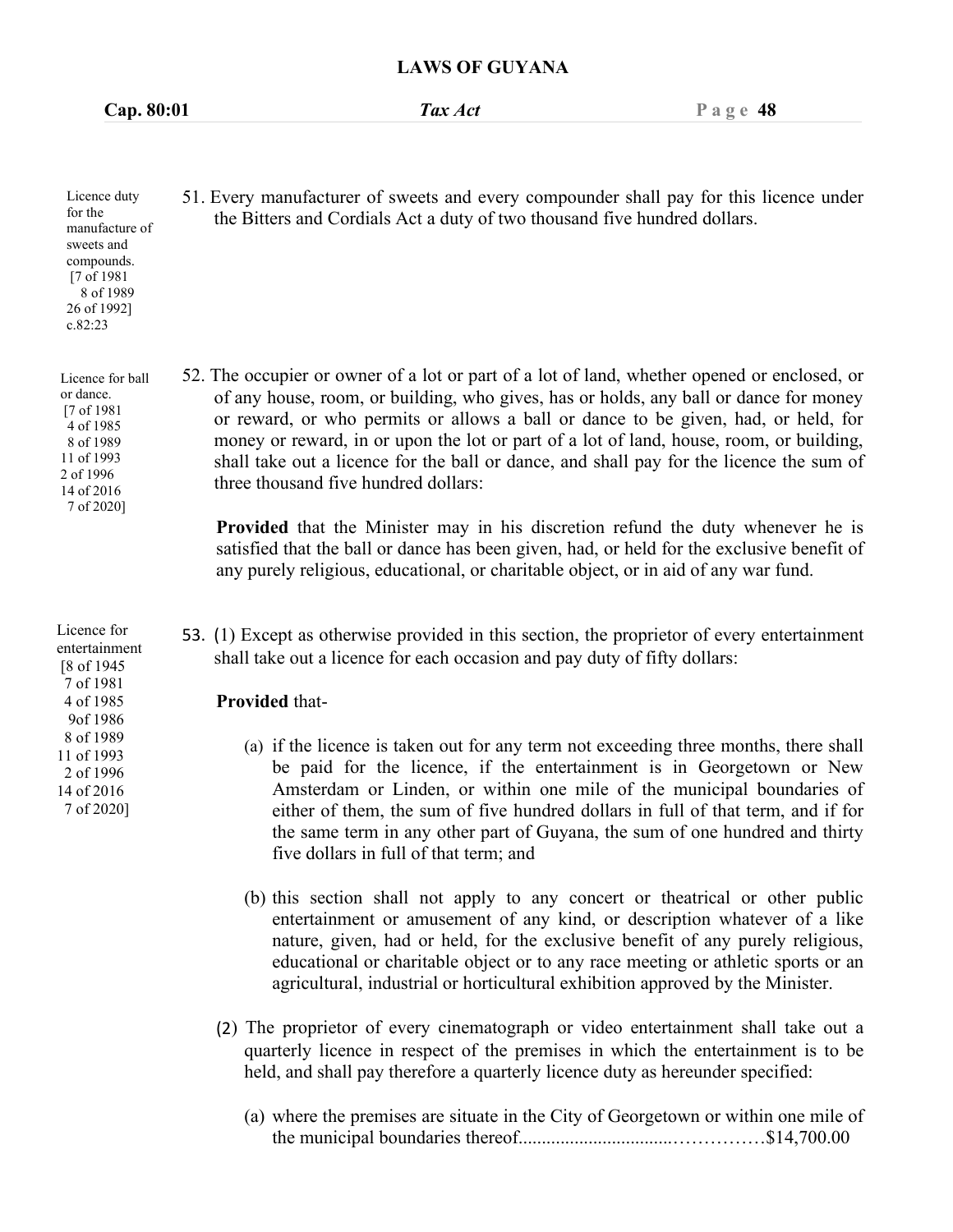Licence duty for the manufacture of sweets and compounds.
[7 of 1981
8 of 1989
26 of 1992]
c.82:23

51. Every manufacturer of sweets and every compounder shall pay for this licence under the Bitters and Cordials Act a duty of two thousand five hundred dollars.

Licence for ball or dance.
[7 of 1981
4 of 1985
8 of 1989
11 of 1993
2 of 1996
14 of 2016
7 of 2020]

52. The occupier or owner of a lot or part of a lot of land, whether opened or enclosed, or of any house, room, or building, who gives, has or holds, any ball or dance for money or reward, or who permits or allows a ball or dance to be given, had, or held, for money or reward, in or upon the lot or part of a lot of land, house, room, or building, shall take out a licence for the ball or dance, and shall pay for the licence the sum of three thousand five hundred dollars:

**Provided** that the Minister may in his discretion refund the duty whenever he is satisfied that the ball or dance has been given, had, or held for the exclusive benefit of any purely religious, educational, or charitable object, or in aid of any war fund.

Licence for entertainment
[8 of 1945
7 of 1981
4 of 1985
9of 1986
8 of 1989
11 of 1993
2 of 1996
14 of 2016
7 of 2020]

53. (1) Except as otherwise provided in this section, the proprietor of every entertainment shall take out a licence for each occasion and pay duty of fifty dollars:

**Provided** that-

(a) if the licence is taken out for any term not exceeding three months, there shall be paid for the licence, if the entertainment is in Georgetown or New Amsterdam or Linden, or within one mile of the municipal boundaries of either of them, the sum of five hundred dollars in full of that term, and if for the same term in any other part of Guyana, the sum of one hundred and thirty five dollars in full of that term; and

(b) this section shall not apply to any concert or theatrical or other public entertainment or amusement of any kind, or description whatever of a like nature, given, had or held, for the exclusive benefit of any purely religious, educational or charitable object or to any race meeting or athletic sports or an agricultural, industrial or horticultural exhibition approved by the Minister.

(2) The proprietor of every cinematograph or video entertainment shall take out a quarterly licence in respect of the premises in which the entertainment is to be held, and shall pay therefore a quarterly licence duty as hereunder specified:

(a) where the premises are situate in the City of Georgetown or within one mile of the municipal boundaries thereof................................……………$14,700.00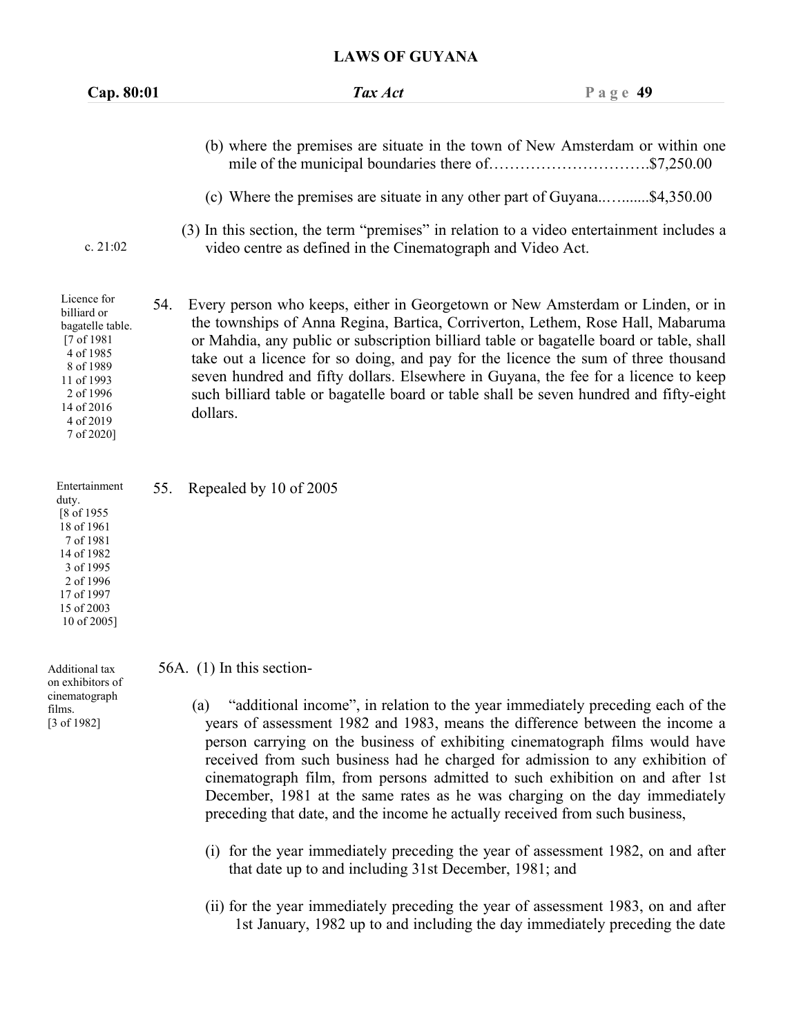(b) where the premises are situate in the town of New Amsterdam or within one mile of the municipal boundaries there of………………………….$7,250.00

(c) Where the premises are situate in any other part of Guyana..….......$4,350.00

c. 21:02

(3) In this section, the term "premises" in relation to a video entertainment includes a video centre as defined in the Cinematograph and Video Act.

Licence for billiard or bagatelle table. [7 of 1981 4 of 1985 8 of 1989 11 of 1993 2 of 1996 14 of 2016 4 of 2019 7 of 2020]

54. Every person who keeps, either in Georgetown or New Amsterdam or Linden, or in the townships of Anna Regina, Bartica, Corriverton, Lethem, Rose Hall, Mabaruma or Mahdia, any public or subscription billiard table or bagatelle board or table, shall take out a licence for so doing, and pay for the licence the sum of three thousand seven hundred and fifty dollars. Elsewhere in Guyana, the fee for a licence to keep such billiard table or bagatelle board or table shall be seven hundred and fifty-eight dollars.

Entertainment duty. [8 of 1955 18 of 1961 7 of 1981 14 of 1982 3 of 1995 2 of 1996 17 of 1997 15 of 2003 10 of 2005]

55. Repealed by 10 of 2005

Additional tax on exhibitors of cinematograph films. [3 of 1982]

56A. (1) In this section-

(a) "additional income", in relation to the year immediately preceding each of the years of assessment 1982 and 1983, means the difference between the income a person carrying on the business of exhibiting cinematograph films would have received from such business had he charged for admission to any exhibition of cinematograph film, from persons admitted to such exhibition on and after 1st December, 1981 at the same rates as he was charging on the day immediately preceding that date, and the income he actually received from such business,

(i) for the year immediately preceding the year of assessment 1982, on and after that date up to and including 31st December, 1981; and

(ii) for the year immediately preceding the year of assessment 1983, on and after 1st January, 1982 up to and including the day immediately preceding the date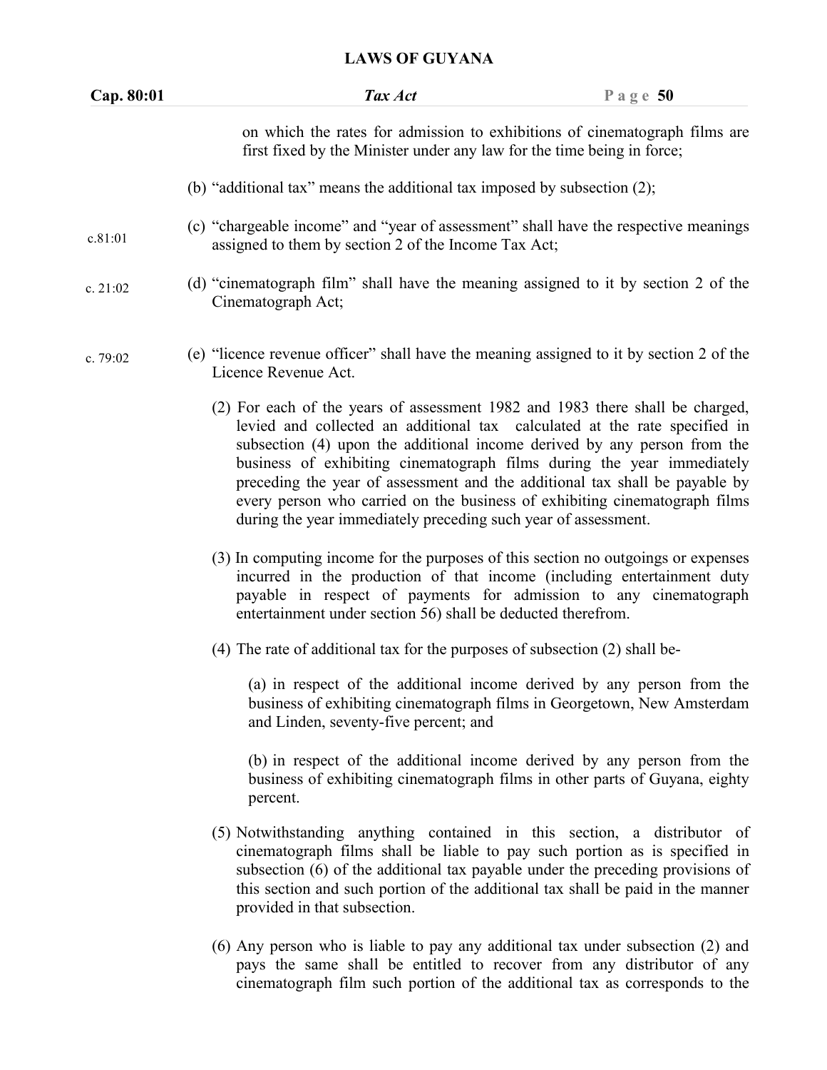on which the rates for admission to exhibitions of cinematograph films are first fixed by the Minister under any law for the time being in force;

(b) "additional tax" means the additional tax imposed by subsection (2);

c.81:01

(c) "chargeable income" and "year of assessment" shall have the respective meanings assigned to them by section 2 of the Income Tax Act;

c. 21:02

(d) "cinematograph film" shall have the meaning assigned to it by section 2 of the Cinematograph Act;

c. 79:02

(e) "licence revenue officer" shall have the meaning assigned to it by section 2 of the Licence Revenue Act.

(2) For each of the years of assessment 1982 and 1983 there shall be charged, levied and collected an additional tax calculated at the rate specified in subsection (4) upon the additional income derived by any person from the business of exhibiting cinematograph films during the year immediately preceding the year of assessment and the additional tax shall be payable by every person who carried on the business of exhibiting cinematograph films during the year immediately preceding such year of assessment.

(3) In computing income for the purposes of this section no outgoings or expenses incurred in the production of that income (including entertainment duty payable in respect of payments for admission to any cinematograph entertainment under section 56) shall be deducted therefrom.

(4) The rate of additional tax for the purposes of subsection (2) shall be-

(a) in respect of the additional income derived by any person from the business of exhibiting cinematograph films in Georgetown, New Amsterdam and Linden, seventy-five percent; and

(b) in respect of the additional income derived by any person from the business of exhibiting cinematograph films in other parts of Guyana, eighty percent.

(5) Notwithstanding anything contained in this section, a distributor of cinematograph films shall be liable to pay such portion as is specified in subsection (6) of the additional tax payable under the preceding provisions of this section and such portion of the additional tax shall be paid in the manner provided in that subsection.

(6) Any person who is liable to pay any additional tax under subsection (2) and pays the same shall be entitled to recover from any distributor of any cinematograph film such portion of the additional tax as corresponds to the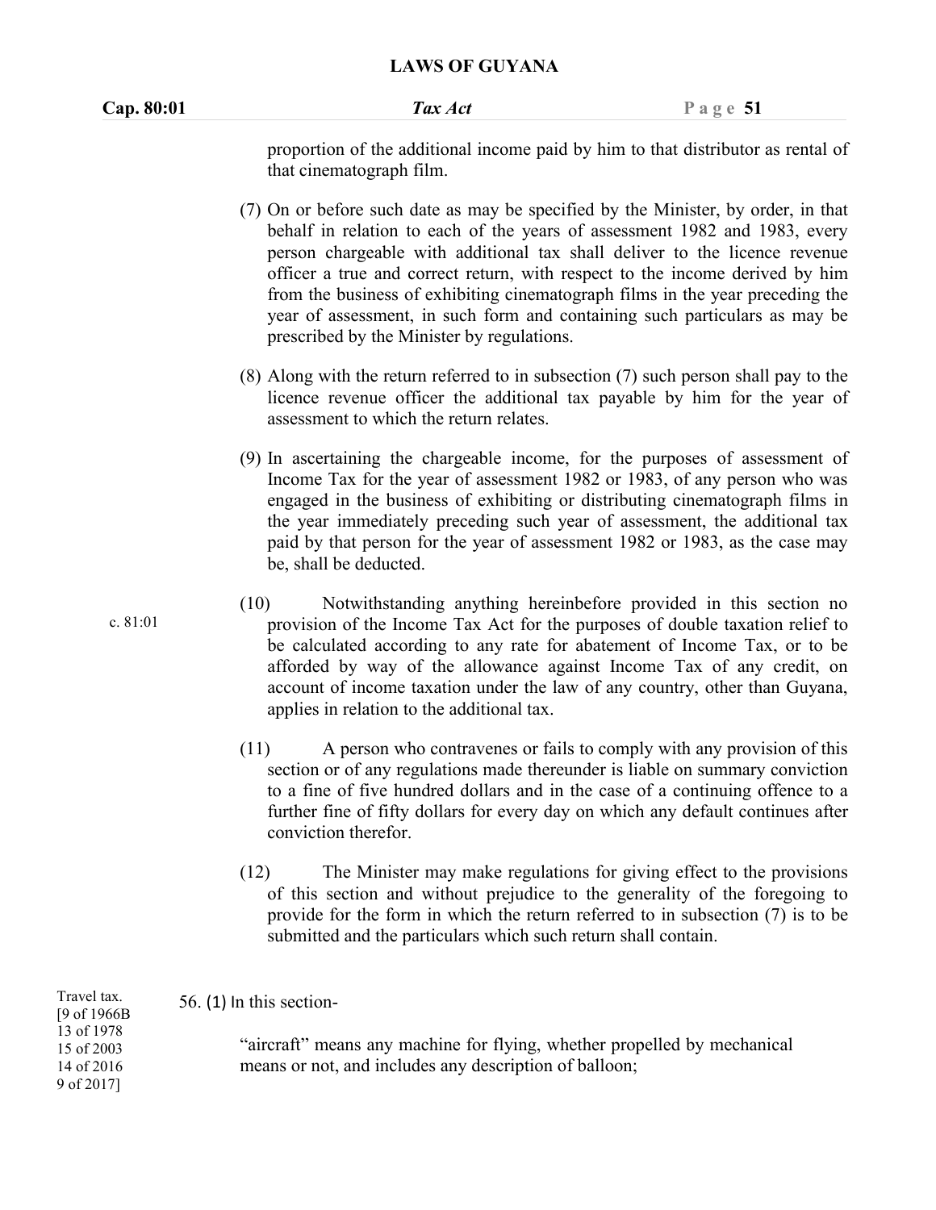proportion of the additional income paid by him to that distributor as rental of that cinematograph film.

(7) On or before such date as may be specified by the Minister, by order, in that behalf in relation to each of the years of assessment 1982 and 1983, every person chargeable with additional tax shall deliver to the licence revenue officer a true and correct return, with respect to the income derived by him from the business of exhibiting cinematograph films in the year preceding the year of assessment, in such form and containing such particulars as may be prescribed by the Minister by regulations.

(8) Along with the return referred to in subsection (7) such person shall pay to the licence revenue officer the additional tax payable by him for the year of assessment to which the return relates.

(9) In ascertaining the chargeable income, for the purposes of assessment of Income Tax for the year of assessment 1982 or 1983, of any person who was engaged in the business of exhibiting or distributing cinematograph films in the year immediately preceding such year of assessment, the additional tax paid by that person for the year of assessment 1982 or 1983, as the case may be, shall be deducted.

c. 81:01

(10) Notwithstanding anything hereinbefore provided in this section no provision of the Income Tax Act for the purposes of double taxation relief to be calculated according to any rate for abatement of Income Tax, or to be afforded by way of the allowance against Income Tax of any credit, on account of income taxation under the law of any country, other than Guyana, applies in relation to the additional tax.

(11) A person who contravenes or fails to comply with any provision of this section or of any regulations made thereunder is liable on summary conviction to a fine of five hundred dollars and in the case of a continuing offence to a further fine of fifty dollars for every day on which any default continues after conviction therefor.

(12) The Minister may make regulations for giving effect to the provisions of this section and without prejudice to the generality of the foregoing to provide for the form in which the return referred to in subsection (7) is to be submitted and the particulars which such return shall contain.

Travel tax.
[9 of 1966B
13 of 1978
15 of 2003
14 of 2016
9 of 2017]

56. (1) In this section-

"aircraft" means any machine for flying, whether propelled by mechanical means or not, and includes any description of balloon;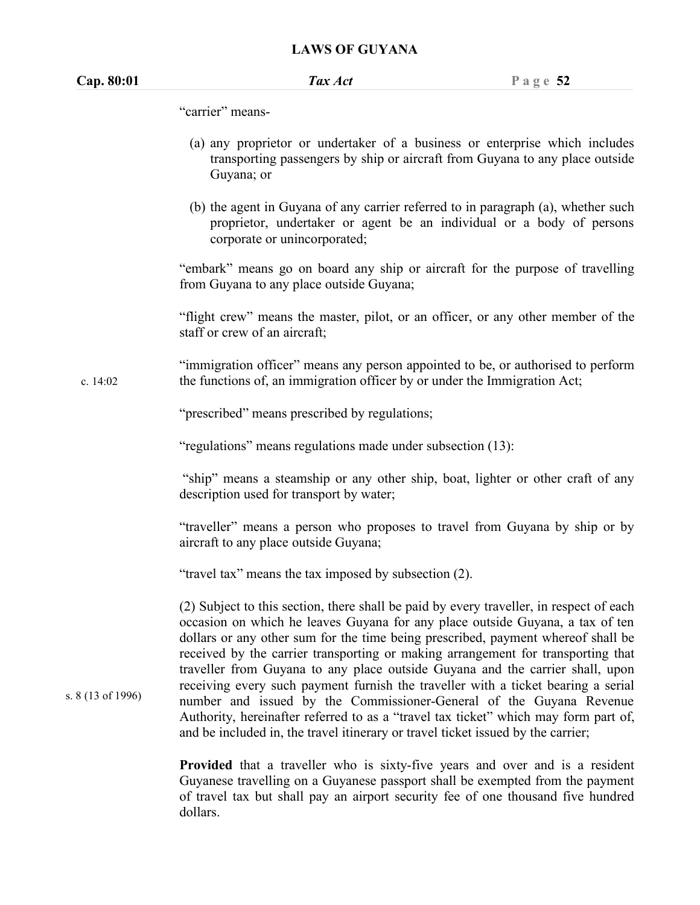"carrier" means-

(a) any proprietor or undertaker of a business or enterprise which includes transporting passengers by ship or aircraft from Guyana to any place outside Guyana; or

(b) the agent in Guyana of any carrier referred to in paragraph (a), whether such proprietor, undertaker or agent be an individual or a body of persons corporate or unincorporated;

"embark" means go on board any ship or aircraft for the purpose of travelling from Guyana to any place outside Guyana;

"flight crew" means the master, pilot, or an officer, or any other member of the staff or crew of an aircraft;

c. 14:02

"immigration officer" means any person appointed to be, or authorised to perform the functions of, an immigration officer by or under the Immigration Act;

"prescribed" means prescribed by regulations;

"regulations" means regulations made under subsection (13):

"ship" means a steamship or any other ship, boat, lighter or other craft of any description used for transport by water;

"traveller" means a person who proposes to travel from Guyana by ship or by aircraft to any place outside Guyana;

"travel tax" means the tax imposed by subsection (2).

s. 8 (13 of 1996)

(2) Subject to this section, there shall be paid by every traveller, in respect of each occasion on which he leaves Guyana for any place outside Guyana, a tax of ten dollars or any other sum for the time being prescribed, payment whereof shall be received by the carrier transporting or making arrangement for transporting that traveller from Guyana to any place outside Guyana and the carrier shall, upon receiving every such payment furnish the traveller with a ticket bearing a serial number and issued by the Commissioner-General of the Guyana Revenue Authority, hereinafter referred to as a "travel tax ticket" which may form part of, and be included in, the travel itinerary or travel ticket issued by the carrier;

**Provided** that a traveller who is sixty-five years and over and is a resident Guyanese travelling on a Guyanese passport shall be exempted from the payment of travel tax but shall pay an airport security fee of one thousand five hundred dollars.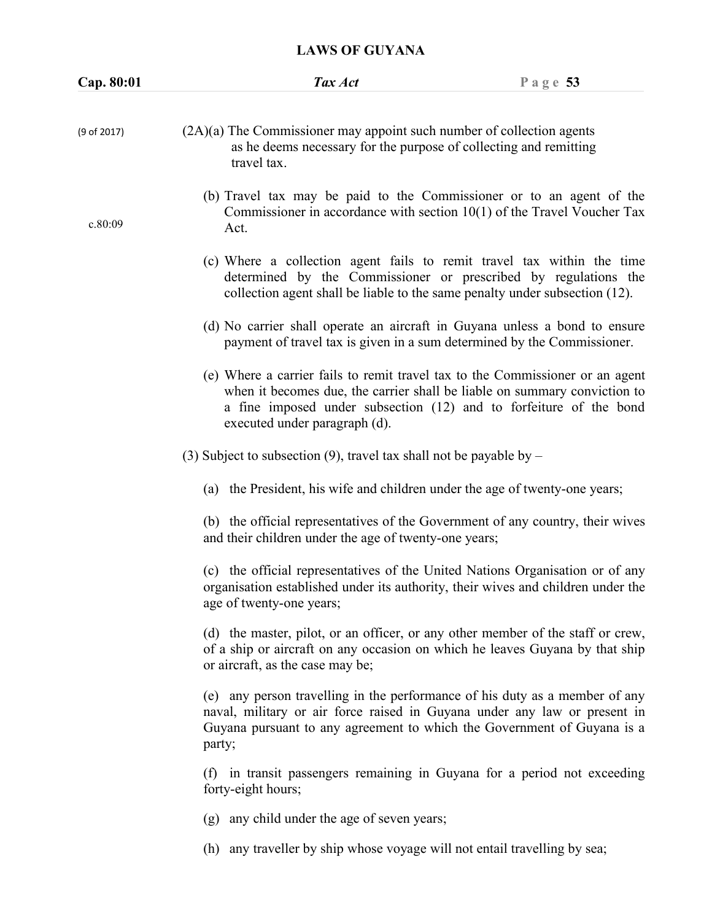(9 of 2017)

(2A)(a) The Commissioner may appoint such number of collection agents as he deems necessary for the purpose of collecting and remitting travel tax.

(b) Travel tax may be paid to the Commissioner or to an agent of the Commissioner in accordance with section 10(1) of the Travel Voucher Tax Act.

c.80:09

(c) Where a collection agent fails to remit travel tax within the time determined by the Commissioner or prescribed by regulations the collection agent shall be liable to the same penalty under subsection (12).

(d) No carrier shall operate an aircraft in Guyana unless a bond to ensure payment of travel tax is given in a sum determined by the Commissioner.

(e) Where a carrier fails to remit travel tax to the Commissioner or an agent when it becomes due, the carrier shall be liable on summary conviction to a fine imposed under subsection (12) and to forfeiture of the bond executed under paragraph (d).

(3) Subject to subsection (9), travel tax shall not be payable by –

(a) the President, his wife and children under the age of twenty-one years;

(b) the official representatives of the Government of any country, their wives and their children under the age of twenty-one years;

(c) the official representatives of the United Nations Organisation or of any organisation established under its authority, their wives and children under the age of twenty-one years;

(d) the master, pilot, or an officer, or any other member of the staff or crew, of a ship or aircraft on any occasion on which he leaves Guyana by that ship or aircraft, as the case may be;

(e) any person travelling in the performance of his duty as a member of any naval, military or air force raised in Guyana under any law or present in Guyana pursuant to any agreement to which the Government of Guyana is a party;

(f) in transit passengers remaining in Guyana for a period not exceeding forty-eight hours;

(g) any child under the age of seven years;

(h) any traveller by ship whose voyage will not entail travelling by sea;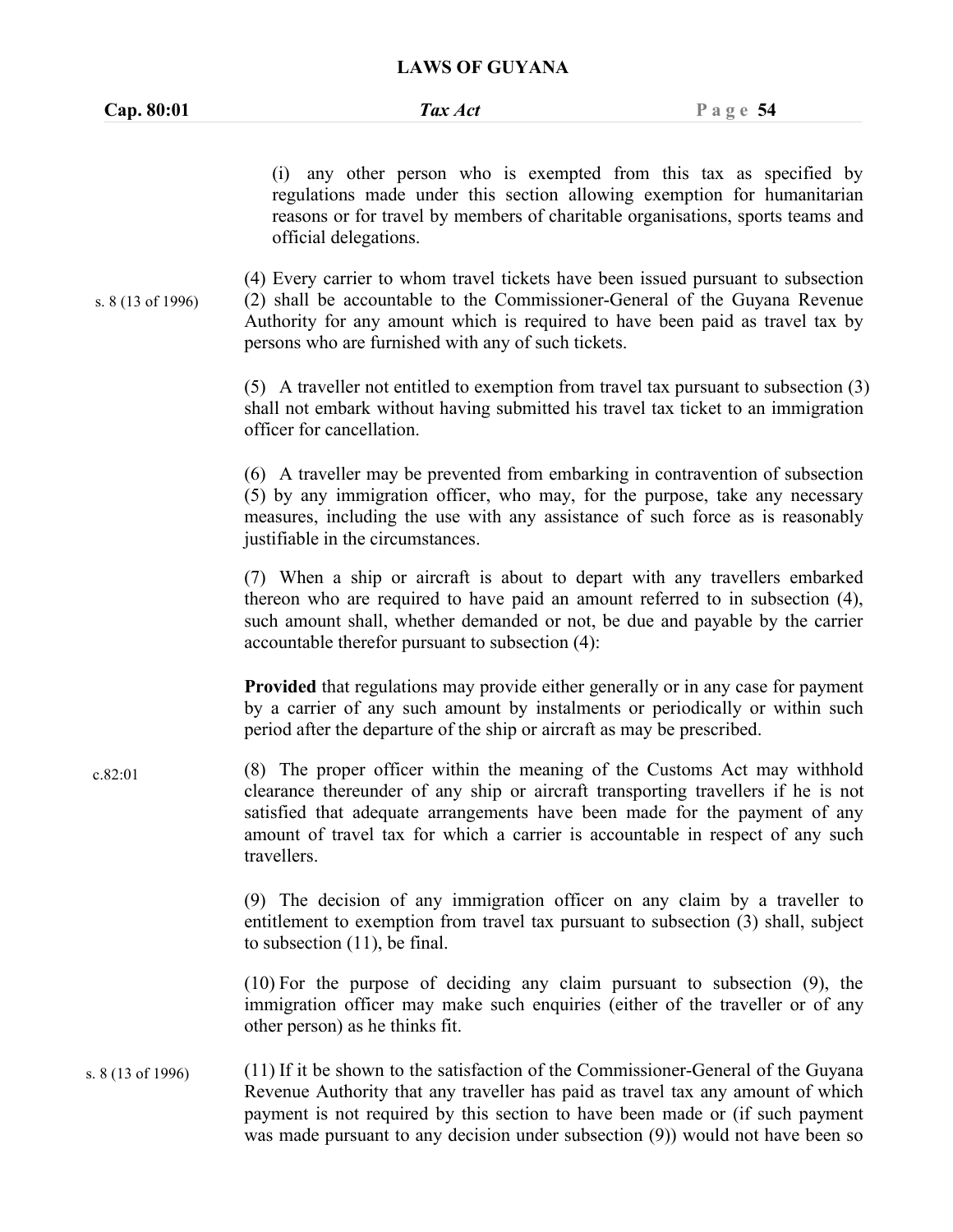(i) any other person who is exempted from this tax as specified by regulations made under this section allowing exemption for humanitarian reasons or for travel by members of charitable organisations, sports teams and official delegations.

s. 8 (13 of 1996)

(4) Every carrier to whom travel tickets have been issued pursuant to subsection (2) shall be accountable to the Commissioner-General of the Guyana Revenue Authority for any amount which is required to have been paid as travel tax by persons who are furnished with any of such tickets.

(5) A traveller not entitled to exemption from travel tax pursuant to subsection (3) shall not embark without having submitted his travel tax ticket to an immigration officer for cancellation.

(6) A traveller may be prevented from embarking in contravention of subsection (5) by any immigration officer, who may, for the purpose, take any necessary measures, including the use with any assistance of such force as is reasonably justifiable in the circumstances.

(7) When a ship or aircraft is about to depart with any travellers embarked thereon who are required to have paid an amount referred to in subsection (4), such amount shall, whether demanded or not, be due and payable by the carrier accountable therefor pursuant to subsection (4):

**Provided** that regulations may provide either generally or in any case for payment by a carrier of any such amount by instalments or periodically or within such period after the departure of the ship or aircraft as may be prescribed.

c.82:01

(8) The proper officer within the meaning of the Customs Act may withhold clearance thereunder of any ship or aircraft transporting travellers if he is not satisfied that adequate arrangements have been made for the payment of any amount of travel tax for which a carrier is accountable in respect of any such travellers.

(9) The decision of any immigration officer on any claim by a traveller to entitlement to exemption from travel tax pursuant to subsection (3) shall, subject to subsection (11), be final.

(10) For the purpose of deciding any claim pursuant to subsection (9), the immigration officer may make such enquiries (either of the traveller or of any other person) as he thinks fit.

s. 8 (13 of 1996)

(11) If it be shown to the satisfaction of the Commissioner-General of the Guyana Revenue Authority that any traveller has paid as travel tax any amount of which payment is not required by this section to have been made or (if such payment was made pursuant to any decision under subsection (9)) would not have been so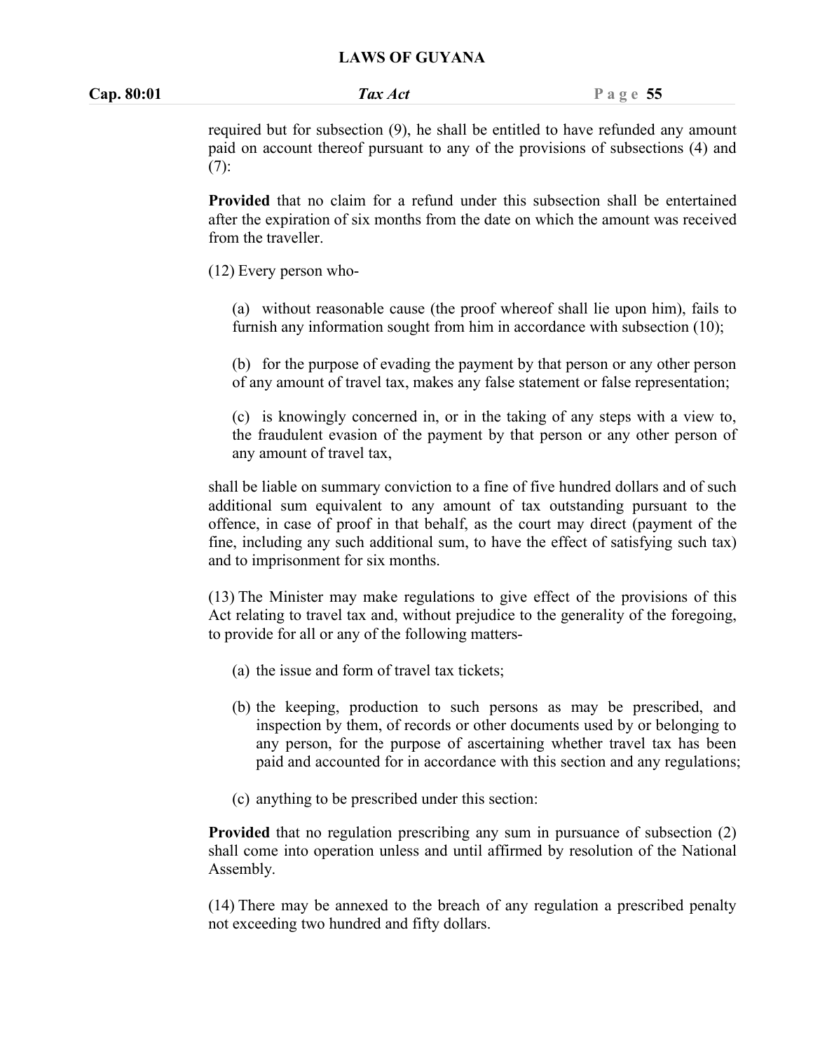required but for subsection (9), he shall be entitled to have refunded any amount paid on account thereof pursuant to any of the provisions of subsections (4) and (7):

**Provided** that no claim for a refund under this subsection shall be entertained after the expiration of six months from the date on which the amount was received from the traveller.

(12) Every person who-

(a) without reasonable cause (the proof whereof shall lie upon him), fails to furnish any information sought from him in accordance with subsection (10);

(b) for the purpose of evading the payment by that person or any other person of any amount of travel tax, makes any false statement or false representation;

(c) is knowingly concerned in, or in the taking of any steps with a view to, the fraudulent evasion of the payment by that person or any other person of any amount of travel tax,

shall be liable on summary conviction to a fine of five hundred dollars and of such additional sum equivalent to any amount of tax outstanding pursuant to the offence, in case of proof in that behalf, as the court may direct (payment of the fine, including any such additional sum, to have the effect of satisfying such tax) and to imprisonment for six months.

(13) The Minister may make regulations to give effect of the provisions of this Act relating to travel tax and, without prejudice to the generality of the foregoing, to provide for all or any of the following matters-

(a) the issue and form of travel tax tickets;

(b) the keeping, production to such persons as may be prescribed, and inspection by them, of records or other documents used by or belonging to any person, for the purpose of ascertaining whether travel tax has been paid and accounted for in accordance with this section and any regulations;

(c) anything to be prescribed under this section:

**Provided** that no regulation prescribing any sum in pursuance of subsection (2) shall come into operation unless and until affirmed by resolution of the National Assembly.

(14) There may be annexed to the breach of any regulation a prescribed penalty not exceeding two hundred and fifty dollars.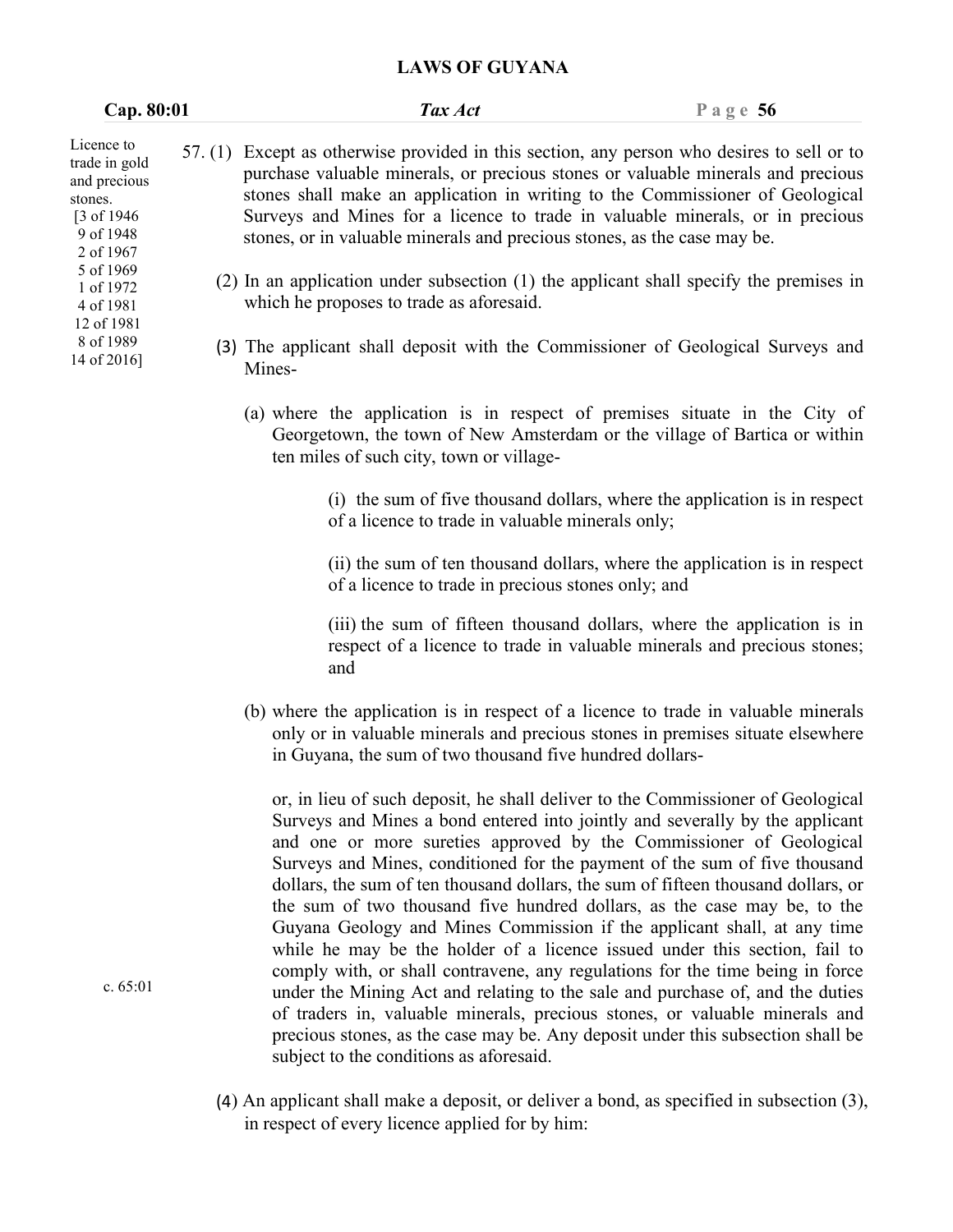Licence to trade in gold and precious stones.
[3 of 1946
9 of 1948
2 of 1967
5 of 1969
1 of 1972
4 of 1981
12 of 1981
8 of 1989
14 of 2016]

57. (1) Except as otherwise provided in this section, any person who desires to sell or to purchase valuable minerals, or precious stones or valuable minerals and precious stones shall make an application in writing to the Commissioner of Geological Surveys and Mines for a licence to trade in valuable minerals, or in precious stones, or in valuable minerals and precious stones, as the case may be.

(2) In an application under subsection (1) the applicant shall specify the premises in which he proposes to trade as aforesaid.

(3) The applicant shall deposit with the Commissioner of Geological Surveys and Mines-

(a) where the application is in respect of premises situate in the City of Georgetown, the town of New Amsterdam or the village of Bartica or within ten miles of such city, town or village-

(i) the sum of five thousand dollars, where the application is in respect of a licence to trade in valuable minerals only;

(ii) the sum of ten thousand dollars, where the application is in respect of a licence to trade in precious stones only; and

(iii) the sum of fifteen thousand dollars, where the application is in respect of a licence to trade in valuable minerals and precious stones; and

(b) where the application is in respect of a licence to trade in valuable minerals only or in valuable minerals and precious stones in premises situate elsewhere in Guyana, the sum of two thousand five hundred dollars-

or, in lieu of such deposit, he shall deliver to the Commissioner of Geological Surveys and Mines a bond entered into jointly and severally by the applicant and one or more sureties approved by the Commissioner of Geological Surveys and Mines, conditioned for the payment of the sum of five thousand dollars, the sum of ten thousand dollars, the sum of fifteen thousand dollars, or the sum of two thousand five hundred dollars, as the case may be, to the Guyana Geology and Mines Commission if the applicant shall, at any time while he may be the holder of a licence issued under this section, fail to comply with, or shall contravene, any regulations for the time being in force under the Mining Act and relating to the sale and purchase of, and the duties of traders in, valuable minerals, precious stones, or valuable minerals and precious stones, as the case may be. Any deposit under this subsection shall be subject to the conditions as aforesaid.

c. 65:01

(4) An applicant shall make a deposit, or deliver a bond, as specified in subsection (3), in respect of every licence applied for by him: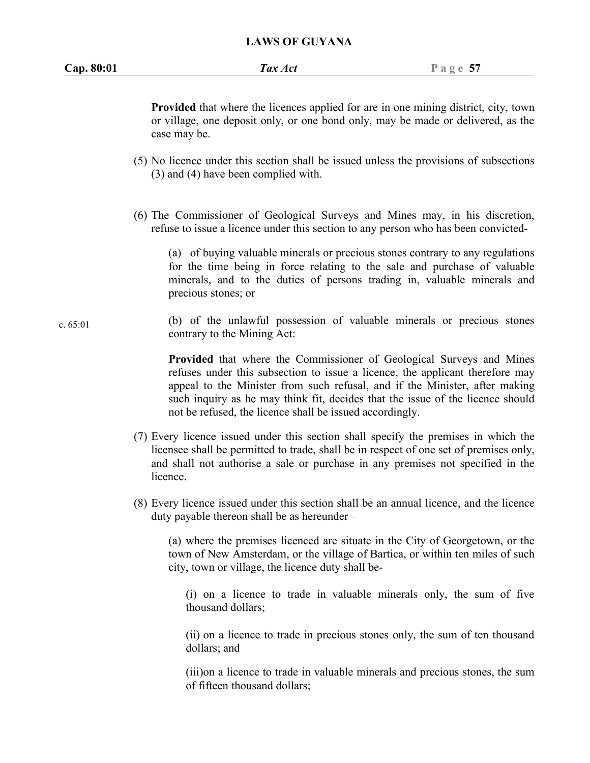**Provided** that where the licences applied for are in one mining district, city, town or village, one deposit only, or one bond only, may be made or delivered, as the case may be.

(5) No licence under this section shall be issued unless the provisions of subsections (3) and (4) have been complied with.

(6) The Commissioner of Geological Surveys and Mines may, in his discretion, refuse to issue a licence under this section to any person who has been convicted-

(a) of buying valuable minerals or precious stones contrary to any regulations for the time being in force relating to the sale and purchase of valuable minerals, and to the duties of persons trading in, valuable minerals and precious stones; or

c. 65:01

(b) of the unlawful possession of valuable minerals or precious stones contrary to the Mining Act:

**Provided** that where the Commissioner of Geological Surveys and Mines refuses under this subsection to issue a licence, the applicant therefore may appeal to the Minister from such refusal, and if the Minister, after making such inquiry as he may think fit, decides that the issue of the licence should not be refused, the licence shall be issued accordingly.

(7) Every licence issued under this section shall specify the premises in which the licensee shall be permitted to trade, shall be in respect of one set of premises only, and shall not authorise a sale or purchase in any premises not specified in the licence.

(8) Every licence issued under this section shall be an annual licence, and the licence duty payable thereon shall be as hereunder –

(a) where the premises licenced are situate in the City of Georgetown, or the town of New Amsterdam, or the village of Bartica, or within ten miles of such city, town or village, the licence duty shall be-

(i) on a licence to trade in valuable minerals only, the sum of five thousand dollars;

(ii) on a licence to trade in precious stones only, the sum of ten thousand dollars; and

(iii)on a licence to trade in valuable minerals and precious stones, the sum of fifteen thousand dollars;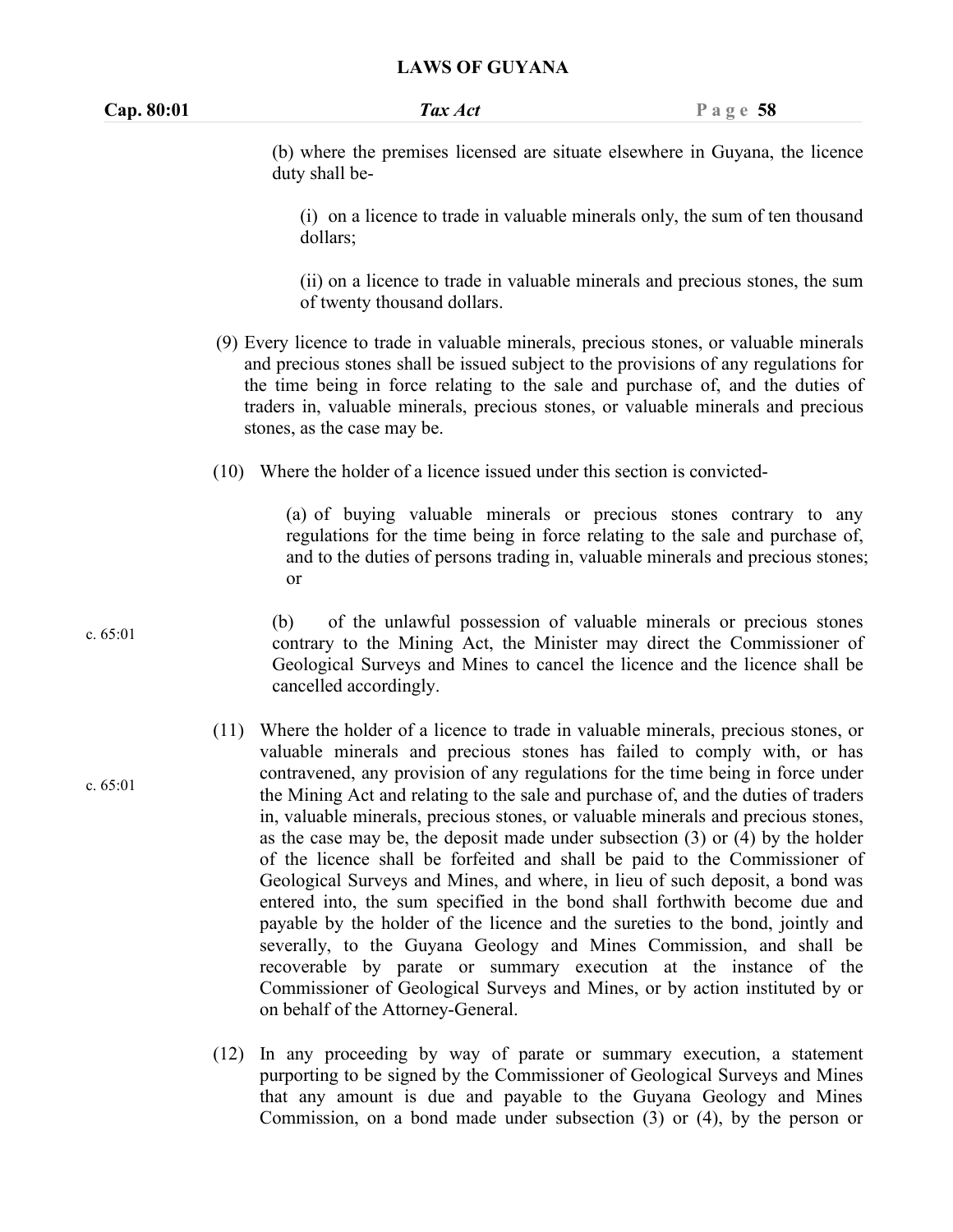(b) where the premises licensed are situate elsewhere in Guyana, the licence duty shall be-

(i) on a licence to trade in valuable minerals only, the sum of ten thousand dollars;

(ii) on a licence to trade in valuable minerals and precious stones, the sum of twenty thousand dollars.

(9) Every licence to trade in valuable minerals, precious stones, or valuable minerals and precious stones shall be issued subject to the provisions of any regulations for the time being in force relating to the sale and purchase of, and the duties of traders in, valuable minerals, precious stones, or valuable minerals and precious stones, as the case may be.

(10) Where the holder of a licence issued under this section is convicted-

(a) of buying valuable minerals or precious stones contrary to any regulations for the time being in force relating to the sale and purchase of, and to the duties of persons trading in, valuable minerals and precious stones; or

c. 65:01

(b) of the unlawful possession of valuable minerals or precious stones contrary to the Mining Act, the Minister may direct the Commissioner of Geological Surveys and Mines to cancel the licence and the licence shall be cancelled accordingly.

c. 65:01

(11) Where the holder of a licence to trade in valuable minerals, precious stones, or valuable minerals and precious stones has failed to comply with, or has contravened, any provision of any regulations for the time being in force under the Mining Act and relating to the sale and purchase of, and the duties of traders in, valuable minerals, precious stones, or valuable minerals and precious stones, as the case may be, the deposit made under subsection (3) or (4) by the holder of the licence shall be forfeited and shall be paid to the Commissioner of Geological Surveys and Mines, and where, in lieu of such deposit, a bond was entered into, the sum specified in the bond shall forthwith become due and payable by the holder of the licence and the sureties to the bond, jointly and severally, to the Guyana Geology and Mines Commission, and shall be recoverable by parate or summary execution at the instance of the Commissioner of Geological Surveys and Mines, or by action instituted by or on behalf of the Attorney-General.

(12) In any proceeding by way of parate or summary execution, a statement purporting to be signed by the Commissioner of Geological Surveys and Mines that any amount is due and payable to the Guyana Geology and Mines Commission, on a bond made under subsection (3) or (4), by the person or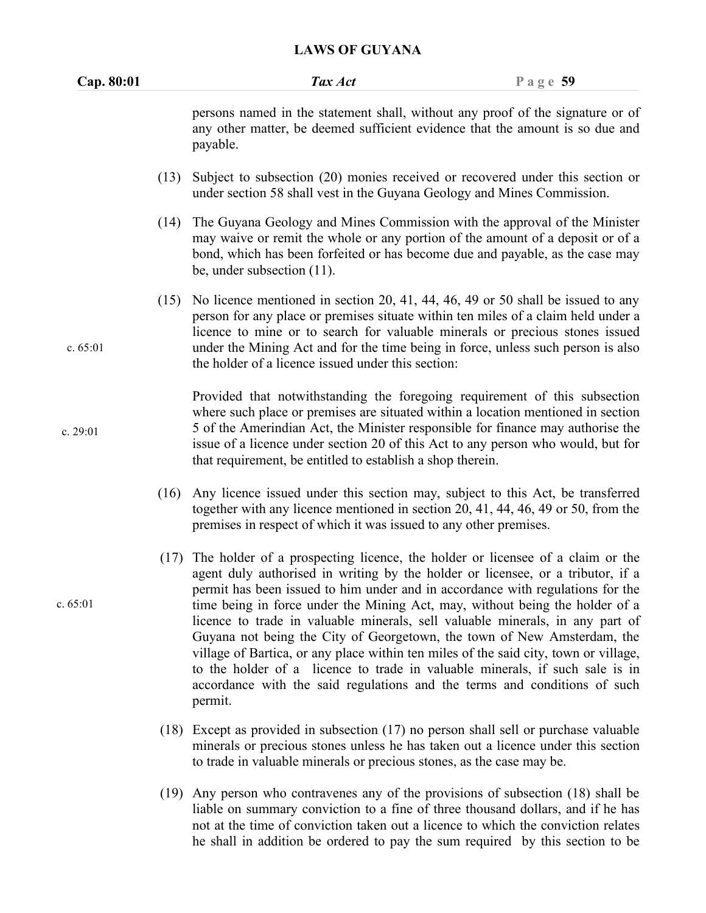persons named in the statement shall, without any proof of the signature or of any other matter, be deemed sufficient evidence that the amount is so due and payable.

(13) Subject to subsection (20) monies received or recovered under this section or under section 58 shall vest in the Guyana Geology and Mines Commission.

(14) The Guyana Geology and Mines Commission with the approval of the Minister may waive or remit the whole or any portion of the amount of a deposit or of a bond, which has been forfeited or has become due and payable, as the case may be, under subsection (11).

(15) No licence mentioned in section 20, 41, 44, 46, 49 or 50 shall be issued to any person for any place or premises situate within ten miles of a claim held under a licence to mine or to search for valuable minerals or precious stones issued under the Mining Act and for the time being in force, unless such person is also the holder of a licence issued under this section:

c. 65:01

Provided that notwithstanding the foregoing requirement of this subsection where such place or premises are situated within a location mentioned in section 5 of the Amerindian Act, the Minister responsible for finance may authorise the issue of a licence under section 20 of this Act to any person who would, but for that requirement, be entitled to establish a shop therein.

c. 29:01

(16) Any licence issued under this section may, subject to this Act, be transferred together with any licence mentioned in section 20, 41, 44, 46, 49 or 50, from the premises in respect of which it was issued to any other premises.

(17) The holder of a prospecting licence, the holder or licensee of a claim or the agent duly authorised in writing by the holder or licensee, or a tributor, if a permit has been issued to him under and in accordance with regulations for the time being in force under the Mining Act, may, without being the holder of a licence to trade in valuable minerals, sell valuable minerals, in any part of Guyana not being the City of Georgetown, the town of New Amsterdam, the village of Bartica, or any place within ten miles of the said city, town or village, to the holder of a licence to trade in valuable minerals, if such sale is in accordance with the said regulations and the terms and conditions of such permit.

c. 65:01

(18) Except as provided in subsection (17) no person shall sell or purchase valuable minerals or precious stones unless he has taken out a licence under this section to trade in valuable minerals or precious stones, as the case may be.

(19) Any person who contravenes any of the provisions of subsection (18) shall be liable on summary conviction to a fine of three thousand dollars, and if he has not at the time of conviction taken out a licence to which the conviction relates he shall in addition be ordered to pay the sum required by this section to be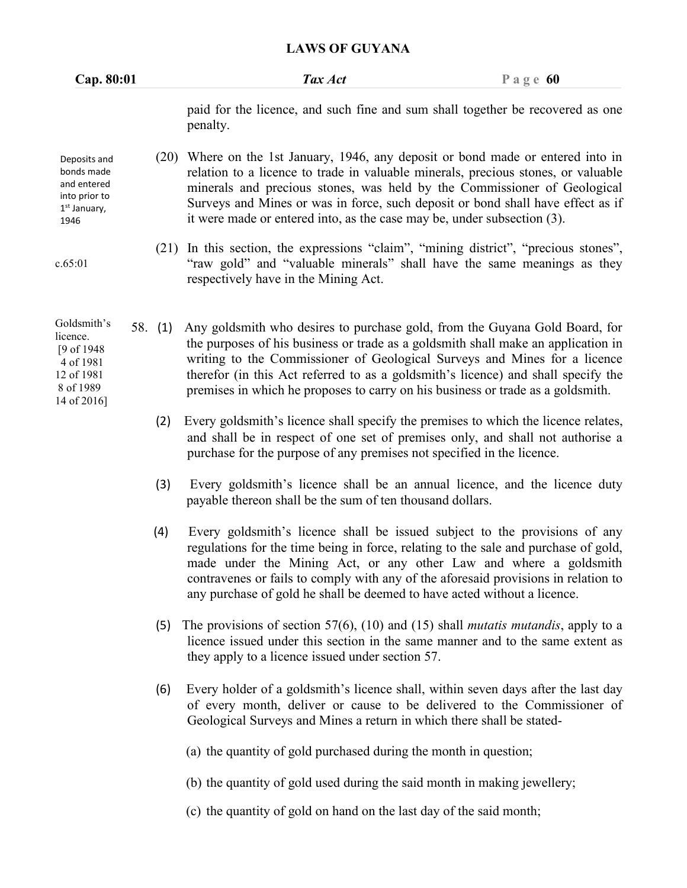paid for the licence, and such fine and sum shall together be recovered as one penalty.

Deposits and bonds made and entered into prior to 1st January, 1946

(20) Where on the 1st January, 1946, any deposit or bond made or entered into in relation to a licence to trade in valuable minerals, precious stones, or valuable minerals and precious stones, was held by the Commissioner of Geological Surveys and Mines or was in force, such deposit or bond shall have effect as if it were made or entered into, as the case may be, under subsection (3).

c.65:01

(21) In this section, the expressions "claim", "mining district", "precious stones", "raw gold" and "valuable minerals" shall have the same meanings as they respectively have in the Mining Act.

Goldsmith's licence. [9 of 1948 4 of 1981 12 of 1981 8 of 1989 14 of 2016]

58. (1) Any goldsmith who desires to purchase gold, from the Guyana Gold Board, for the purposes of his business or trade as a goldsmith shall make an application in writing to the Commissioner of Geological Surveys and Mines for a licence therefor (in this Act referred to as a goldsmith's licence) and shall specify the premises in which he proposes to carry on his business or trade as a goldsmith.

(2) Every goldsmith's licence shall specify the premises to which the licence relates, and shall be in respect of one set of premises only, and shall not authorise a purchase for the purpose of any premises not specified in the licence.

(3) Every goldsmith's licence shall be an annual licence, and the licence duty payable thereon shall be the sum of ten thousand dollars.

(4) Every goldsmith's licence shall be issued subject to the provisions of any regulations for the time being in force, relating to the sale and purchase of gold, made under the Mining Act, or any other Law and where a goldsmith contravenes or fails to comply with any of the aforesaid provisions in relation to any purchase of gold he shall be deemed to have acted without a licence.

(5) The provisions of section 57(6), (10) and (15) shall *mutatis mutandis*, apply to a licence issued under this section in the same manner and to the same extent as they apply to a licence issued under section 57.

(6) Every holder of a goldsmith's licence shall, within seven days after the last day of every month, deliver or cause to be delivered to the Commissioner of Geological Surveys and Mines a return in which there shall be stated-

(a) the quantity of gold purchased during the month in question;

(b) the quantity of gold used during the said month in making jewellery;

(c) the quantity of gold on hand on the last day of the said month;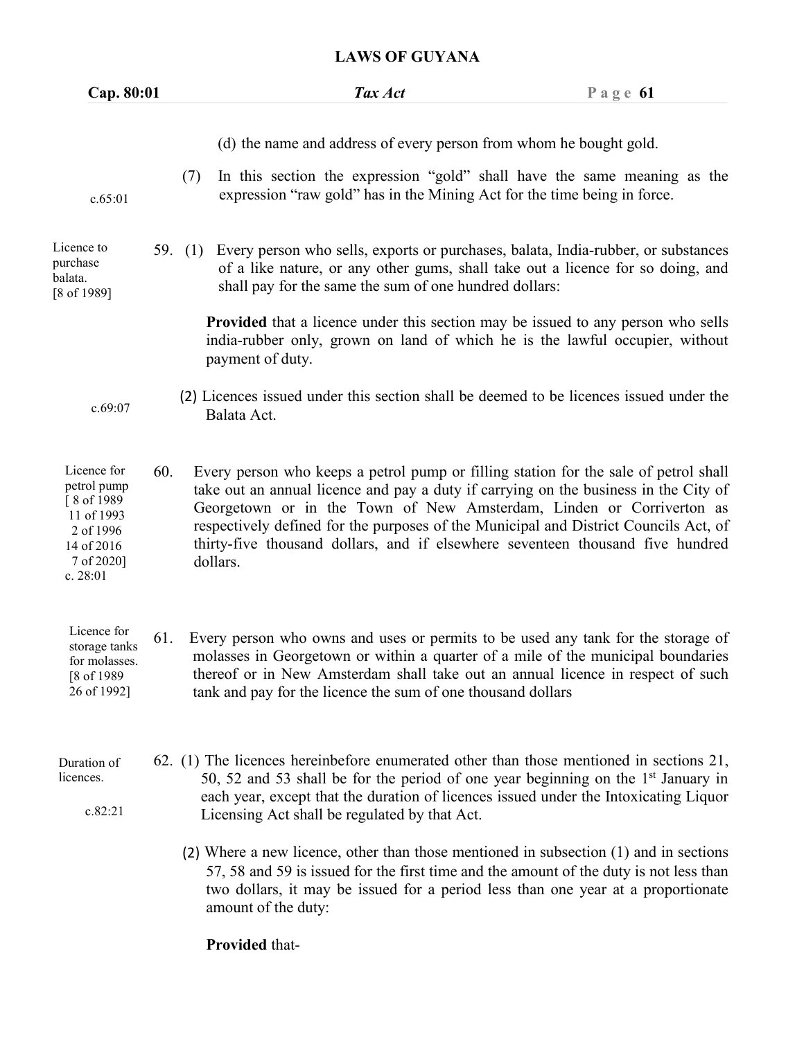(d) the name and address of every person from whom he bought gold.

(7) In this section the expression "gold" shall have the same meaning as the expression "raw gold" has in the Mining Act for the time being in force.

c.65:01

Licence to purchase balata. [8 of 1989]

59. (1) Every person who sells, exports or purchases, balata, India-rubber, or substances of a like nature, or any other gums, shall take out a licence for so doing, and shall pay for the same the sum of one hundred dollars:

**Provided** that a licence under this section may be issued to any person who sells india-rubber only, grown on land of which he is the lawful occupier, without payment of duty.

c.69:07

(2) Licences issued under this section shall be deemed to be licences issued under the Balata Act.

Licence for petrol pump [8 of 1989 11 of 1993 2 of 1996 14 of 2016 7 of 2020] c. 28:01

60. Every person who keeps a petrol pump or filling station for the sale of petrol shall take out an annual licence and pay a duty if carrying on the business in the City of Georgetown or in the Town of New Amsterdam, Linden or Corriverton as respectively defined for the purposes of the Municipal and District Councils Act, of thirty-five thousand dollars, and if elsewhere seventeen thousand five hundred dollars.

Licence for storage tanks for molasses. [8 of 1989 26 of 1992]

61. Every person who owns and uses or permits to be used any tank for the storage of molasses in Georgetown or within a quarter of a mile of the municipal boundaries thereof or in New Amsterdam shall take out an annual licence in respect of such tank and pay for the licence the sum of one thousand dollars

Duration of licences.

c.82:21

62. (1) The licences hereinbefore enumerated other than those mentioned in sections 21, 50, 52 and 53 shall be for the period of one year beginning on the 1st January in each year, except that the duration of licences issued under the Intoxicating Liquor Licensing Act shall be regulated by that Act.

(2) Where a new licence, other than those mentioned in subsection (1) and in sections 57, 58 and 59 is issued for the first time and the amount of the duty is not less than two dollars, it may be issued for a period less than one year at a proportionate amount of the duty:

**Provided** that-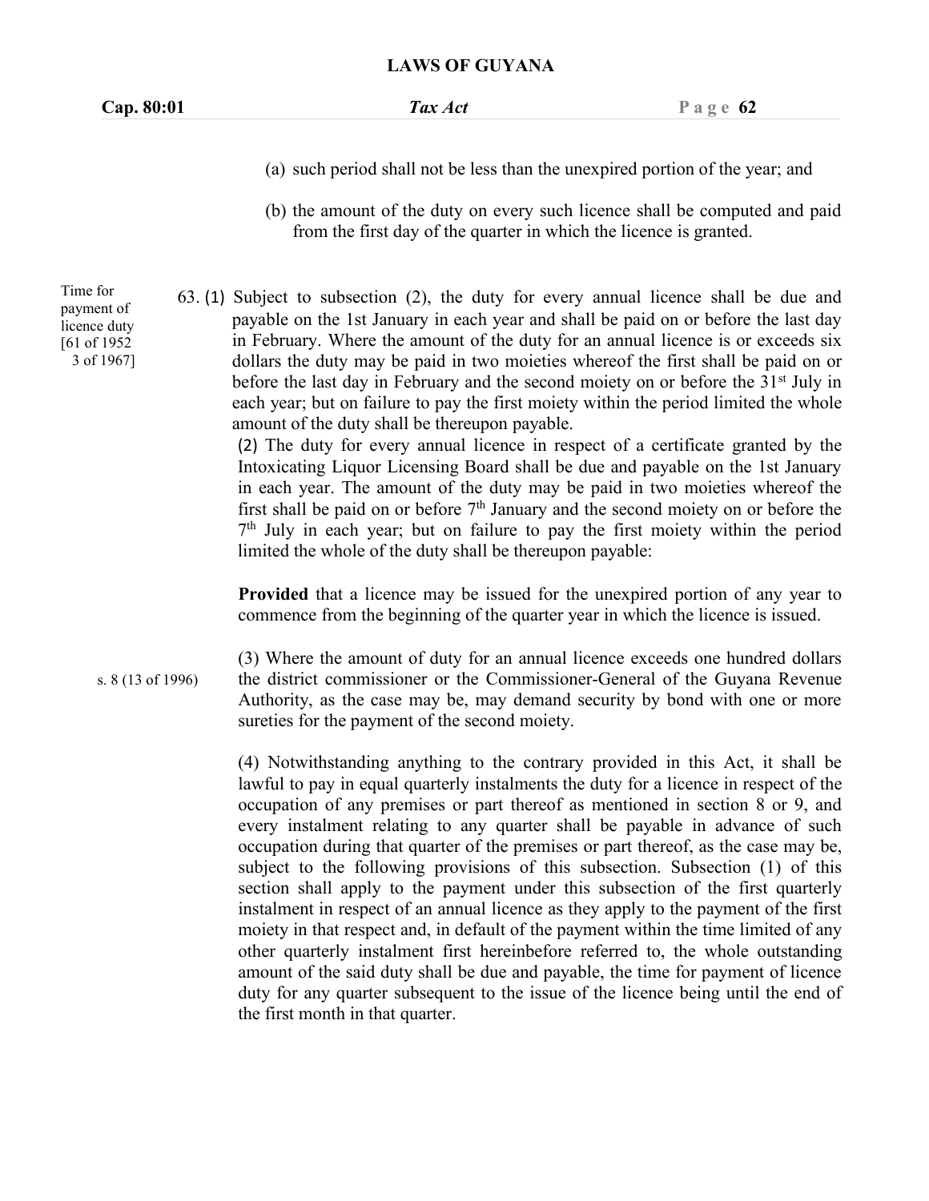(a) such period shall not be less than the unexpired portion of the year; and

(b) the amount of the duty on every such licence shall be computed and paid from the first day of the quarter in which the licence is granted.

Time for payment of licence duty [61 of 1952 3 of 1967]

63. (1) Subject to subsection (2), the duty for every annual licence shall be due and payable on the 1st January in each year and shall be paid on or before the last day in February. Where the amount of the duty for an annual licence is or exceeds six dollars the duty may be paid in two moieties whereof the first shall be paid on or before the last day in February and the second moiety on or before the 31st July in each year; but on failure to pay the first moiety within the period limited the whole amount of the duty shall be thereupon payable.

(2) The duty for every annual licence in respect of a certificate granted by the Intoxicating Liquor Licensing Board shall be due and payable on the 1st January in each year. The amount of the duty may be paid in two moieties whereof the first shall be paid on or before 7th January and the second moiety on or before the 7th July in each year; but on failure to pay the first moiety within the period limited the whole of the duty shall be thereupon payable:

**Provided** that a licence may be issued for the unexpired portion of any year to commence from the beginning of the quarter year in which the licence is issued.

s. 8 (13 of 1996)

(3) Where the amount of duty for an annual licence exceeds one hundred dollars the district commissioner or the Commissioner-General of the Guyana Revenue Authority, as the case may be, may demand security by bond with one or more sureties for the payment of the second moiety.

(4) Notwithstanding anything to the contrary provided in this Act, it shall be lawful to pay in equal quarterly instalments the duty for a licence in respect of the occupation of any premises or part thereof as mentioned in section 8 or 9, and every instalment relating to any quarter shall be payable in advance of such occupation during that quarter of the premises or part thereof, as the case may be, subject to the following provisions of this subsection. Subsection (1) of this section shall apply to the payment under this subsection of the first quarterly instalment in respect of an annual licence as they apply to the payment of the first moiety in that respect and, in default of the payment within the time limited of any other quarterly instalment first hereinbefore referred to, the whole outstanding amount of the said duty shall be due and payable, the time for payment of licence duty for any quarter subsequent to the issue of the licence being until the end of the first month in that quarter.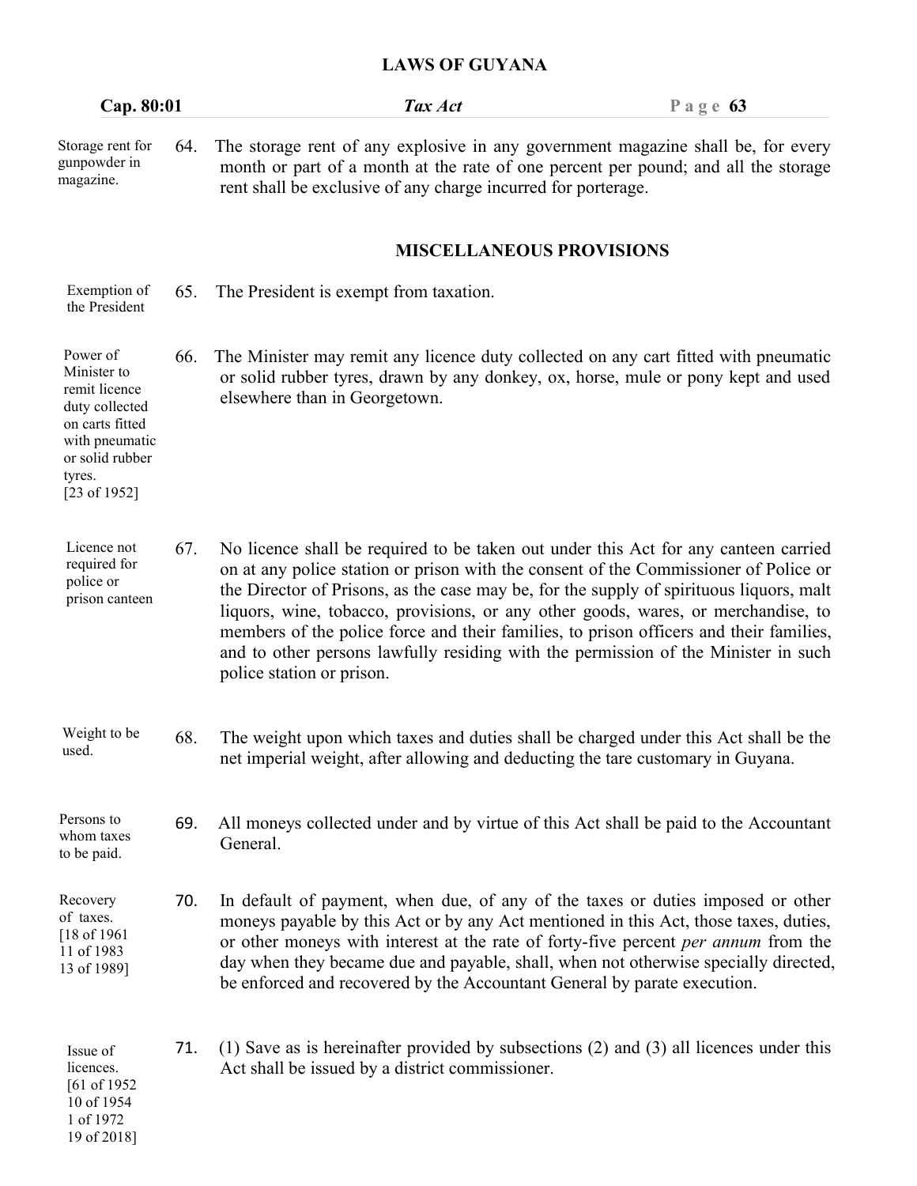Storage rent for gunpowder in magazine.

64. The storage rent of any explosive in any government magazine shall be, for every month or part of a month at the rate of one percent per pound; and all the storage rent shall be exclusive of any charge incurred for porterage.

## MISCELLANEOUS PROVISIONS

Exemption of the President

65. The President is exempt from taxation.

Power of Minister to remit licence duty collected on carts fitted with pneumatic or solid rubber tyres. [23 of 1952]

66. The Minister may remit any licence duty collected on any cart fitted with pneumatic or solid rubber tyres, drawn by any donkey, ox, horse, mule or pony kept and used elsewhere than in Georgetown.

Licence not required for police or prison canteen

67. No licence shall be required to be taken out under this Act for any canteen carried on at any police station or prison with the consent of the Commissioner of Police or the Director of Prisons, as the case may be, for the supply of spirituous liquors, malt liquors, wine, tobacco, provisions, or any other goods, wares, or merchandise, to members of the police force and their families, to prison officers and their families, and to other persons lawfully residing with the permission of the Minister in such police station or prison.

Weight to be used.

68. The weight upon which taxes and duties shall be charged under this Act shall be the net imperial weight, after allowing and deducting the tare customary in Guyana.

Persons to whom taxes to be paid.

69. All moneys collected under and by virtue of this Act shall be paid to the Accountant General.

Recovery of taxes. [18 of 1961 11 of 1983 13 of 1989]

70. In default of payment, when due, of any of the taxes or duties imposed or other moneys payable by this Act or by any Act mentioned in this Act, those taxes, duties, or other moneys with interest at the rate of forty-five percent *per annum* from the day when they became due and payable, shall, when not otherwise specially directed, be enforced and recovered by the Accountant General by parate execution.

Issue of licences. [61 of 1952 10 of 1954 1 of 1972 19 of 2018]

71. (1) Save as is hereinafter provided by subsections (2) and (3) all licences under this Act shall be issued by a district commissioner.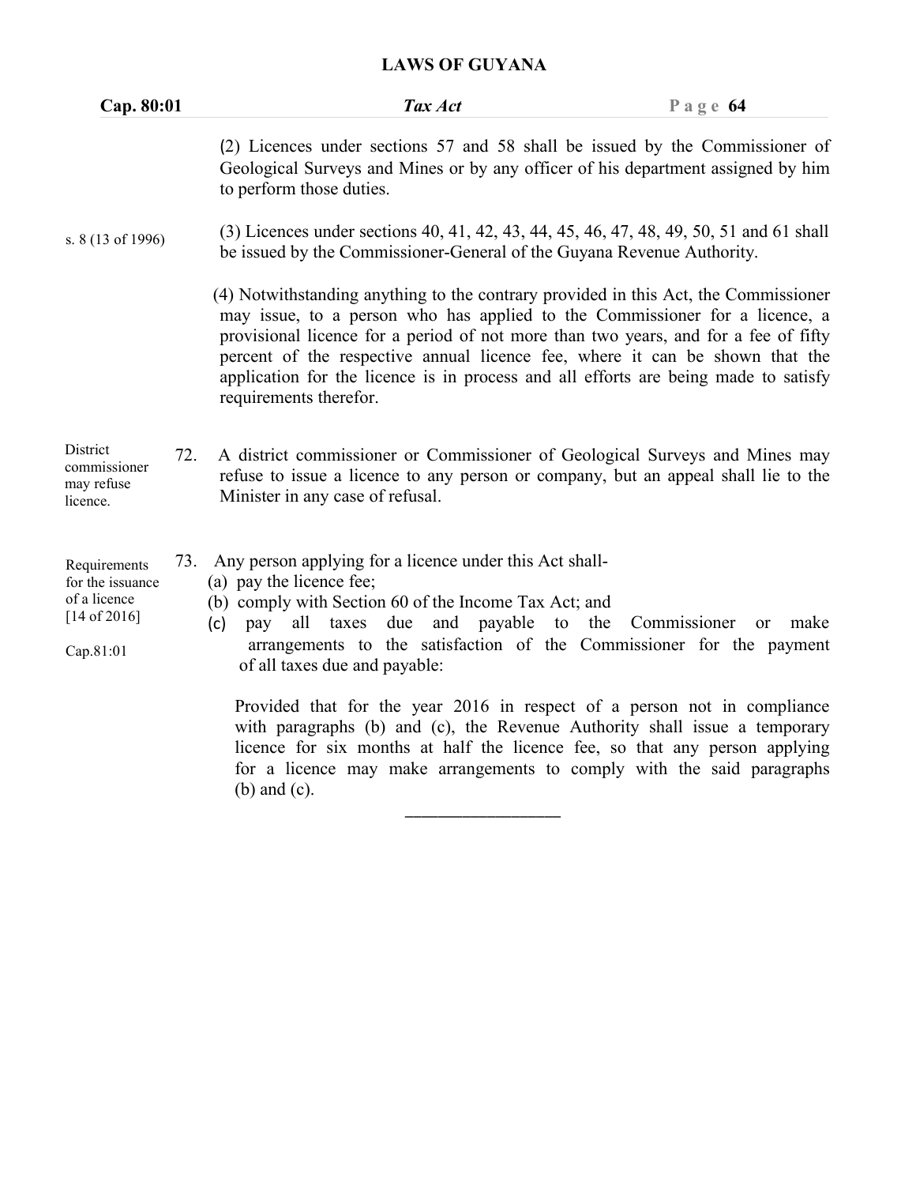(2) Licences under sections 57 and 58 shall be issued by the Commissioner of Geological Surveys and Mines or by any officer of his department assigned by him to perform those duties.

s. 8 (13 of 1996)

(3) Licences under sections 40, 41, 42, 43, 44, 45, 46, 47, 48, 49, 50, 51 and 61 shall be issued by the Commissioner-General of the Guyana Revenue Authority.

(4) Notwithstanding anything to the contrary provided in this Act, the Commissioner may issue, to a person who has applied to the Commissioner for a licence, a provisional licence for a period of not more than two years, and for a fee of fifty percent of the respective annual licence fee, where it can be shown that the application for the licence is in process and all efforts are being made to satisfy requirements therefor.

District commissioner may refuse licence.

72. A district commissioner or Commissioner of Geological Surveys and Mines may refuse to issue a licence to any person or company, but an appeal shall lie to the Minister in any case of refusal.

Requirements for the issuance of a licence [14 of 2016]

Cap.81:01

73. Any person applying for a licence under this Act shall-

(a) pay the licence fee;

(b) comply with Section 60 of the Income Tax Act; and

(c) pay all taxes due and payable to the Commissioner or make arrangements to the satisfaction of the Commissioner for the payment of all taxes due and payable:

Provided that for the year 2016 in respect of a person not in compliance with paragraphs (b) and (c), the Revenue Authority shall issue a temporary licence for six months at half the licence fee, so that any person applying for a licence may make arrangements to comply with the said paragraphs (b) and (c).

\_\_\_\_\_\_\_\_\_\_\_\_\_\_\_\_\_\_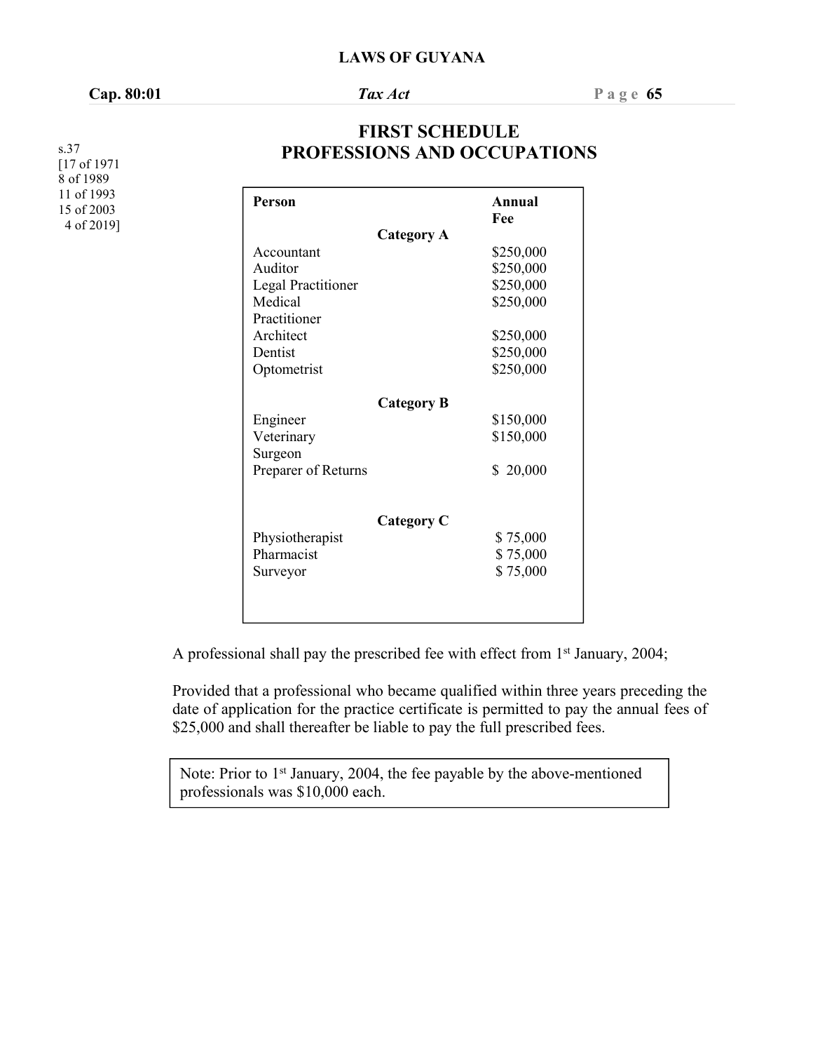# FIRST SCHEDULE
## PROFESSIONS AND OCCUPATIONS

s.37
[17 of 1971
8 of 1989
11 of 1993
15 of 2003
4 of 2019]

| Person | Annual Fee |
|---|---|
| **Category A** | |
| Accountant | $250,000 |
| Auditor | $250,000 |
| Legal Practitioner | $250,000 |
| Medical Practitioner | $250,000 |
| Architect | $250,000 |
| Dentist | $250,000 |
| Optometrist | $250,000 |
| **Category B** | |
| Engineer | $150,000 |
| Veterinary Surgeon | $150,000 |
| Preparer of Returns | $ 20,000 |
| **Category C** | |
| Physiotherapist | $ 75,000 |
| Pharmacist | $ 75,000 |
| Surveyor | $ 75,000 |

A professional shall pay the prescribed fee with effect from 1st January, 2004;

Provided that a professional who became qualified within three years preceding the date of application for the practice certificate is permitted to pay the annual fees of $25,000 and shall thereafter be liable to pay the full prescribed fees.

Note: Prior to 1st January, 2004, the fee payable by the above-mentioned professionals was $10,000 each.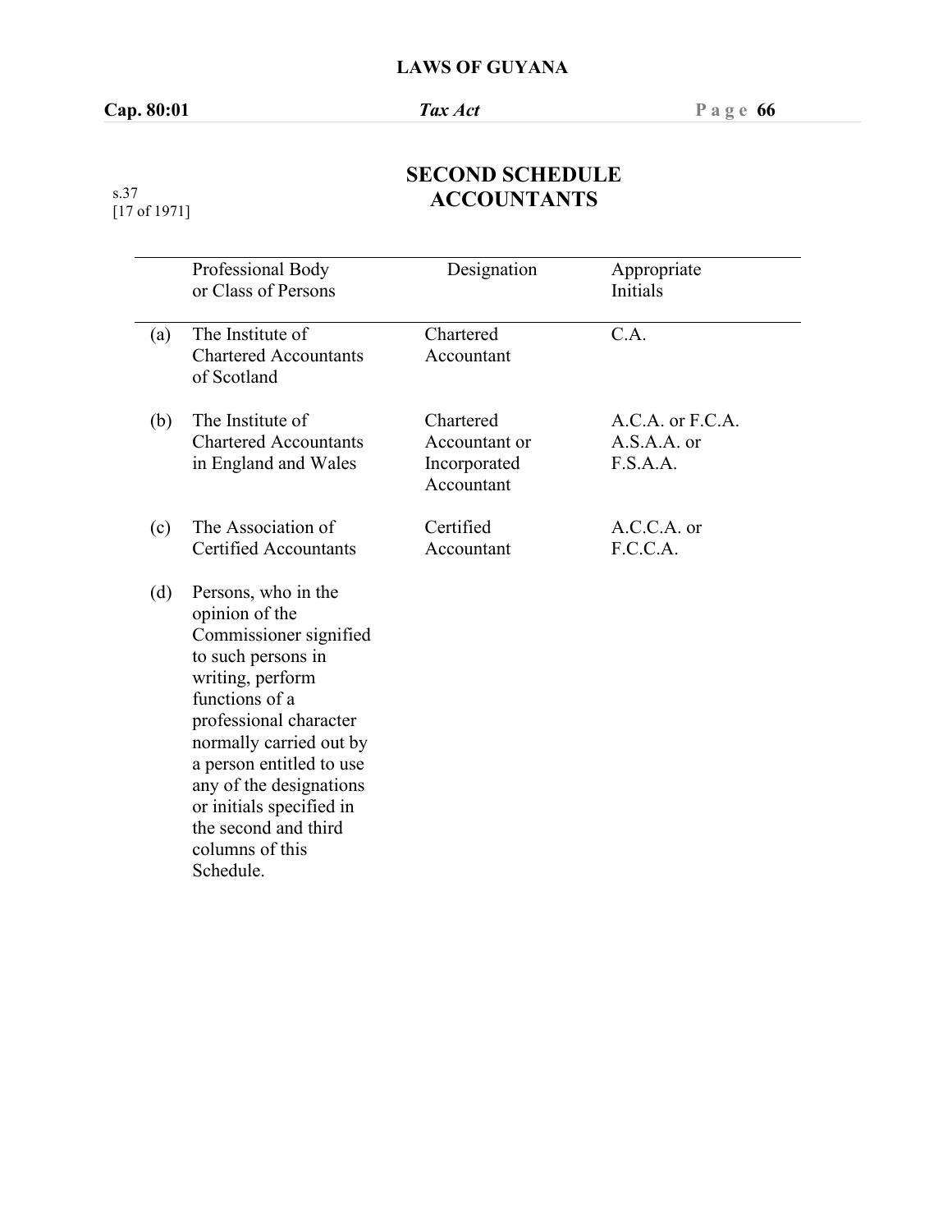s.37
[17 of 1971]

# SECOND SCHEDULE
# ACCOUNTANTS

| | Professional Body or Class of Persons | Designation | Appropriate Initials |
|---|---|---|---|
| (a) | The Institute of Chartered Accountants of Scotland | Chartered Accountant | C.A. |
| (b) | The Institute of Chartered Accountants in England and Wales | Chartered Accountant or Incorporated Accountant | A.C.A. or F.C.A. A.S.A.A. or F.S.A.A. |
| (c) | The Association of Certified Accountants | Certified Accountant | A.C.C.A. or F.C.C.A. |
| (d) | Persons, who in the opinion of the Commissioner signified to such persons in writing, perform functions of a professional character normally carried out by a person entitled to use any of the designations or initials specified in the second and third columns of this Schedule. | | |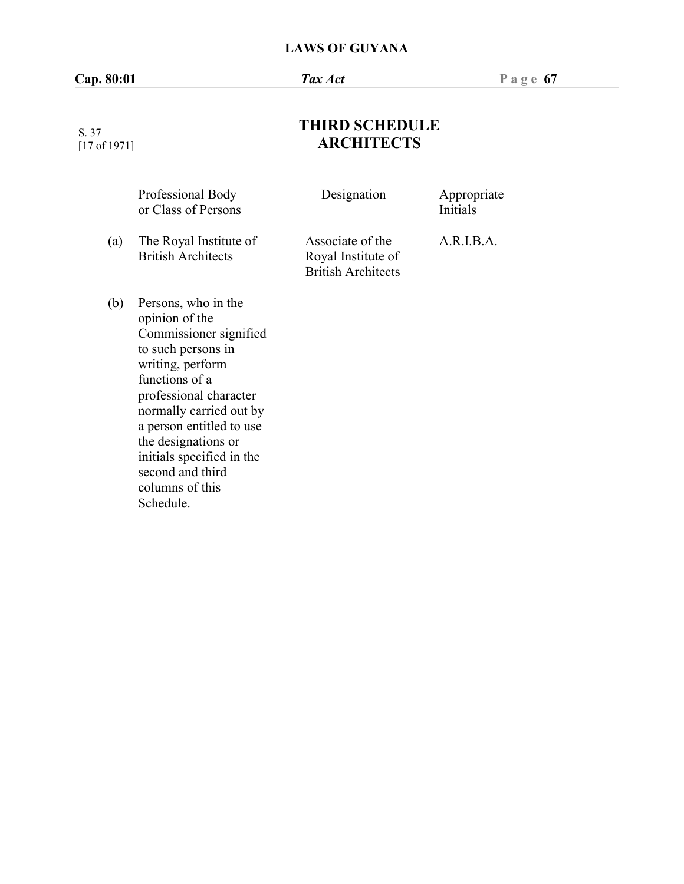S. 37
[17 of 1971]

# THIRD SCHEDULE
## ARCHITECTS

| | Professional Body or Class of Persons | Designation | Appropriate Initials |
|---|---|---|---|
| (a) | The Royal Institute of British Architects | Associate of the Royal Institute of British Architects | A.R.I.B.A. |
| (b) | Persons, who in the opinion of the Commissioner signified to such persons in writing, perform functions of a professional character normally carried out by a person entitled to use the designations or initials specified in the second and third columns of this Schedule. | | |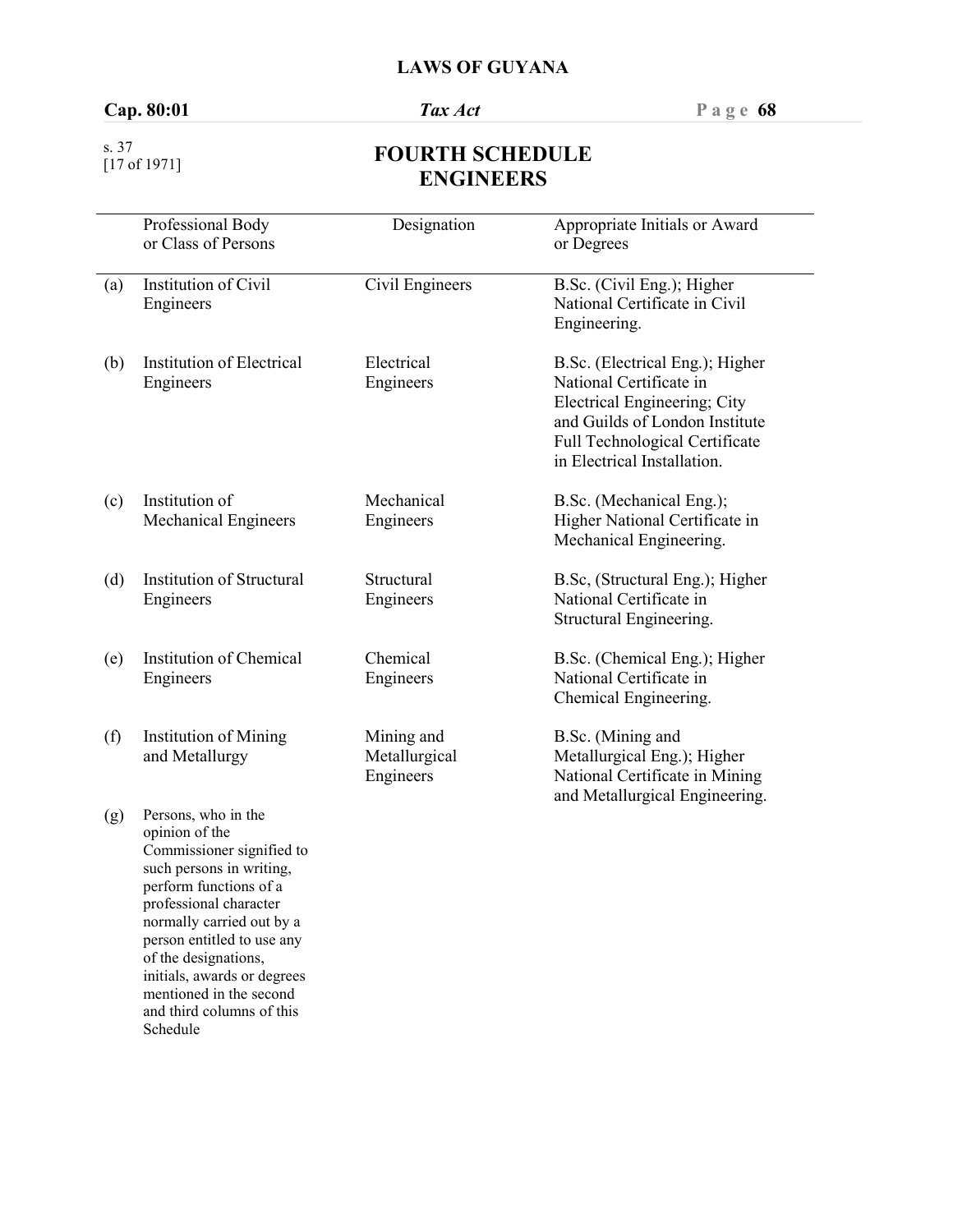s. 37
[17 of 1971]

# FOURTH SCHEDULE
## ENGINEERS

| | Professional Body or Class of Persons | Designation | Appropriate Initials or Award or Degrees |
|---|---|---|---|
| (a) | Institution of Civil Engineers | Civil Engineers | B.Sc. (Civil Eng.); Higher National Certificate in Civil Engineering. |
| (b) | Institution of Electrical Engineers | Electrical Engineers | B.Sc. (Electrical Eng.); Higher National Certificate in Electrical Engineering; City and Guilds of London Institute Full Technological Certificate in Electrical Installation. |
| (c) | Institution of Mechanical Engineers | Mechanical Engineers | B.Sc. (Mechanical Eng.); Higher National Certificate in Mechanical Engineering. |
| (d) | Institution of Structural Engineers | Structural Engineers | B.Sc, (Structural Eng.); Higher National Certificate in Structural Engineering. |
| (e) | Institution of Chemical Engineers | Chemical Engineers | B.Sc. (Chemical Eng.); Higher National Certificate in Chemical Engineering. |
| (f) | Institution of Mining and Metallurgy | Mining and Metallurgical Engineers | B.Sc. (Mining and Metallurgical Eng.); Higher National Certificate in Mining and Metallurgical Engineering. |
| (g) | Persons, who in the opinion of the Commissioner signified to such persons in writing, perform functions of a professional character normally carried out by a person entitled to use any of the designations, initials, awards or degrees mentioned in the second and third columns of this Schedule | | |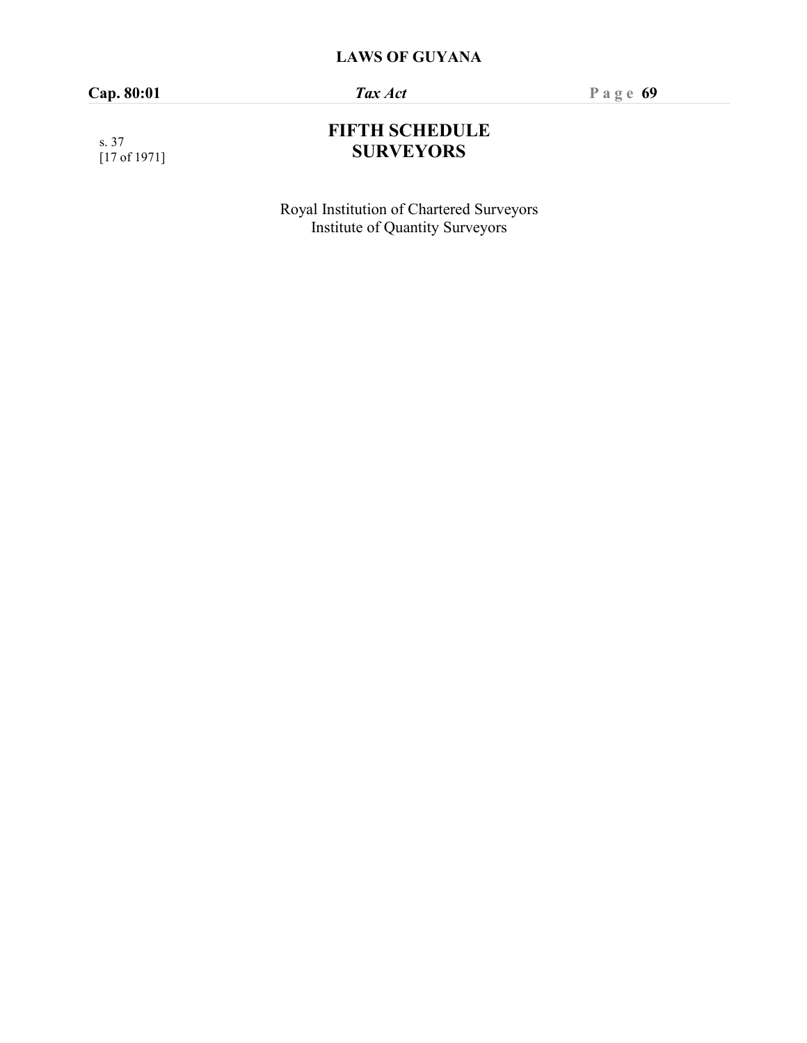s. 37
[17 of 1971]

# FIFTH SCHEDULE
# SURVEYORS

Royal Institution of Chartered Surveyors
Institute of Quantity Surveyors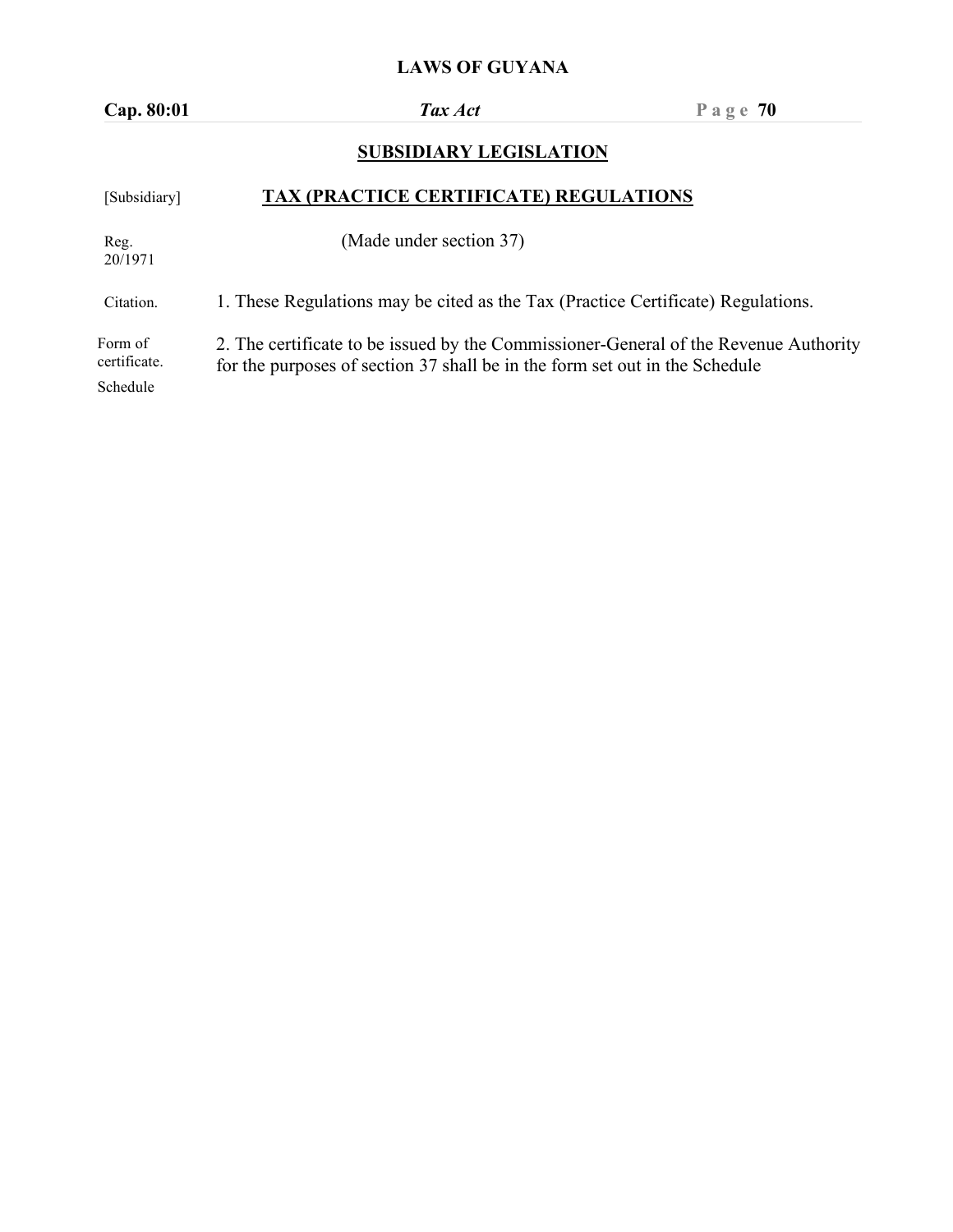## SUBSIDIARY LEGISLATION

[Subsidiary]

### TAX (PRACTICE CERTIFICATE) REGULATIONS

Reg. 20/1971

(Made under section 37)

Citation.

1. These Regulations may be cited as the Tax (Practice Certificate) Regulations.

Form of certificate. Schedule

2. The certificate to be issued by the Commissioner-General of the Revenue Authority for the purposes of section 37 shall be in the form set out in the Schedule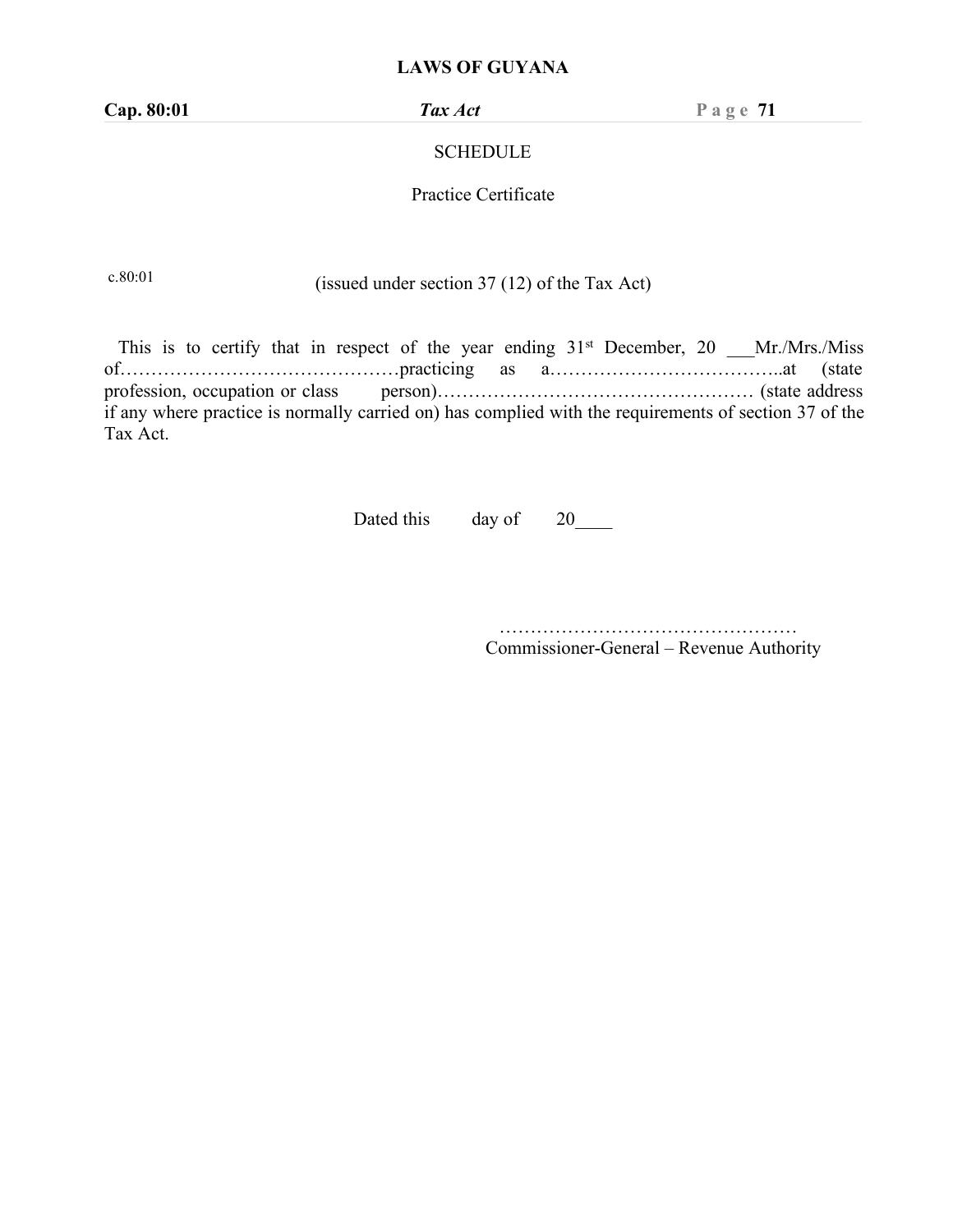## SCHEDULE

Practice Certificate

c.80:01

(issued under section 37 (12) of the Tax Act)

This is to certify that in respect of the year ending 31st December, 20 ___Mr./Mrs./Miss of……………………………………practicing as a………………………………..at (state profession, occupation or class person)…………………………………………… (state address if any where practice is normally carried on) has complied with the requirements of section 37 of the Tax Act.

Dated this day of 20____

…………………………………………

Commissioner-General – Revenue Authority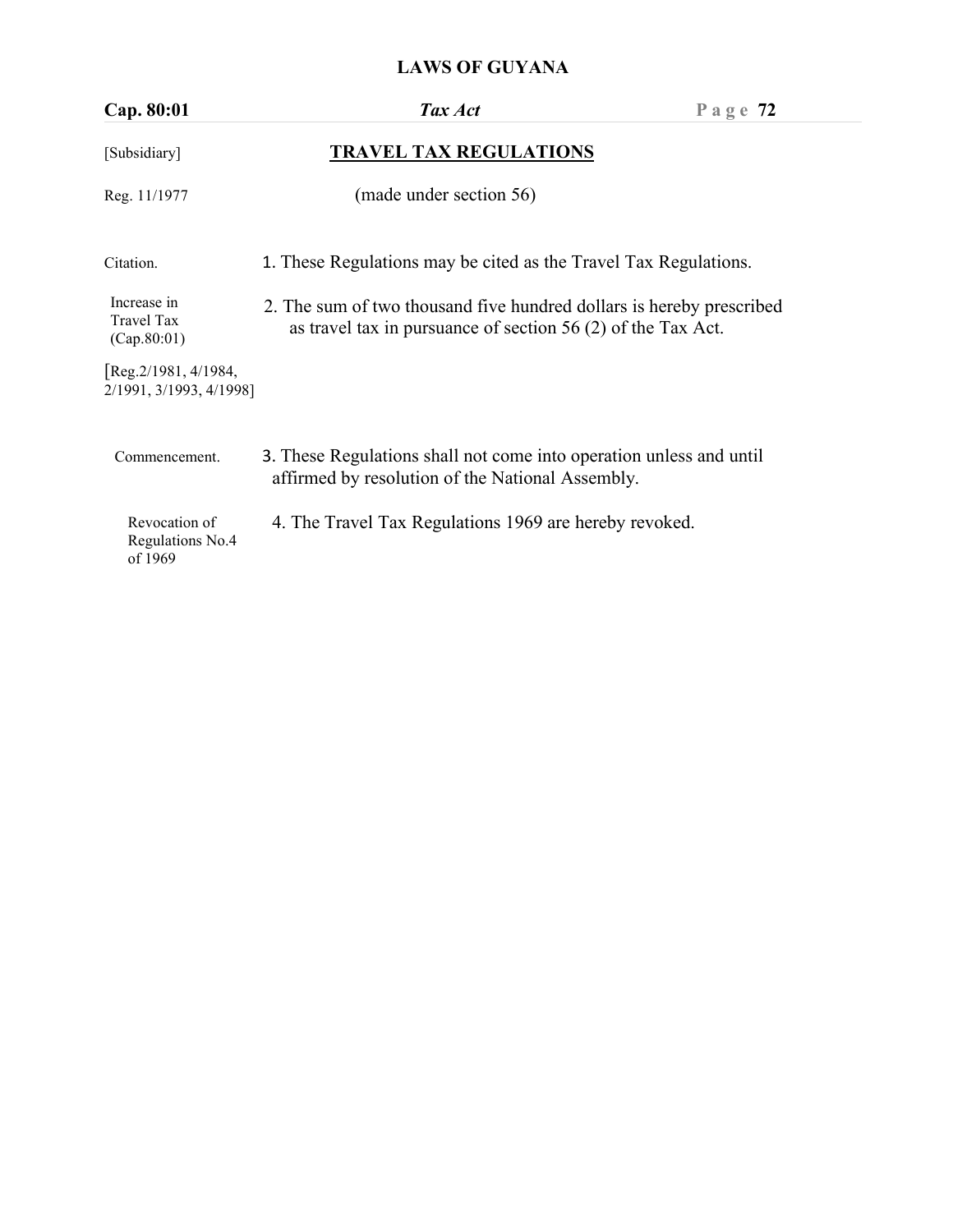[Subsidiary]

## TRAVEL TAX REGULATIONS

Reg. 11/1977

(made under section 56)

Citation.

1. These Regulations may be cited as the Travel Tax Regulations.

Increase in Travel Tax (Cap.80:01)

[Reg.2/1981, 4/1984, 2/1991, 3/1993, 4/1998]

2. The sum of two thousand five hundred dollars is hereby prescribed as travel tax in pursuance of section 56 (2) of the Tax Act.

Commencement.

3. These Regulations shall not come into operation unless and until affirmed by resolution of the National Assembly.

Revocation of Regulations No.4 of 1969

4. The Travel Tax Regulations 1969 are hereby revoked.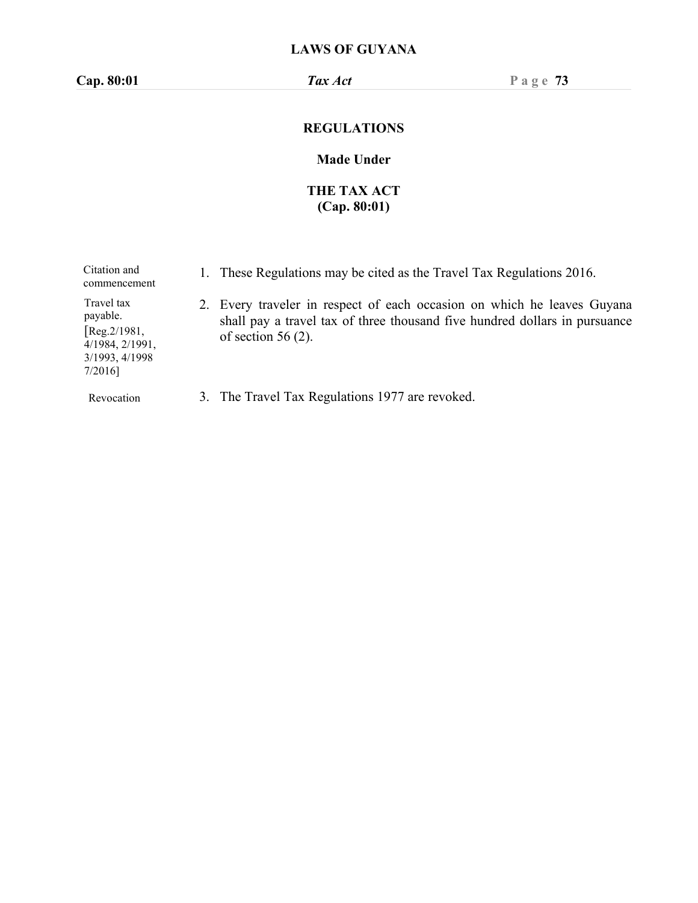# REGULATIONS

## Made Under

## THE TAX ACT
## (Cap. 80:01)

| | |
|---|---|
| Citation and commencement | 1. These Regulations may be cited as the Travel Tax Regulations 2016. |
| Travel tax payable. [Reg.2/1981, 4/1984, 2/1991, 3/1993, 4/1998 7/2016] | 2. Every traveler in respect of each occasion on which he leaves Guyana shall pay a travel tax of three thousand five hundred dollars in pursuance of section 56 (2). |
| Revocation | 3. The Travel Tax Regulations 1977 are revoked. |